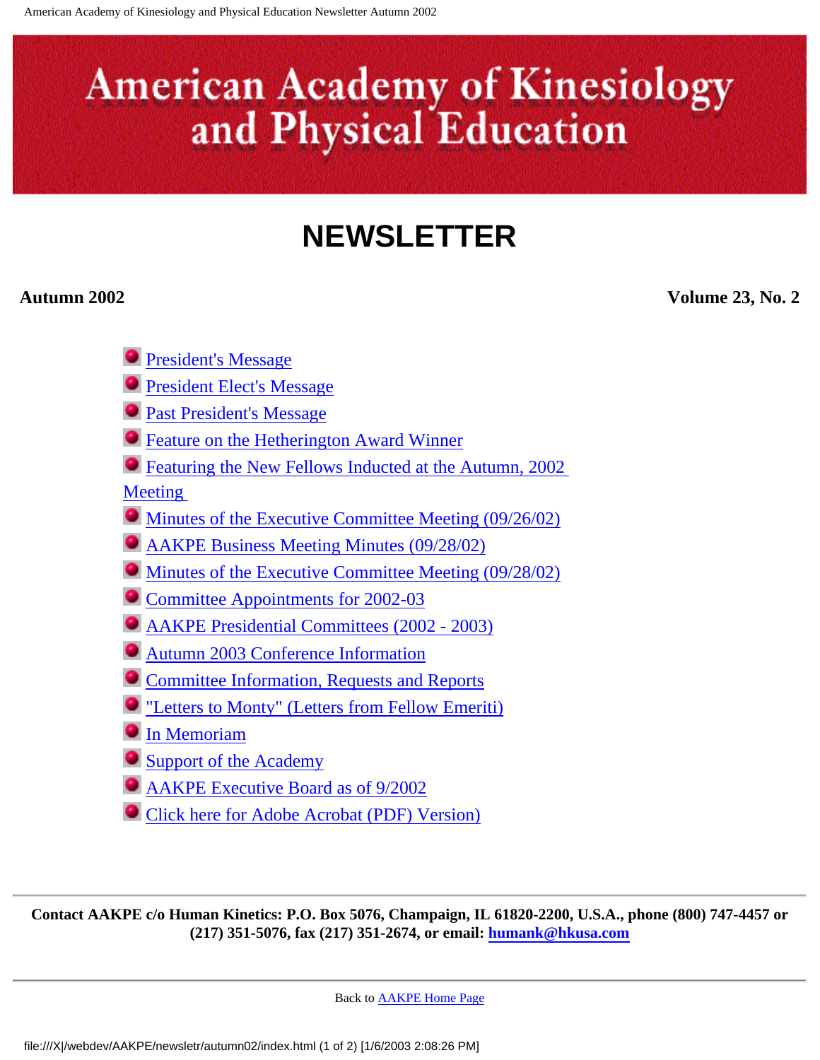# American Academy of Kinesiology and Physical Education

## NEWSLETTER

**Autumn 2002** **Volume 23, No. 2**

- President's Message
- President Elect's Message
- Past President's Message
- Feature on the Hetherington Award Winner
- Featuring the New Fellows Inducted at the Autumn, 2002 Meeting
- Minutes of the Executive Committee Meeting (09/26/02)
- AAKPE Business Meeting Minutes (09/28/02)
- Minutes of the Executive Committee Meeting (09/28/02)
- Committee Appointments for 2002-03
- AAKPE Presidential Committees (2002 - 2003)
- Autumn 2003 Conference Information
- Committee Information, Requests and Reports
- "Letters to Monty" (Letters from Fellow Emeriti)
- In Memoriam
- Support of the Academy
- AAKPE Executive Board as of 9/2002
- Click here for Adobe Acrobat (PDF) Version)

---

**Contact AAKPE c/o Human Kinetics: P.O. Box 5076, Champaign, IL 61820-2200, U.S.A., phone (800) 747-4457 or (217) 351-5076, fax (217) 351-2674, or email: humank@hkusa.com**

---

Back to AAKPE Home Page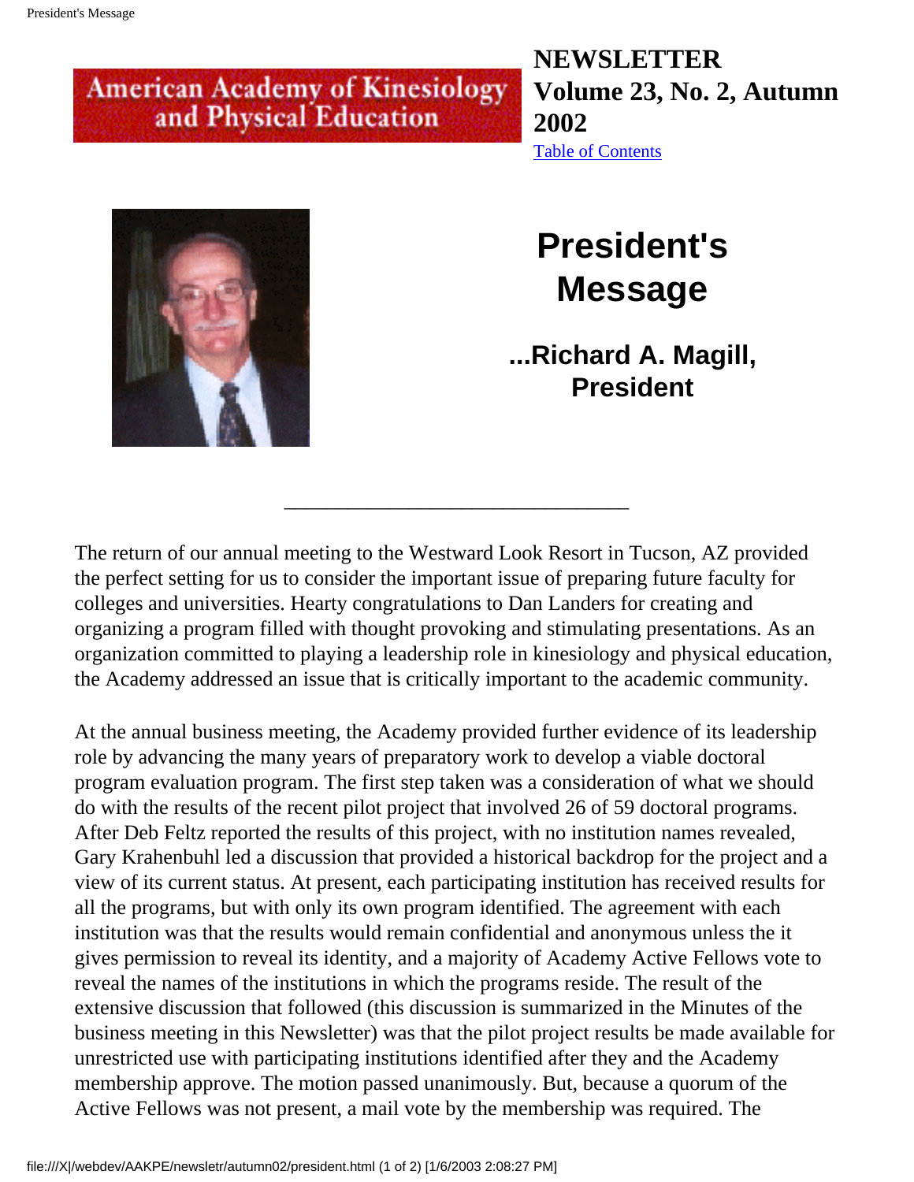American Academy of Kinesiology and Physical Education

**NEWSLETTER Volume 23, No. 2, Autumn 2002**

[Table of Contents]

# President's Message

## ...Richard A. Magill, President

---

The return of our annual meeting to the Westward Look Resort in Tucson, AZ provided the perfect setting for us to consider the important issue of preparing future faculty for colleges and universities. Hearty congratulations to Dan Landers for creating and organizing a program filled with thought provoking and stimulating presentations. As an organization committed to playing a leadership role in kinesiology and physical education, the Academy addressed an issue that is critically important to the academic community.

At the annual business meeting, the Academy provided further evidence of its leadership role by advancing the many years of preparatory work to develop a viable doctoral program evaluation program. The first step taken was a consideration of what we should do with the results of the recent pilot project that involved 26 of 59 doctoral programs. After Deb Feltz reported the results of this project, with no institution names revealed, Gary Krahenbuhl led a discussion that provided a historical backdrop for the project and a view of its current status. At present, each participating institution has received results for all the programs, but with only its own program identified. The agreement with each institution was that the results would remain confidential and anonymous unless the it gives permission to reveal its identity, and a majority of Academy Active Fellows vote to reveal the names of the institutions in which the programs reside. The result of the extensive discussion that followed (this discussion is summarized in the Minutes of the business meeting in this Newsletter) was that the pilot project results be made available for unrestricted use with participating institutions identified after they and the Academy membership approve. The motion passed unanimously. But, because a quorum of the Active Fellows was not present, a mail vote by the membership was required. The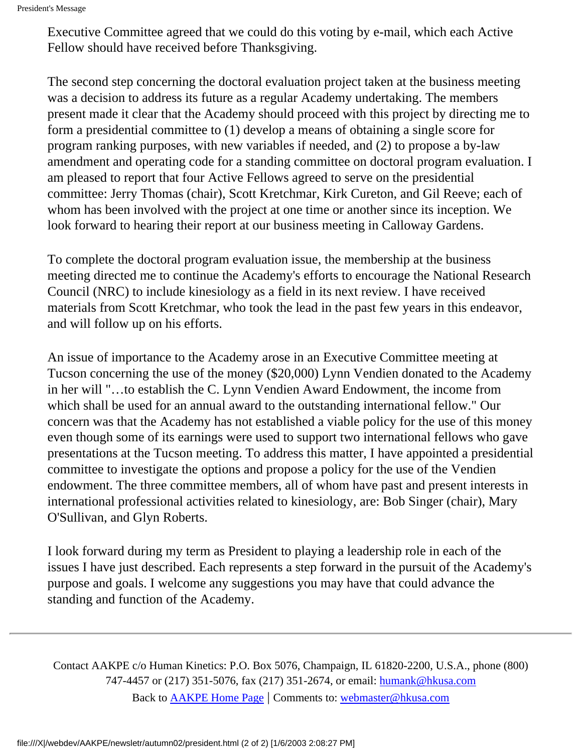Executive Committee agreed that we could do this voting by e-mail, which each Active Fellow should have received before Thanksgiving.

The second step concerning the doctoral evaluation project taken at the business meeting was a decision to address its future as a regular Academy undertaking. The members present made it clear that the Academy should proceed with this project by directing me to form a presidential committee to (1) develop a means of obtaining a single score for program ranking purposes, with new variables if needed, and (2) to propose a by-law amendment and operating code for a standing committee on doctoral program evaluation. I am pleased to report that four Active Fellows agreed to serve on the presidential committee: Jerry Thomas (chair), Scott Kretchmar, Kirk Cureton, and Gil Reeve; each of whom has been involved with the project at one time or another since its inception. We look forward to hearing their report at our business meeting in Calloway Gardens.

To complete the doctoral program evaluation issue, the membership at the business meeting directed me to continue the Academy's efforts to encourage the National Research Council (NRC) to include kinesiology as a field in its next review. I have received materials from Scott Kretchmar, who took the lead in the past few years in this endeavor, and will follow up on his efforts.

An issue of importance to the Academy arose in an Executive Committee meeting at Tucson concerning the use of the money ($20,000) Lynn Vendien donated to the Academy in her will "…to establish the C. Lynn Vendien Award Endowment, the income from which shall be used for an annual award to the outstanding international fellow." Our concern was that the Academy has not established a viable policy for the use of this money even though some of its earnings were used to support two international fellows who gave presentations at the Tucson meeting. To address this matter, I have appointed a presidential committee to investigate the options and propose a policy for the use of the Vendien endowment. The three committee members, all of whom have past and present interests in international professional activities related to kinesiology, are: Bob Singer (chair), Mary O'Sullivan, and Glyn Roberts.

I look forward during my term as President to playing a leadership role in each of the issues I have just described. Each represents a step forward in the pursuit of the Academy's purpose and goals. I welcome any suggestions you may have that could advance the standing and function of the Academy.

---

Contact AAKPE c/o Human Kinetics: P.O. Box 5076, Champaign, IL 61820-2200, U.S.A., phone (800) 747-4457 or (217) 351-5076, fax (217) 351-2674, or email: humank@hkusa.com

Back to AAKPE Home Page | Comments to: webmaster@hkusa.com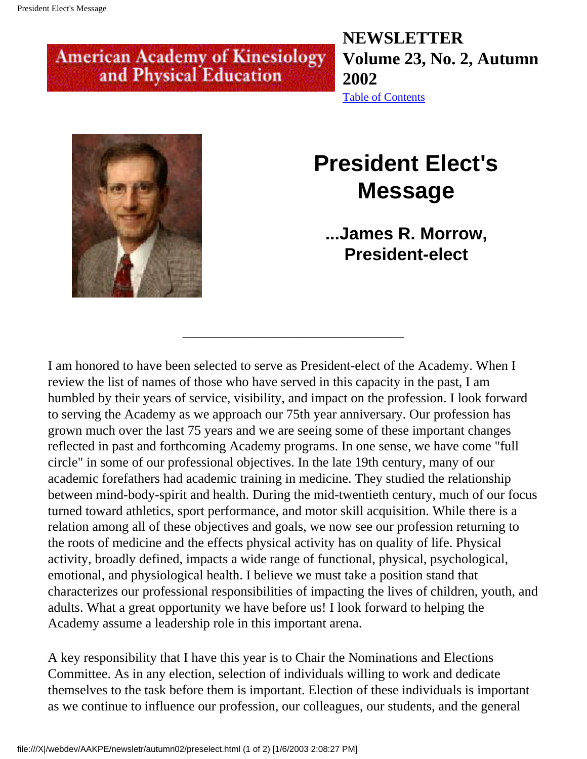American Academy of Kinesiology and Physical Education

**NEWSLETTER Volume 23, No. 2, Autumn 2002**

Table of Contents

# President Elect's Message

### ...James R. Morrow, President-elect

---

I am honored to have been selected to serve as President-elect of the Academy. When I review the list of names of those who have served in this capacity in the past, I am humbled by their years of service, visibility, and impact on the profession. I look forward to serving the Academy as we approach our 75th year anniversary. Our profession has grown much over the last 75 years and we are seeing some of these important changes reflected in past and forthcoming Academy programs. In one sense, we have come "full circle" in some of our professional objectives. In the late 19th century, many of our academic forefathers had academic training in medicine. They studied the relationship between mind-body-spirit and health. During the mid-twentieth century, much of our focus turned toward athletics, sport performance, and motor skill acquisition. While there is a relation among all of these objectives and goals, we now see our profession returning to the roots of medicine and the effects physical activity has on quality of life. Physical activity, broadly defined, impacts a wide range of functional, physical, psychological, emotional, and physiological health. I believe we must take a position stand that characterizes our professional responsibilities of impacting the lives of children, youth, and adults. What a great opportunity we have before us! I look forward to helping the Academy assume a leadership role in this important arena.

A key responsibility that I have this year is to Chair the Nominations and Elections Committee. As in any election, selection of individuals willing to work and dedicate themselves to the task before them is important. Election of these individuals is important as we continue to influence our profession, our colleagues, our students, and the general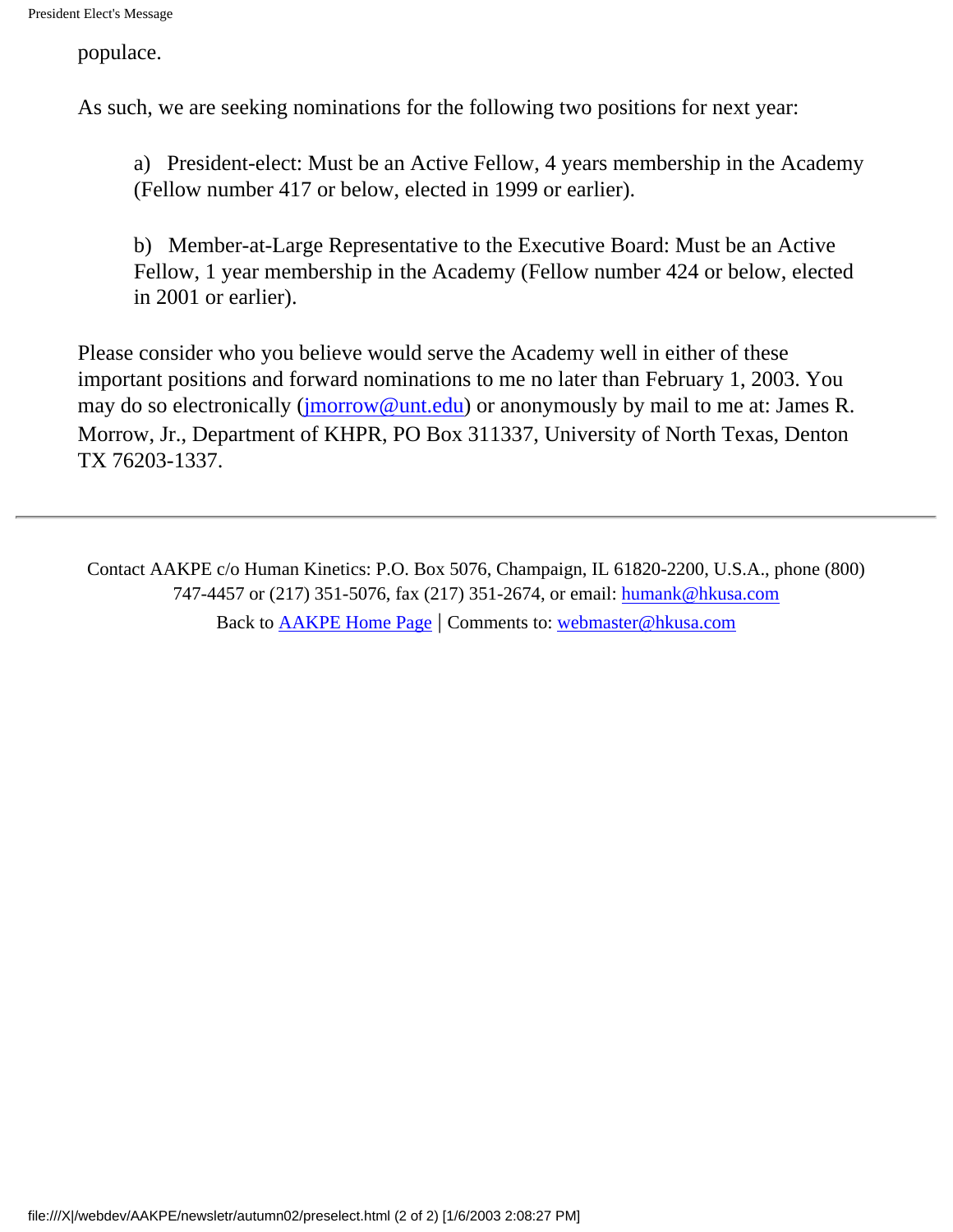populace.

As such, we are seeking nominations for the following two positions for next year:

> a) President-elect: Must be an Active Fellow, 4 years membership in the Academy (Fellow number 417 or below, elected in 1999 or earlier).
>
> b) Member-at-Large Representative to the Executive Board: Must be an Active Fellow, 1 year membership in the Academy (Fellow number 424 or below, elected in 2001 or earlier).

Please consider who you believe would serve the Academy well in either of these important positions and forward nominations to me no later than February 1, 2003. You may do so electronically (jmorrow@unt.edu) or anonymously by mail to me at: James R. Morrow, Jr., Department of KHPR, PO Box 311337, University of North Texas, Denton TX 76203-1337.

---

Contact AAKPE c/o Human Kinetics: P.O. Box 5076, Champaign, IL 61820-2200, U.S.A., phone (800) 747-4457 or (217) 351-5076, fax (217) 351-2674, or email: humank@hkusa.com

Back to AAKPE Home Page | Comments to: webmaster@hkusa.com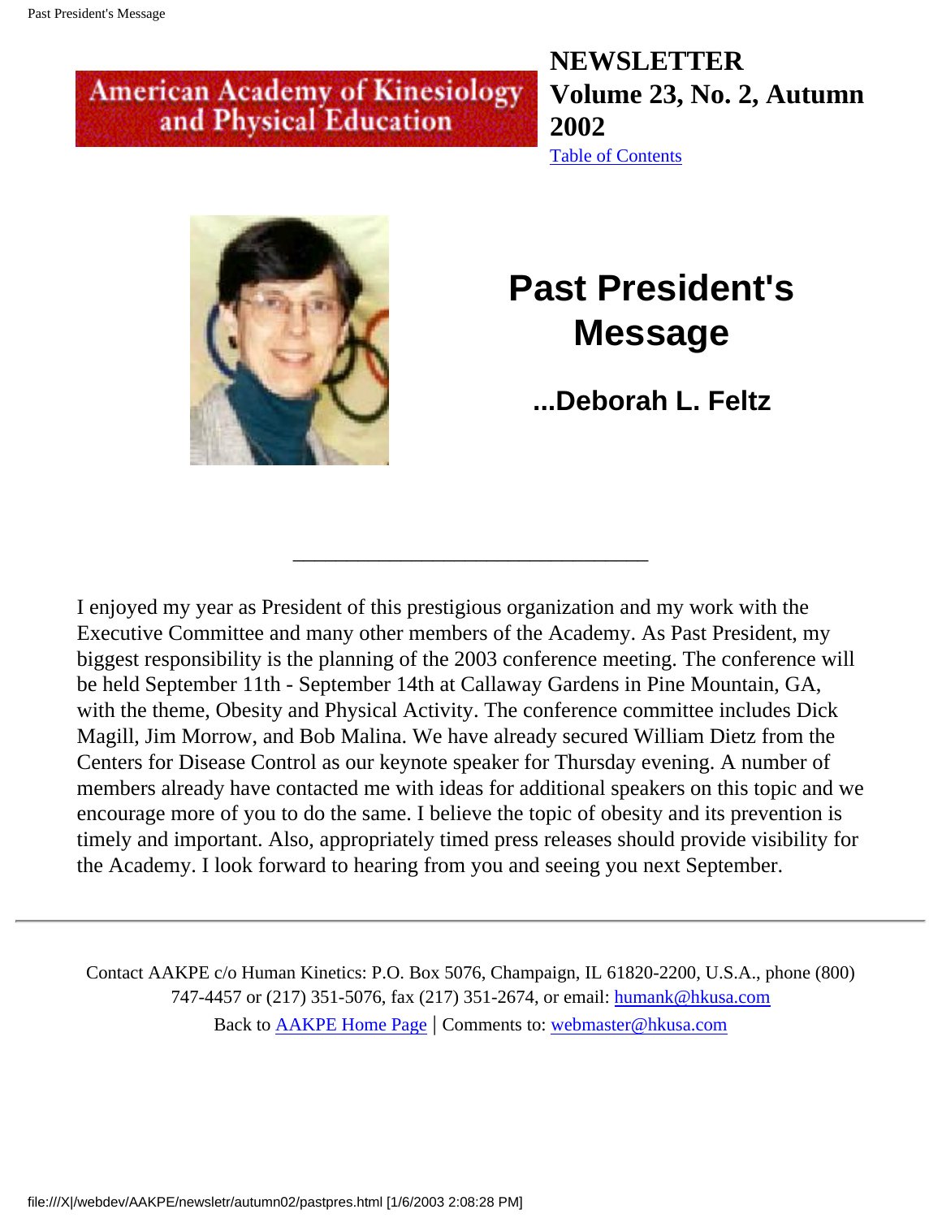American Academy of Kinesiology and Physical Education

**NEWSLETTER Volume 23, No. 2, Autumn 2002**

[Table of Contents]

# Past President's Message

### ...Deborah L. Feltz

---

I enjoyed my year as President of this prestigious organization and my work with the Executive Committee and many other members of the Academy. As Past President, my biggest responsibility is the planning of the 2003 conference meeting. The conference will be held September 11th - September 14th at Callaway Gardens in Pine Mountain, GA, with the theme, Obesity and Physical Activity. The conference committee includes Dick Magill, Jim Morrow, and Bob Malina. We have already secured William Dietz from the Centers for Disease Control as our keynote speaker for Thursday evening. A number of members already have contacted me with ideas for additional speakers on this topic and we encourage more of you to do the same. I believe the topic of obesity and its prevention is timely and important. Also, appropriately timed press releases should provide visibility for the Academy. I look forward to hearing from you and seeing you next September.

---

Contact AAKPE c/o Human Kinetics: P.O. Box 5076, Champaign, IL 61820-2200, U.S.A., phone (800) 747-4457 or (217) 351-5076, fax (217) 351-2674, or email: humank@hkusa.com

Back to AAKPE Home Page | Comments to: webmaster@hkusa.com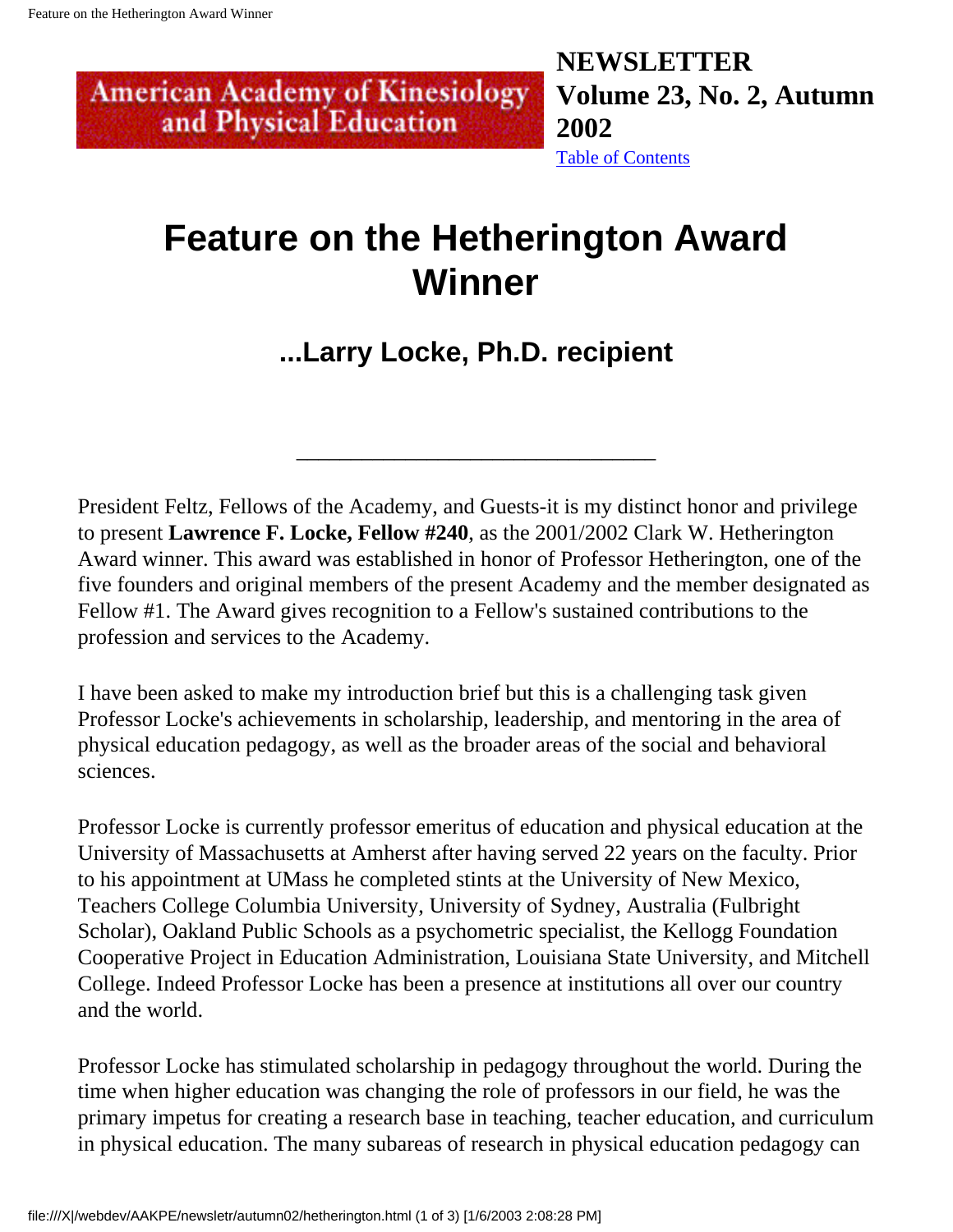American Academy of Kinesiology and Physical Education

**NEWSLETTER Volume 23, No. 2, Autumn 2002**

Table of Contents

# Feature on the Hetherington Award Winner

## ...Larry Locke, Ph.D. recipient

---

President Feltz, Fellows of the Academy, and Guests-it is my distinct honor and privilege to present **Lawrence F. Locke, Fellow #240**, as the 2001/2002 Clark W. Hetherington Award winner. This award was established in honor of Professor Hetherington, one of the five founders and original members of the present Academy and the member designated as Fellow #1. The Award gives recognition to a Fellow's sustained contributions to the profession and services to the Academy.

I have been asked to make my introduction brief but this is a challenging task given Professor Locke's achievements in scholarship, leadership, and mentoring in the area of physical education pedagogy, as well as the broader areas of the social and behavioral sciences.

Professor Locke is currently professor emeritus of education and physical education at the University of Massachusetts at Amherst after having served 22 years on the faculty. Prior to his appointment at UMass he completed stints at the University of New Mexico, Teachers College Columbia University, University of Sydney, Australia (Fulbright Scholar), Oakland Public Schools as a psychometric specialist, the Kellogg Foundation Cooperative Project in Education Administration, Louisiana State University, and Mitchell College. Indeed Professor Locke has been a presence at institutions all over our country and the world.

Professor Locke has stimulated scholarship in pedagogy throughout the world. During the time when higher education was changing the role of professors in our field, he was the primary impetus for creating a research base in teaching, teacher education, and curriculum in physical education. The many subareas of research in physical education pedagogy can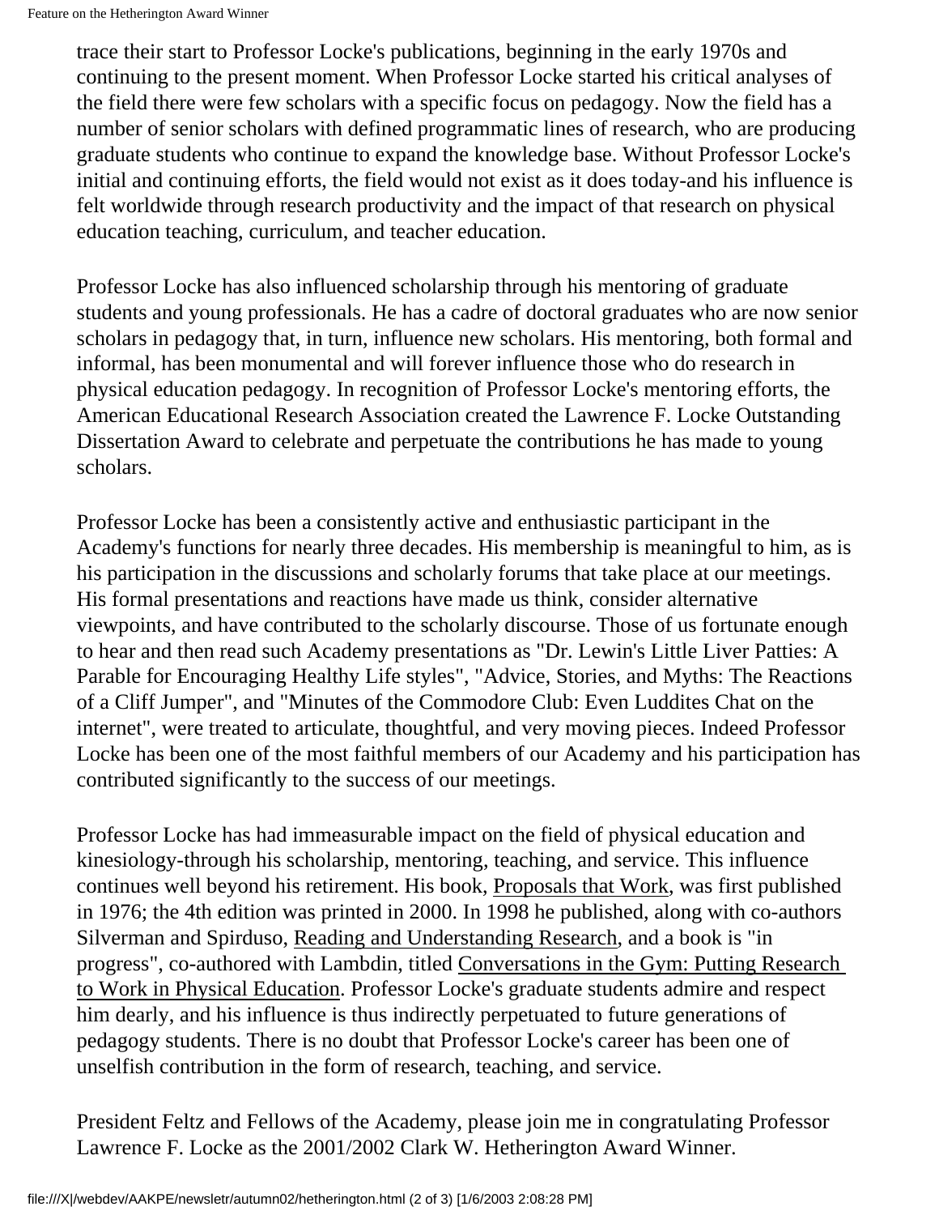trace their start to Professor Locke's publications, beginning in the early 1970s and continuing to the present moment. When Professor Locke started his critical analyses of the field there were few scholars with a specific focus on pedagogy. Now the field has a number of senior scholars with defined programmatic lines of research, who are producing graduate students who continue to expand the knowledge base. Without Professor Locke's initial and continuing efforts, the field would not exist as it does today-and his influence is felt worldwide through research productivity and the impact of that research on physical education teaching, curriculum, and teacher education.

Professor Locke has also influenced scholarship through his mentoring of graduate students and young professionals. He has a cadre of doctoral graduates who are now senior scholars in pedagogy that, in turn, influence new scholars. His mentoring, both formal and informal, has been monumental and will forever influence those who do research in physical education pedagogy. In recognition of Professor Locke's mentoring efforts, the American Educational Research Association created the Lawrence F. Locke Outstanding Dissertation Award to celebrate and perpetuate the contributions he has made to young scholars.

Professor Locke has been a consistently active and enthusiastic participant in the Academy's functions for nearly three decades. His membership is meaningful to him, as is his participation in the discussions and scholarly forums that take place at our meetings. His formal presentations and reactions have made us think, consider alternative viewpoints, and have contributed to the scholarly discourse. Those of us fortunate enough to hear and then read such Academy presentations as "Dr. Lewin's Little Liver Patties: A Parable for Encouraging Healthy Life styles", "Advice, Stories, and Myths: The Reactions of a Cliff Jumper", and "Minutes of the Commodore Club: Even Luddites Chat on the internet", were treated to articulate, thoughtful, and very moving pieces. Indeed Professor Locke has been one of the most faithful members of our Academy and his participation has contributed significantly to the success of our meetings.

Professor Locke has had immeasurable impact on the field of physical education and kinesiology-through his scholarship, mentoring, teaching, and service. This influence continues well beyond his retirement. His book, Proposals that Work, was first published in 1976; the 4th edition was printed in 2000. In 1998 he published, along with co-authors Silverman and Spirduso, Reading and Understanding Research, and a book is "in progress", co-authored with Lambdin, titled Conversations in the Gym: Putting Research to Work in Physical Education. Professor Locke's graduate students admire and respect him dearly, and his influence is thus indirectly perpetuated to future generations of pedagogy students. There is no doubt that Professor Locke's career has been one of unselfish contribution in the form of research, teaching, and service.

President Feltz and Fellows of the Academy, please join me in congratulating Professor Lawrence F. Locke as the 2001/2002 Clark W. Hetherington Award Winner.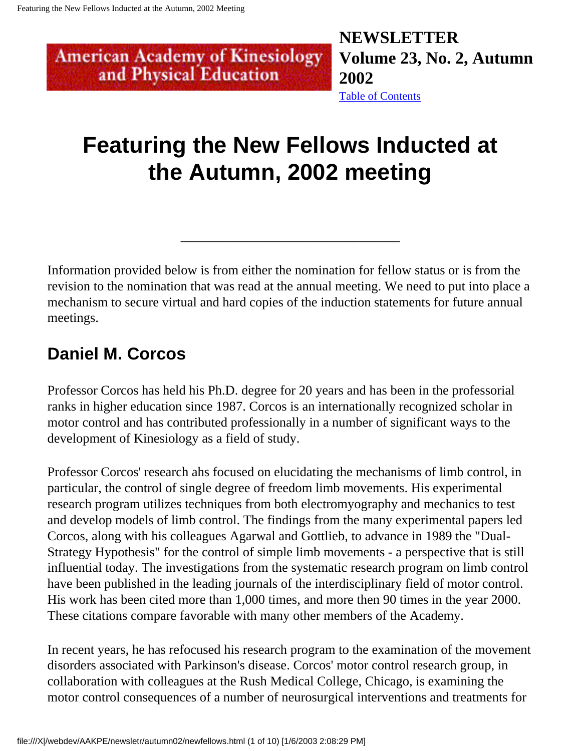American Academy of Kinesiology and Physical Education

**NEWSLETTER**
**Volume 23, No. 2, Autumn 2002**
Table of Contents

# Featuring the New Fellows Inducted at the Autumn, 2002 meeting

---

Information provided below is from either the nomination for fellow status or is from the revision to the nomination that was read at the annual meeting. We need to put into place a mechanism to secure virtual and hard copies of the induction statements for future annual meetings.

## Daniel M. Corcos

Professor Corcos has held his Ph.D. degree for 20 years and has been in the professorial ranks in higher education since 1987. Corcos is an internationally recognized scholar in motor control and has contributed professionally in a number of significant ways to the development of Kinesiology as a field of study.

Professor Corcos' research ahs focused on elucidating the mechanisms of limb control, in particular, the control of single degree of freedom limb movements. His experimental research program utilizes techniques from both electromyography and mechanics to test and develop models of limb control. The findings from the many experimental papers led Corcos, along with his colleagues Agarwal and Gottlieb, to advance in 1989 the "Dual-Strategy Hypothesis" for the control of simple limb movements - a perspective that is still influential today. The investigations from the systematic research program on limb control have been published in the leading journals of the interdisciplinary field of motor control. His work has been cited more than 1,000 times, and more then 90 times in the year 2000. These citations compare favorable with many other members of the Academy.

In recent years, he has refocused his research program to the examination of the movement disorders associated with Parkinson's disease. Corcos' motor control research group, in collaboration with colleagues at the Rush Medical College, Chicago, is examining the motor control consequences of a number of neurosurgical interventions and treatments for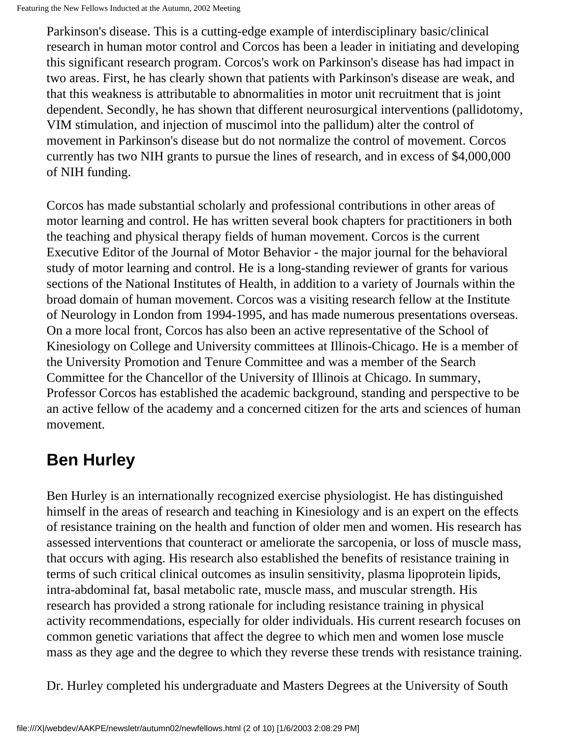Parkinson's disease. This is a cutting-edge example of interdisciplinary basic/clinical research in human motor control and Corcos has been a leader in initiating and developing this significant research program. Corcos's work on Parkinson's disease has had impact in two areas. First, he has clearly shown that patients with Parkinson's disease are weak, and that this weakness is attributable to abnormalities in motor unit recruitment that is joint dependent. Secondly, he has shown that different neurosurgical interventions (pallidotomy, VIM stimulation, and injection of muscimol into the pallidum) alter the control of movement in Parkinson's disease but do not normalize the control of movement. Corcos currently has two NIH grants to pursue the lines of research, and in excess of $4,000,000 of NIH funding.

Corcos has made substantial scholarly and professional contributions in other areas of motor learning and control. He has written several book chapters for practitioners in both the teaching and physical therapy fields of human movement. Corcos is the current Executive Editor of the Journal of Motor Behavior - the major journal for the behavioral study of motor learning and control. He is a long-standing reviewer of grants for various sections of the National Institutes of Health, in addition to a variety of Journals within the broad domain of human movement. Corcos was a visiting research fellow at the Institute of Neurology in London from 1994-1995, and has made numerous presentations overseas. On a more local front, Corcos has also been an active representative of the School of Kinesiology on College and University committees at Illinois-Chicago. He is a member of the University Promotion and Tenure Committee and was a member of the Search Committee for the Chancellor of the University of Illinois at Chicago. In summary, Professor Corcos has established the academic background, standing and perspective to be an active fellow of the academy and a concerned citizen for the arts and sciences of human movement.

## Ben Hurley

Ben Hurley is an internationally recognized exercise physiologist. He has distinguished himself in the areas of research and teaching in Kinesiology and is an expert on the effects of resistance training on the health and function of older men and women. His research has assessed interventions that counteract or ameliorate the sarcopenia, or loss of muscle mass, that occurs with aging. His research also established the benefits of resistance training in terms of such critical clinical outcomes as insulin sensitivity, plasma lipoprotein lipids, intra-abdominal fat, basal metabolic rate, muscle mass, and muscular strength. His research has provided a strong rationale for including resistance training in physical activity recommendations, especially for older individuals. His current research focuses on common genetic variations that affect the degree to which men and women lose muscle mass as they age and the degree to which they reverse these trends with resistance training.

Dr. Hurley completed his undergraduate and Masters Degrees at the University of South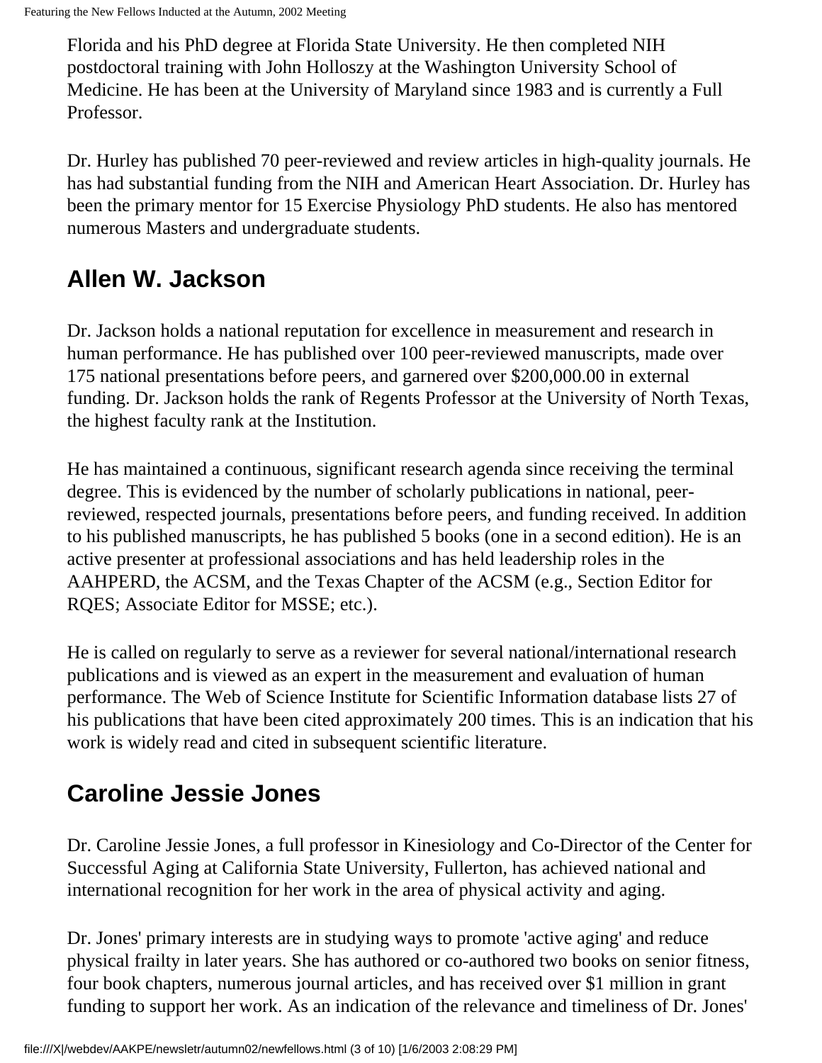Florida and his PhD degree at Florida State University. He then completed NIH postdoctoral training with John Holloszy at the Washington University School of Medicine. He has been at the University of Maryland since 1983 and is currently a Full Professor.

Dr. Hurley has published 70 peer-reviewed and review articles in high-quality journals. He has had substantial funding from the NIH and American Heart Association. Dr. Hurley has been the primary mentor for 15 Exercise Physiology PhD students. He also has mentored numerous Masters and undergraduate students.

## Allen W. Jackson

Dr. Jackson holds a national reputation for excellence in measurement and research in human performance. He has published over 100 peer-reviewed manuscripts, made over 175 national presentations before peers, and garnered over $200,000.00 in external funding. Dr. Jackson holds the rank of Regents Professor at the University of North Texas, the highest faculty rank at the Institution.

He has maintained a continuous, significant research agenda since receiving the terminal degree. This is evidenced by the number of scholarly publications in national, peer-reviewed, respected journals, presentations before peers, and funding received. In addition to his published manuscripts, he has published 5 books (one in a second edition). He is an active presenter at professional associations and has held leadership roles in the AAHPERD, the ACSM, and the Texas Chapter of the ACSM (e.g., Section Editor for RQES; Associate Editor for MSSE; etc.).

He is called on regularly to serve as a reviewer for several national/international research publications and is viewed as an expert in the measurement and evaluation of human performance. The Web of Science Institute for Scientific Information database lists 27 of his publications that have been cited approximately 200 times. This is an indication that his work is widely read and cited in subsequent scientific literature.

## Caroline Jessie Jones

Dr. Caroline Jessie Jones, a full professor in Kinesiology and Co-Director of the Center for Successful Aging at California State University, Fullerton, has achieved national and international recognition for her work in the area of physical activity and aging.

Dr. Jones' primary interests are in studying ways to promote 'active aging' and reduce physical frailty in later years. She has authored or co-authored two books on senior fitness, four book chapters, numerous journal articles, and has received over $1 million in grant funding to support her work. As an indication of the relevance and timeliness of Dr. Jones'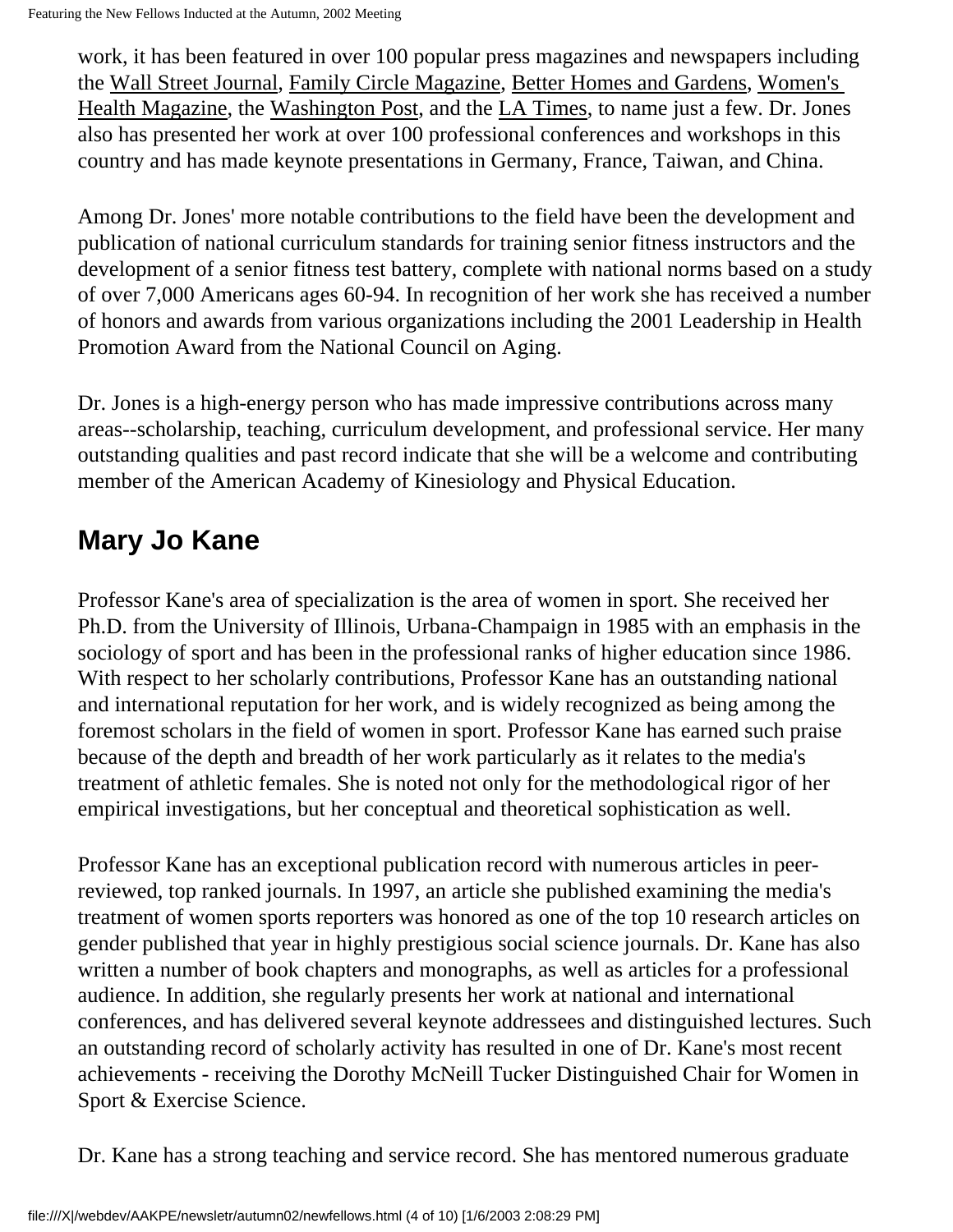work, it has been featured in over 100 popular press magazines and newspapers including the Wall Street Journal, Family Circle Magazine, Better Homes and Gardens, Women's Health Magazine, the Washington Post, and the LA Times, to name just a few. Dr. Jones also has presented her work at over 100 professional conferences and workshops in this country and has made keynote presentations in Germany, France, Taiwan, and China.

Among Dr. Jones' more notable contributions to the field have been the development and publication of national curriculum standards for training senior fitness instructors and the development of a senior fitness test battery, complete with national norms based on a study of over 7,000 Americans ages 60-94. In recognition of her work she has received a number of honors and awards from various organizations including the 2001 Leadership in Health Promotion Award from the National Council on Aging.

Dr. Jones is a high-energy person who has made impressive contributions across many areas--scholarship, teaching, curriculum development, and professional service. Her many outstanding qualities and past record indicate that she will be a welcome and contributing member of the American Academy of Kinesiology and Physical Education.

## Mary Jo Kane

Professor Kane's area of specialization is the area of women in sport. She received her Ph.D. from the University of Illinois, Urbana-Champaign in 1985 with an emphasis in the sociology of sport and has been in the professional ranks of higher education since 1986. With respect to her scholarly contributions, Professor Kane has an outstanding national and international reputation for her work, and is widely recognized as being among the foremost scholars in the field of women in sport. Professor Kane has earned such praise because of the depth and breadth of her work particularly as it relates to the media's treatment of athletic females. She is noted not only for the methodological rigor of her empirical investigations, but her conceptual and theoretical sophistication as well.

Professor Kane has an exceptional publication record with numerous articles in peer-reviewed, top ranked journals. In 1997, an article she published examining the media's treatment of women sports reporters was honored as one of the top 10 research articles on gender published that year in highly prestigious social science journals. Dr. Kane has also written a number of book chapters and monographs, as well as articles for a professional audience. In addition, she regularly presents her work at national and international conferences, and has delivered several keynote addressees and distinguished lectures. Such an outstanding record of scholarly activity has resulted in one of Dr. Kane's most recent achievements - receiving the Dorothy McNeill Tucker Distinguished Chair for Women in Sport & Exercise Science.

Dr. Kane has a strong teaching and service record. She has mentored numerous graduate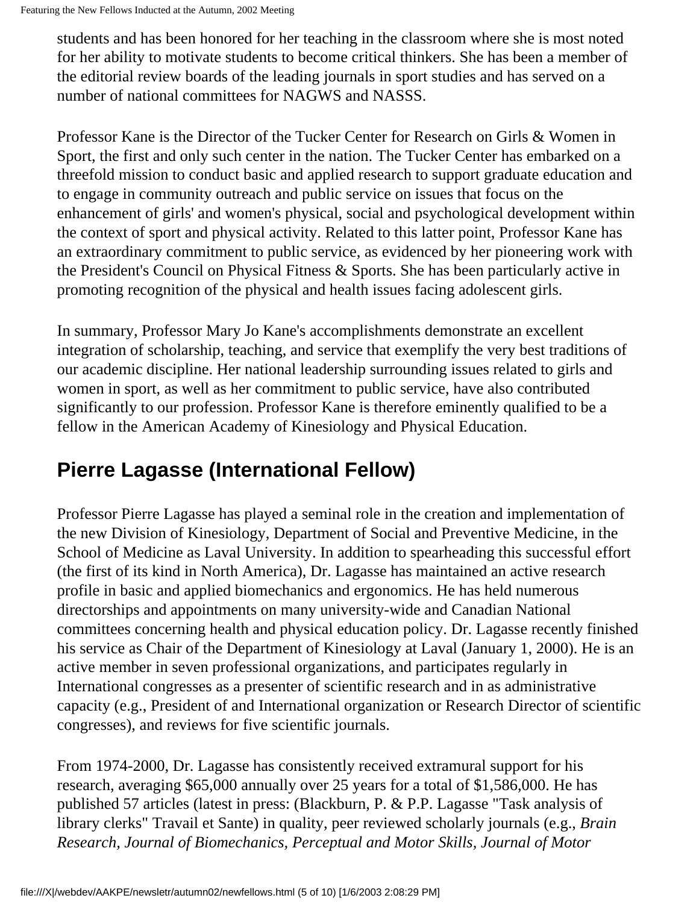students and has been honored for her teaching in the classroom where she is most noted for her ability to motivate students to become critical thinkers. She has been a member of the editorial review boards of the leading journals in sport studies and has served on a number of national committees for NAGWS and NASSS.

Professor Kane is the Director of the Tucker Center for Research on Girls & Women in Sport, the first and only such center in the nation. The Tucker Center has embarked on a threefold mission to conduct basic and applied research to support graduate education and to engage in community outreach and public service on issues that focus on the enhancement of girls' and women's physical, social and psychological development within the context of sport and physical activity. Related to this latter point, Professor Kane has an extraordinary commitment to public service, as evidenced by her pioneering work with the President's Council on Physical Fitness & Sports. She has been particularly active in promoting recognition of the physical and health issues facing adolescent girls.

In summary, Professor Mary Jo Kane's accomplishments demonstrate an excellent integration of scholarship, teaching, and service that exemplify the very best traditions of our academic discipline. Her national leadership surrounding issues related to girls and women in sport, as well as her commitment to public service, have also contributed significantly to our profession. Professor Kane is therefore eminently qualified to be a fellow in the American Academy of Kinesiology and Physical Education.

## Pierre Lagasse (International Fellow)

Professor Pierre Lagasse has played a seminal role in the creation and implementation of the new Division of Kinesiology, Department of Social and Preventive Medicine, in the School of Medicine as Laval University. In addition to spearheading this successful effort (the first of its kind in North America), Dr. Lagasse has maintained an active research profile in basic and applied biomechanics and ergonomics. He has held numerous directorships and appointments on many university-wide and Canadian National committees concerning health and physical education policy. Dr. Lagasse recently finished his service as Chair of the Department of Kinesiology at Laval (January 1, 2000). He is an active member in seven professional organizations, and participates regularly in International congresses as a presenter of scientific research and in as administrative capacity (e.g., President of and International organization or Research Director of scientific congresses), and reviews for five scientific journals.

From 1974-2000, Dr. Lagasse has consistently received extramural support for his research, averaging $65,000 annually over 25 years for a total of $1,586,000. He has published 57 articles (latest in press: (Blackburn, P. & P.P. Lagasse "Task analysis of library clerks" Travail et Sante) in quality, peer reviewed scholarly journals (e.g., *Brain Research, Journal of Biomechanics, Perceptual and Motor Skills, Journal of Motor*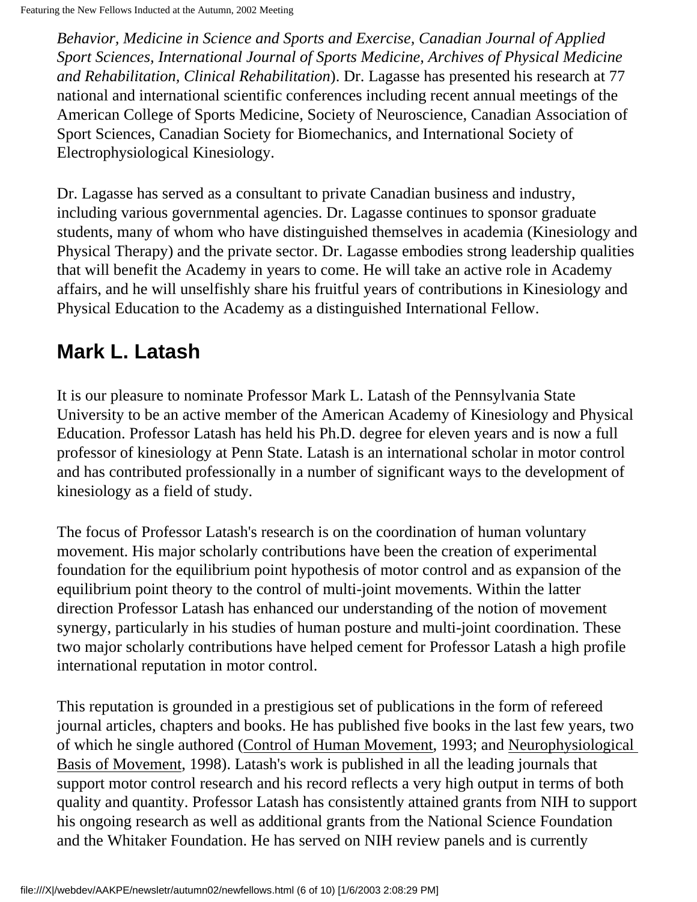*Behavior, Medicine in Science and Sports and Exercise, Canadian Journal of Applied Sport Sciences, International Journal of Sports Medicine, Archives of Physical Medicine and Rehabilitation, Clinical Rehabilitation*). Dr. Lagasse has presented his research at 77 national and international scientific conferences including recent annual meetings of the American College of Sports Medicine, Society of Neuroscience, Canadian Association of Sport Sciences, Canadian Society for Biomechanics, and International Society of Electrophysiological Kinesiology.

Dr. Lagasse has served as a consultant to private Canadian business and industry, including various governmental agencies. Dr. Lagasse continues to sponsor graduate students, many of whom who have distinguished themselves in academia (Kinesiology and Physical Therapy) and the private sector. Dr. Lagasse embodies strong leadership qualities that will benefit the Academy in years to come. He will take an active role in Academy affairs, and he will unselfishly share his fruitful years of contributions in Kinesiology and Physical Education to the Academy as a distinguished International Fellow.

## Mark L. Latash

It is our pleasure to nominate Professor Mark L. Latash of the Pennsylvania State University to be an active member of the American Academy of Kinesiology and Physical Education. Professor Latash has held his Ph.D. degree for eleven years and is now a full professor of kinesiology at Penn State. Latash is an international scholar in motor control and has contributed professionally in a number of significant ways to the development of kinesiology as a field of study.

The focus of Professor Latash's research is on the coordination of human voluntary movement. His major scholarly contributions have been the creation of experimental foundation for the equilibrium point hypothesis of motor control and as expansion of the equilibrium point theory to the control of multi-joint movements. Within the latter direction Professor Latash has enhanced our understanding of the notion of movement synergy, particularly in his studies of human posture and multi-joint coordination. These two major scholarly contributions have helped cement for Professor Latash a high profile international reputation in motor control.

This reputation is grounded in a prestigious set of publications in the form of refereed journal articles, chapters and books. He has published five books in the last few years, two of which he single authored (Control of Human Movement, 1993; and Neurophysiological Basis of Movement, 1998). Latash's work is published in all the leading journals that support motor control research and his record reflects a very high output in terms of both quality and quantity. Professor Latash has consistently attained grants from NIH to support his ongoing research as well as additional grants from the National Science Foundation and the Whitaker Foundation. He has served on NIH review panels and is currently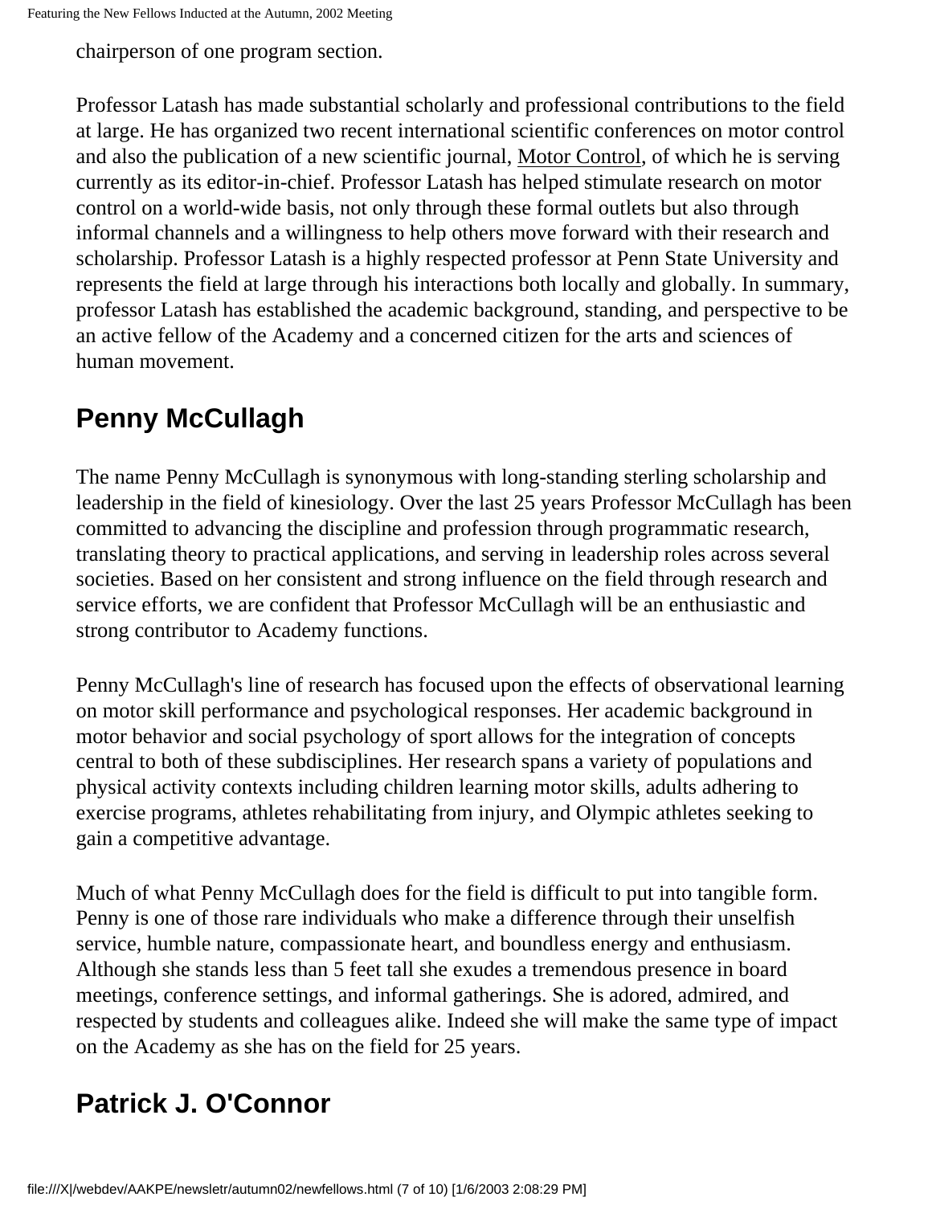chairperson of one program section.

Professor Latash has made substantial scholarly and professional contributions to the field at large. He has organized two recent international scientific conferences on motor control and also the publication of a new scientific journal, Motor Control, of which he is serving currently as its editor-in-chief. Professor Latash has helped stimulate research on motor control on a world-wide basis, not only through these formal outlets but also through informal channels and a willingness to help others move forward with their research and scholarship. Professor Latash is a highly respected professor at Penn State University and represents the field at large through his interactions both locally and globally. In summary, professor Latash has established the academic background, standing, and perspective to be an active fellow of the Academy and a concerned citizen for the arts and sciences of human movement.

## Penny McCullagh

The name Penny McCullagh is synonymous with long-standing sterling scholarship and leadership in the field of kinesiology. Over the last 25 years Professor McCullagh has been committed to advancing the discipline and profession through programmatic research, translating theory to practical applications, and serving in leadership roles across several societies. Based on her consistent and strong influence on the field through research and service efforts, we are confident that Professor McCullagh will be an enthusiastic and strong contributor to Academy functions.

Penny McCullagh's line of research has focused upon the effects of observational learning on motor skill performance and psychological responses. Her academic background in motor behavior and social psychology of sport allows for the integration of concepts central to both of these subdisciplines. Her research spans a variety of populations and physical activity contexts including children learning motor skills, adults adhering to exercise programs, athletes rehabilitating from injury, and Olympic athletes seeking to gain a competitive advantage.

Much of what Penny McCullagh does for the field is difficult to put into tangible form. Penny is one of those rare individuals who make a difference through their unselfish service, humble nature, compassionate heart, and boundless energy and enthusiasm. Although she stands less than 5 feet tall she exudes a tremendous presence in board meetings, conference settings, and informal gatherings. She is adored, admired, and respected by students and colleagues alike. Indeed she will make the same type of impact on the Academy as she has on the field for 25 years.

## Patrick J. O'Connor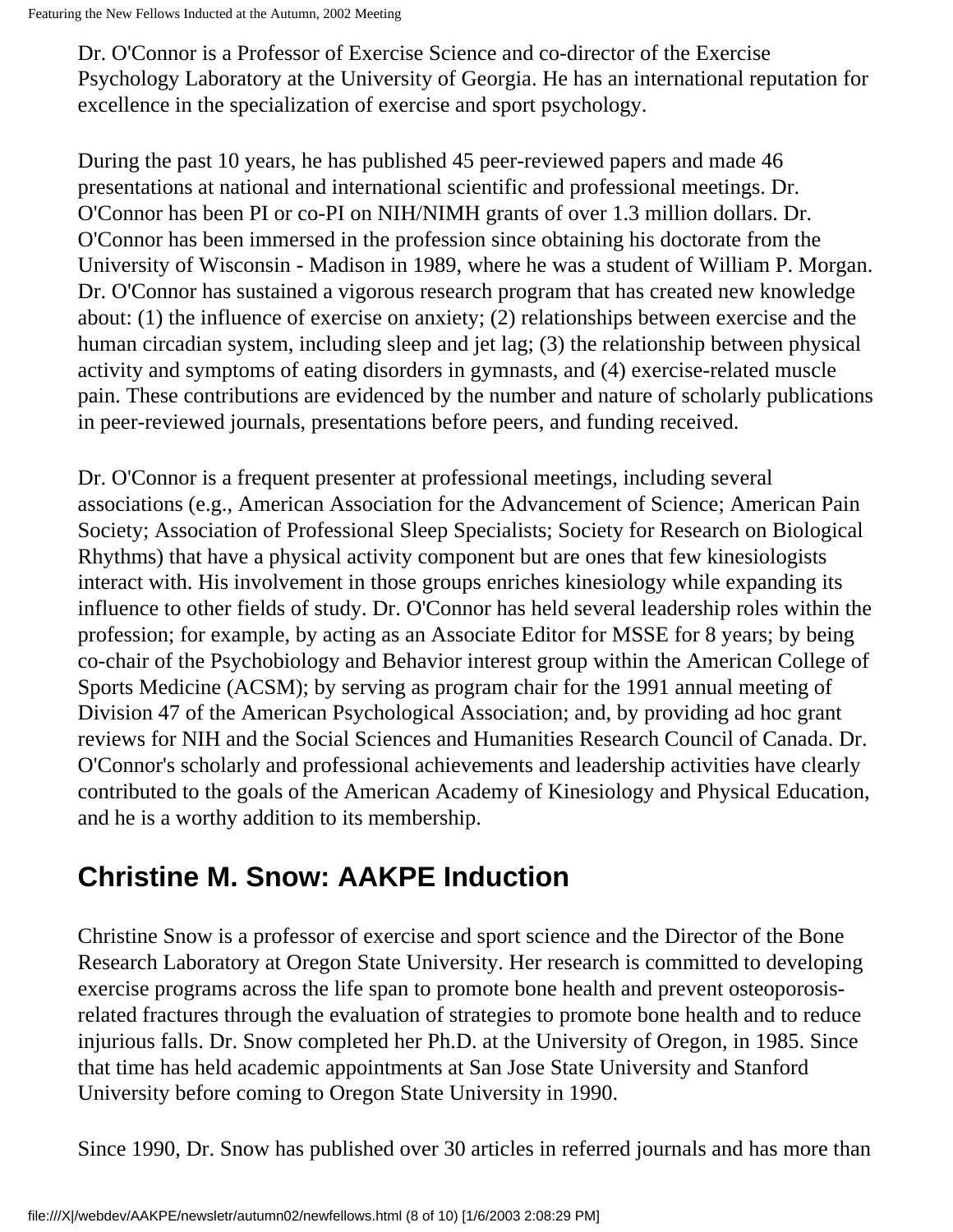Dr. O'Connor is a Professor of Exercise Science and co-director of the Exercise Psychology Laboratory at the University of Georgia. He has an international reputation for excellence in the specialization of exercise and sport psychology.

During the past 10 years, he has published 45 peer-reviewed papers and made 46 presentations at national and international scientific and professional meetings. Dr. O'Connor has been PI or co-PI on NIH/NIMH grants of over 1.3 million dollars. Dr. O'Connor has been immersed in the profession since obtaining his doctorate from the University of Wisconsin - Madison in 1989, where he was a student of William P. Morgan. Dr. O'Connor has sustained a vigorous research program that has created new knowledge about: (1) the influence of exercise on anxiety; (2) relationships between exercise and the human circadian system, including sleep and jet lag; (3) the relationship between physical activity and symptoms of eating disorders in gymnasts, and (4) exercise-related muscle pain. These contributions are evidenced by the number and nature of scholarly publications in peer-reviewed journals, presentations before peers, and funding received.

Dr. O'Connor is a frequent presenter at professional meetings, including several associations (e.g., American Association for the Advancement of Science; American Pain Society; Association of Professional Sleep Specialists; Society for Research on Biological Rhythms) that have a physical activity component but are ones that few kinesiologists interact with. His involvement in those groups enriches kinesiology while expanding its influence to other fields of study. Dr. O'Connor has held several leadership roles within the profession; for example, by acting as an Associate Editor for MSSE for 8 years; by being co-chair of the Psychobiology and Behavior interest group within the American College of Sports Medicine (ACSM); by serving as program chair for the 1991 annual meeting of Division 47 of the American Psychological Association; and, by providing ad hoc grant reviews for NIH and the Social Sciences and Humanities Research Council of Canada. Dr. O'Connor's scholarly and professional achievements and leadership activities have clearly contributed to the goals of the American Academy of Kinesiology and Physical Education, and he is a worthy addition to its membership.

## Christine M. Snow: AAKPE Induction

Christine Snow is a professor of exercise and sport science and the Director of the Bone Research Laboratory at Oregon State University. Her research is committed to developing exercise programs across the life span to promote bone health and prevent osteoporosis-related fractures through the evaluation of strategies to promote bone health and to reduce injurious falls. Dr. Snow completed her Ph.D. at the University of Oregon, in 1985. Since that time has held academic appointments at San Jose State University and Stanford University before coming to Oregon State University in 1990.

Since 1990, Dr. Snow has published over 30 articles in referred journals and has more than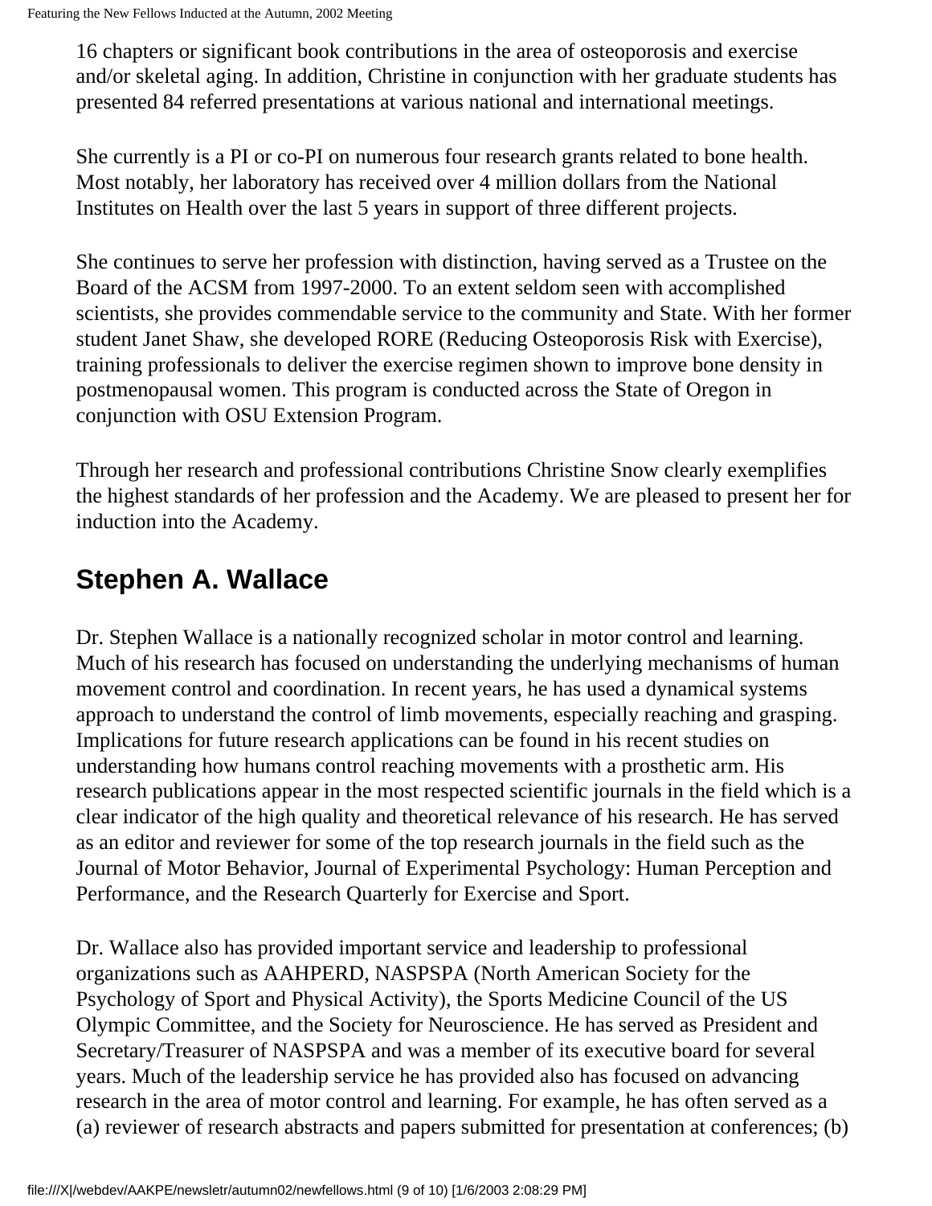16 chapters or significant book contributions in the area of osteoporosis and exercise and/or skeletal aging. In addition, Christine in conjunction with her graduate students has presented 84 referred presentations at various national and international meetings.

She currently is a PI or co-PI on numerous four research grants related to bone health. Most notably, her laboratory has received over 4 million dollars from the National Institutes on Health over the last 5 years in support of three different projects.

She continues to serve her profession with distinction, having served as a Trustee on the Board of the ACSM from 1997-2000. To an extent seldom seen with accomplished scientists, she provides commendable service to the community and State. With her former student Janet Shaw, she developed RORE (Reducing Osteoporosis Risk with Exercise), training professionals to deliver the exercise regimen shown to improve bone density in postmenopausal women. This program is conducted across the State of Oregon in conjunction with OSU Extension Program.

Through her research and professional contributions Christine Snow clearly exemplifies the highest standards of her profession and the Academy. We are pleased to present her for induction into the Academy.

## Stephen A. Wallace

Dr. Stephen Wallace is a nationally recognized scholar in motor control and learning. Much of his research has focused on understanding the underlying mechanisms of human movement control and coordination. In recent years, he has used a dynamical systems approach to understand the control of limb movements, especially reaching and grasping. Implications for future research applications can be found in his recent studies on understanding how humans control reaching movements with a prosthetic arm. His research publications appear in the most respected scientific journals in the field which is a clear indicator of the high quality and theoretical relevance of his research. He has served as an editor and reviewer for some of the top research journals in the field such as the Journal of Motor Behavior, Journal of Experimental Psychology: Human Perception and Performance, and the Research Quarterly for Exercise and Sport.

Dr. Wallace also has provided important service and leadership to professional organizations such as AAHPERD, NASPSPA (North American Society for the Psychology of Sport and Physical Activity), the Sports Medicine Council of the US Olympic Committee, and the Society for Neuroscience. He has served as President and Secretary/Treasurer of NASPSPA and was a member of its executive board for several years. Much of the leadership service he has provided also has focused on advancing research in the area of motor control and learning. For example, he has often served as a (a) reviewer of research abstracts and papers submitted for presentation at conferences; (b)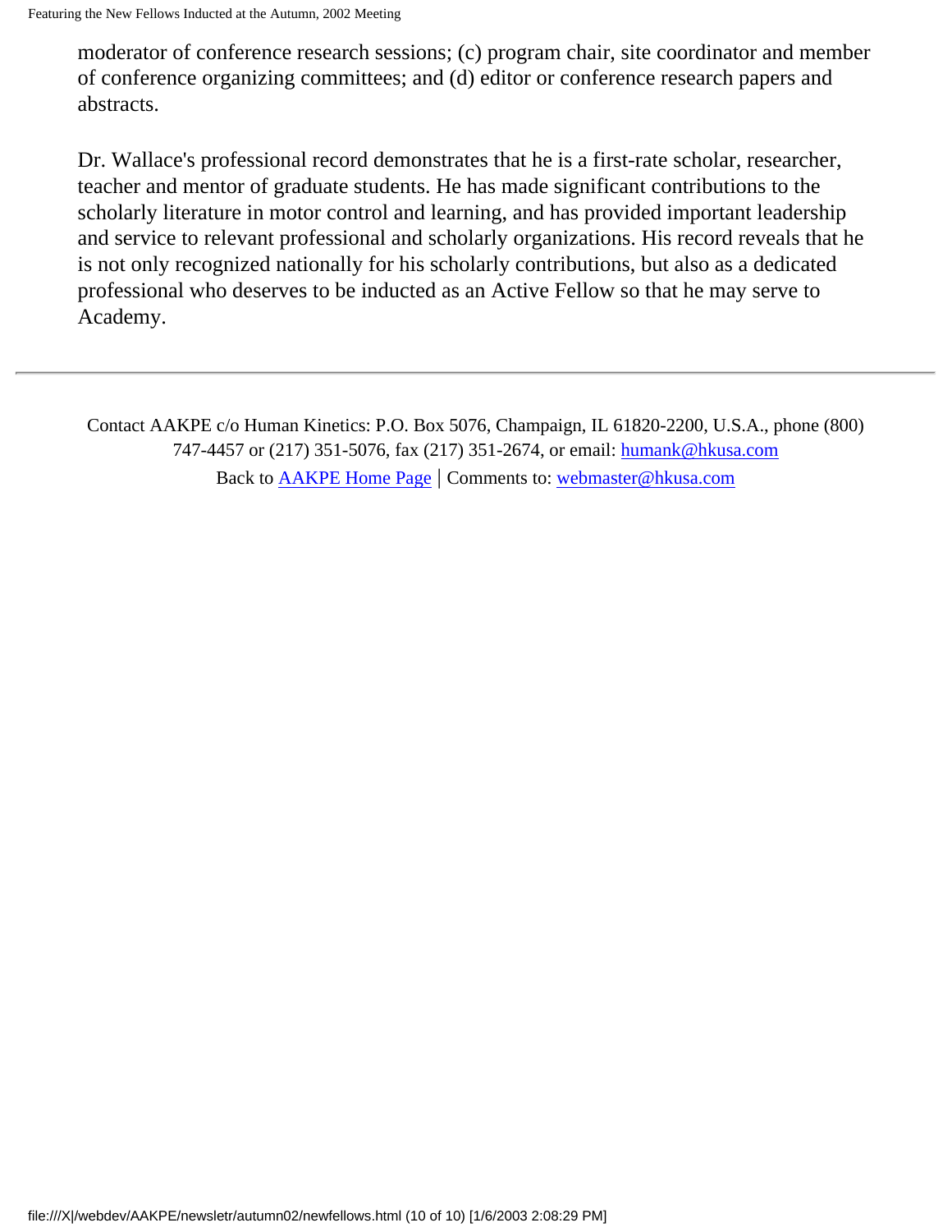moderator of conference research sessions; (c) program chair, site coordinator and member of conference organizing committees; and (d) editor or conference research papers and abstracts.

Dr. Wallace's professional record demonstrates that he is a first-rate scholar, researcher, teacher and mentor of graduate students. He has made significant contributions to the scholarly literature in motor control and learning, and has provided important leadership and service to relevant professional and scholarly organizations. His record reveals that he is not only recognized nationally for his scholarly contributions, but also as a dedicated professional who deserves to be inducted as an Active Fellow so that he may serve to Academy.

---

Contact AAKPE c/o Human Kinetics: P.O. Box 5076, Champaign, IL 61820-2200, U.S.A., phone (800) 747-4457 or (217) 351-5076, fax (217) 351-2674, or email: humank@hkusa.com

Back to AAKPE Home Page | Comments to: webmaster@hkusa.com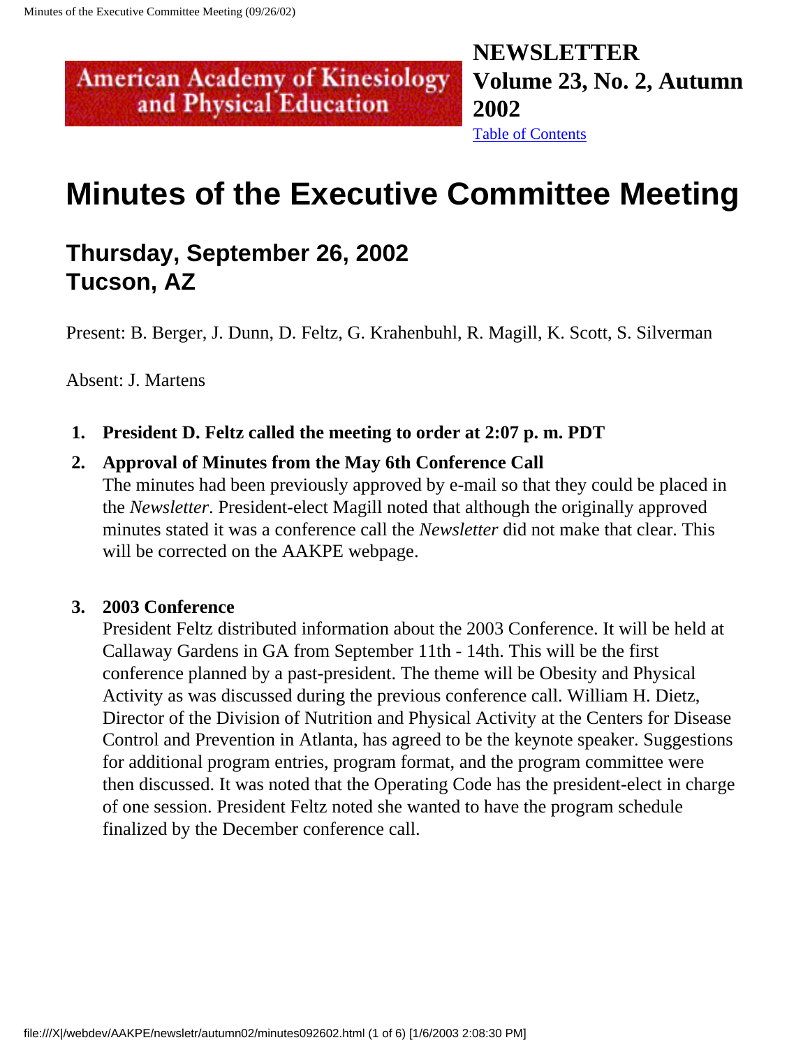American Academy of Kinesiology and Physical Education

**NEWSLETTER**
**Volume 23, No. 2, Autumn 2002**
Table of Contents

# Minutes of the Executive Committee Meeting

## Thursday, September 26, 2002
## Tucson, AZ

Present: B. Berger, J. Dunn, D. Feltz, G. Krahenbuhl, R. Magill, K. Scott, S. Silverman

Absent: J. Martens

1. **President D. Feltz called the meeting to order at 2:07 p. m. PDT**
2. **Approval of Minutes from the May 6th Conference Call**
   The minutes had been previously approved by e-mail so that they could be placed in the *Newsletter*. President-elect Magill noted that although the originally approved minutes stated it was a conference call the *Newsletter* did not make that clear. This will be corrected on the AAKPE webpage.

3. **2003 Conference**
   President Feltz distributed information about the 2003 Conference. It will be held at Callaway Gardens in GA from September 11th - 14th. This will be the first conference planned by a past-president. The theme will be Obesity and Physical Activity as was discussed during the previous conference call. William H. Dietz, Director of the Division of Nutrition and Physical Activity at the Centers for Disease Control and Prevention in Atlanta, has agreed to be the keynote speaker. Suggestions for additional program entries, program format, and the program committee were then discussed. It was noted that the Operating Code has the president-elect in charge of one session. President Feltz noted she wanted to have the program schedule finalized by the December conference call.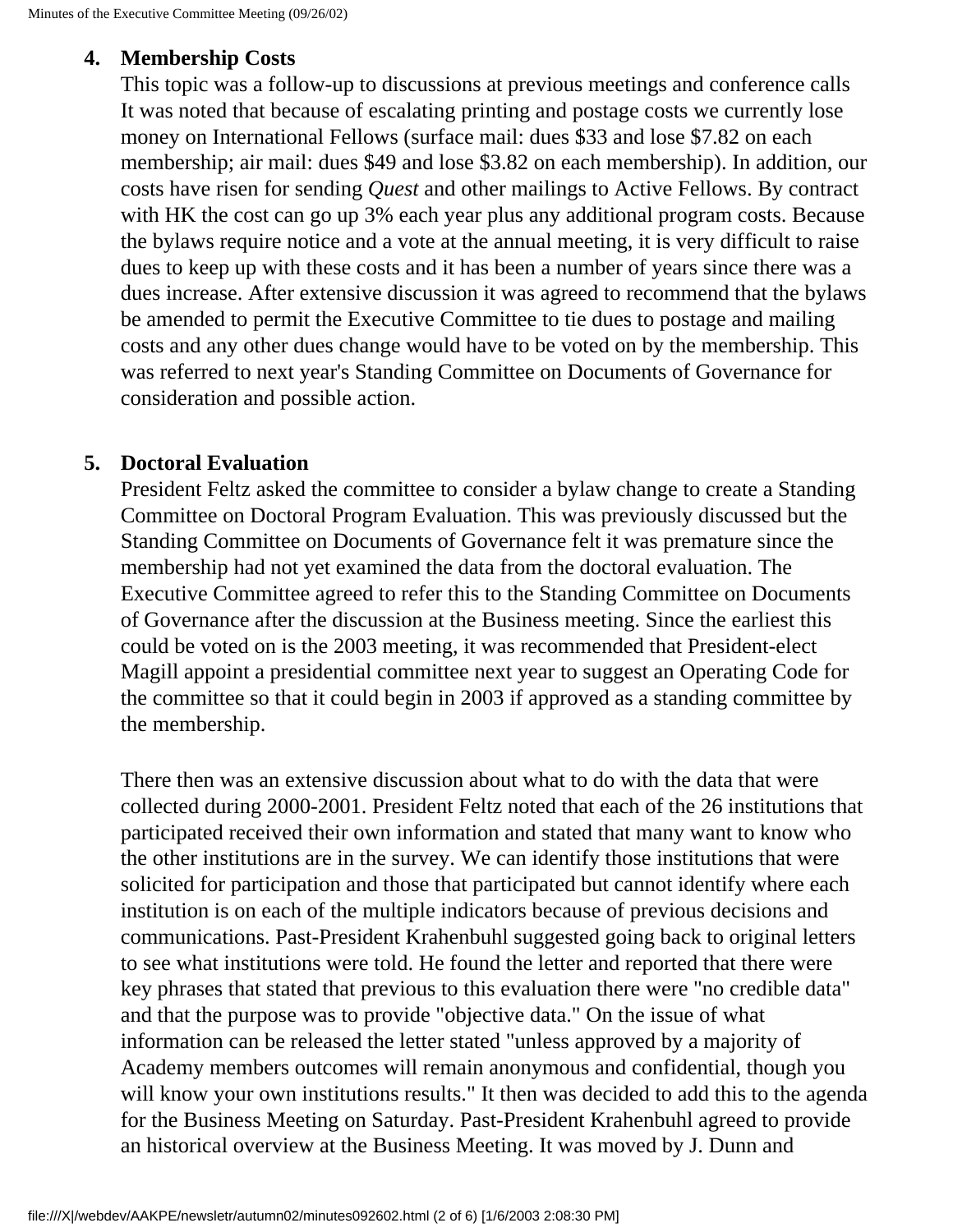4. **Membership Costs**
   This topic was a follow-up to discussions at previous meetings and conference calls It was noted that because of escalating printing and postage costs we currently lose money on International Fellows (surface mail: dues $33 and lose $7.82 on each membership; air mail: dues $49 and lose $3.82 on each membership). In addition, our costs have risen for sending *Quest* and other mailings to Active Fellows. By contract with HK the cost can go up 3% each year plus any additional program costs. Because the bylaws require notice and a vote at the annual meeting, it is very difficult to raise dues to keep up with these costs and it has been a number of years since there was a dues increase. After extensive discussion it was agreed to recommend that the bylaws be amended to permit the Executive Committee to tie dues to postage and mailing costs and any other dues change would have to be voted on by the membership. This was referred to next year's Standing Committee on Documents of Governance for consideration and possible action.

5. **Doctoral Evaluation**
   President Feltz asked the committee to consider a bylaw change to create a Standing Committee on Doctoral Program Evaluation. This was previously discussed but the Standing Committee on Documents of Governance felt it was premature since the membership had not yet examined the data from the doctoral evaluation. The Executive Committee agreed to refer this to the Standing Committee on Documents of Governance after the discussion at the Business meeting. Since the earliest this could be voted on is the 2003 meeting, it was recommended that President-elect Magill appoint a presidential committee next year to suggest an Operating Code for the committee so that it could begin in 2003 if approved as a standing committee by the membership.

   There then was an extensive discussion about what to do with the data that were collected during 2000-2001. President Feltz noted that each of the 26 institutions that participated received their own information and stated that many want to know who the other institutions are in the survey. We can identify those institutions that were solicited for participation and those that participated but cannot identify where each institution is on each of the multiple indicators because of previous decisions and communications. Past-President Krahenbuhl suggested going back to original letters to see what institutions were told. He found the letter and reported that there were key phrases that stated that previous to this evaluation there were "no credible data" and that the purpose was to provide "objective data." On the issue of what information can be released the letter stated "unless approved by a majority of Academy members outcomes will remain anonymous and confidential, though you will know your own institutions results." It then was decided to add this to the agenda for the Business Meeting on Saturday. Past-President Krahenbuhl agreed to provide an historical overview at the Business Meeting. It was moved by J. Dunn and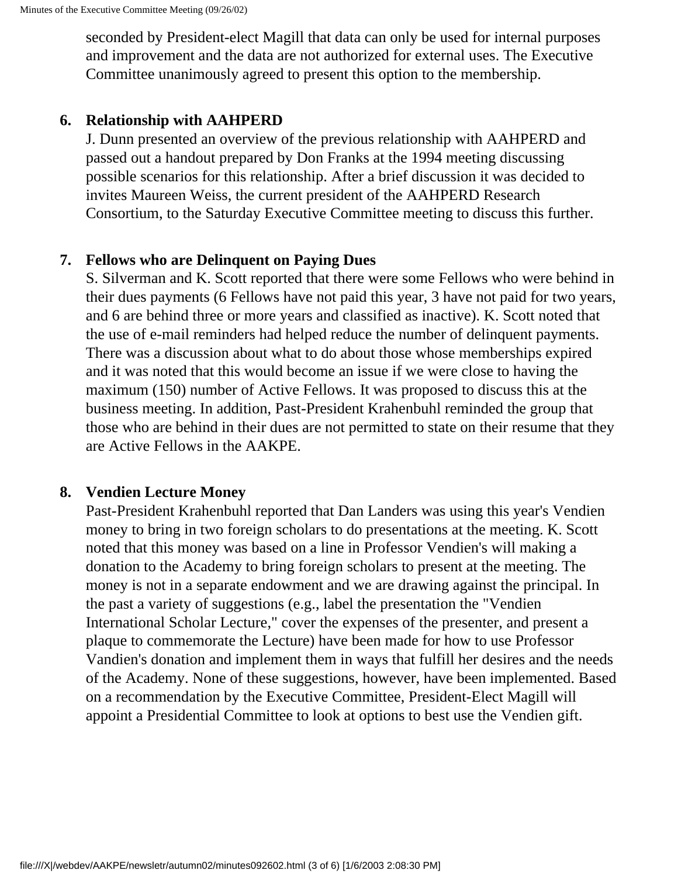seconded by President-elect Magill that data can only be used for internal purposes and improvement and the data are not authorized for external uses. The Executive Committee unanimously agreed to present this option to the membership.

6. **Relationship with AAHPERD**

   J. Dunn presented an overview of the previous relationship with AAHPERD and passed out a handout prepared by Don Franks at the 1994 meeting discussing possible scenarios for this relationship. After a brief discussion it was decided to invites Maureen Weiss, the current president of the AAHPERD Research Consortium, to the Saturday Executive Committee meeting to discuss this further.

7. **Fellows who are Delinquent on Paying Dues**

   S. Silverman and K. Scott reported that there were some Fellows who were behind in their dues payments (6 Fellows have not paid this year, 3 have not paid for two years, and 6 are behind three or more years and classified as inactive). K. Scott noted that the use of e-mail reminders had helped reduce the number of delinquent payments. There was a discussion about what to do about those whose memberships expired and it was noted that this would become an issue if we were close to having the maximum (150) number of Active Fellows. It was proposed to discuss this at the business meeting. In addition, Past-President Krahenbuhl reminded the group that those who are behind in their dues are not permitted to state on their resume that they are Active Fellows in the AAKPE.

8. **Vendien Lecture Money**

   Past-President Krahenbuhl reported that Dan Landers was using this year's Vendien money to bring in two foreign scholars to do presentations at the meeting. K. Scott noted that this money was based on a line in Professor Vendien's will making a donation to the Academy to bring foreign scholars to present at the meeting. The money is not in a separate endowment and we are drawing against the principal. In the past a variety of suggestions (e.g., label the presentation the "Vendien International Scholar Lecture," cover the expenses of the presenter, and present a plaque to commemorate the Lecture) have been made for how to use Professor Vandien's donation and implement them in ways that fulfill her desires and the needs of the Academy. None of these suggestions, however, have been implemented. Based on a recommendation by the Executive Committee, President-Elect Magill will appoint a Presidential Committee to look at options to best use the Vendien gift.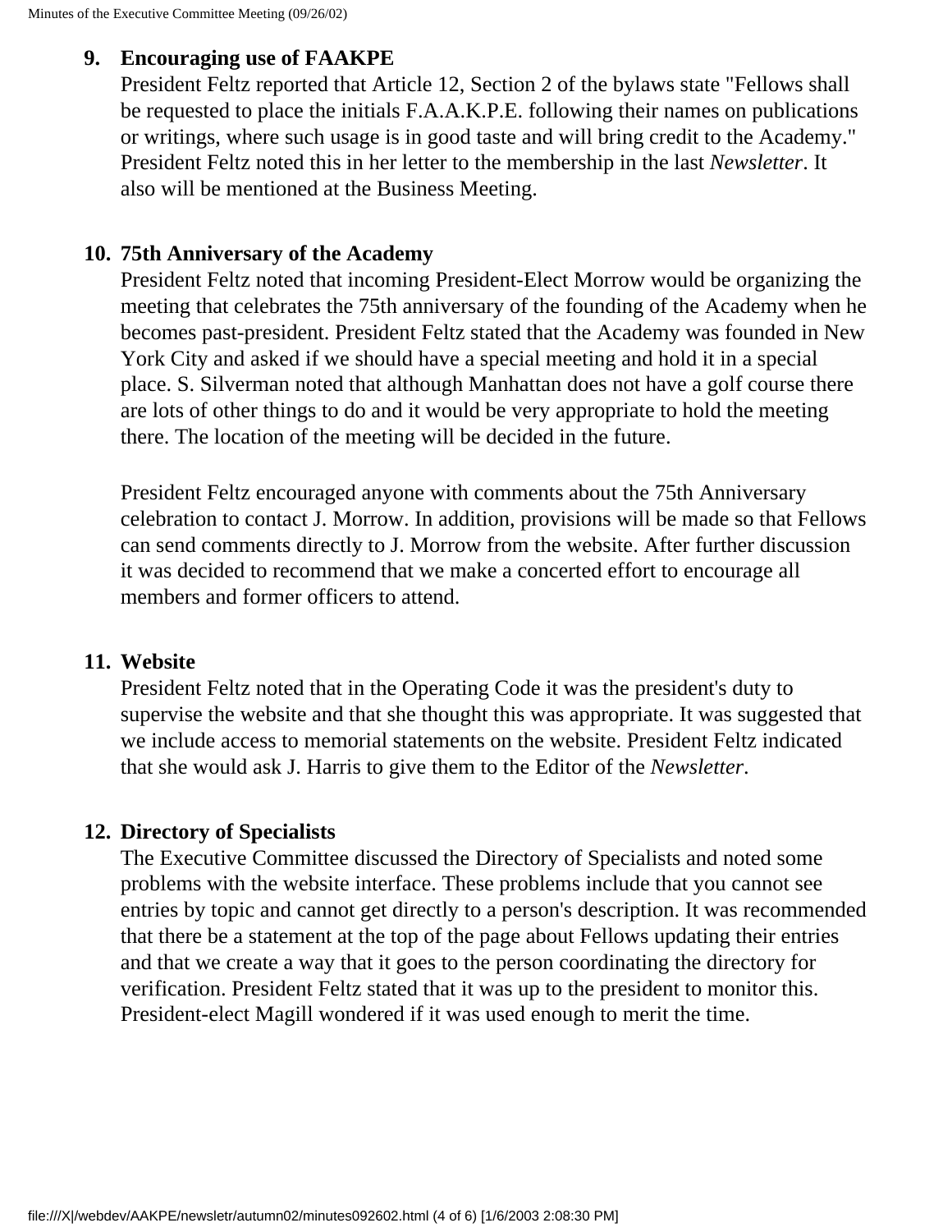9. **Encouraging use of FAAKPE**
   President Feltz reported that Article 12, Section 2 of the bylaws state "Fellows shall be requested to place the initials F.A.A.K.P.E. following their names on publications or writings, where such usage is in good taste and will bring credit to the Academy." President Feltz noted this in her letter to the membership in the last *Newsletter*. It also will be mentioned at the Business Meeting.

10. **75th Anniversary of the Academy**
    President Feltz noted that incoming President-Elect Morrow would be organizing the meeting that celebrates the 75th anniversary of the founding of the Academy when he becomes past-president. President Feltz stated that the Academy was founded in New York City and asked if we should have a special meeting and hold it in a special place. S. Silverman noted that although Manhattan does not have a golf course there are lots of other things to do and it would be very appropriate to hold the meeting there. The location of the meeting will be decided in the future.

    President Feltz encouraged anyone with comments about the 75th Anniversary celebration to contact J. Morrow. In addition, provisions will be made so that Fellows can send comments directly to J. Morrow from the website. After further discussion it was decided to recommend that we make a concerted effort to encourage all members and former officers to attend.

11. **Website**
    President Feltz noted that in the Operating Code it was the president's duty to supervise the website and that she thought this was appropriate. It was suggested that we include access to memorial statements on the website. President Feltz indicated that she would ask J. Harris to give them to the Editor of the *Newsletter*.

12. **Directory of Specialists**
    The Executive Committee discussed the Directory of Specialists and noted some problems with the website interface. These problems include that you cannot see entries by topic and cannot get directly to a person's description. It was recommended that there be a statement at the top of the page about Fellows updating their entries and that we create a way that it goes to the person coordinating the directory for verification. President Feltz stated that it was up to the president to monitor this. President-elect Magill wondered if it was used enough to merit the time.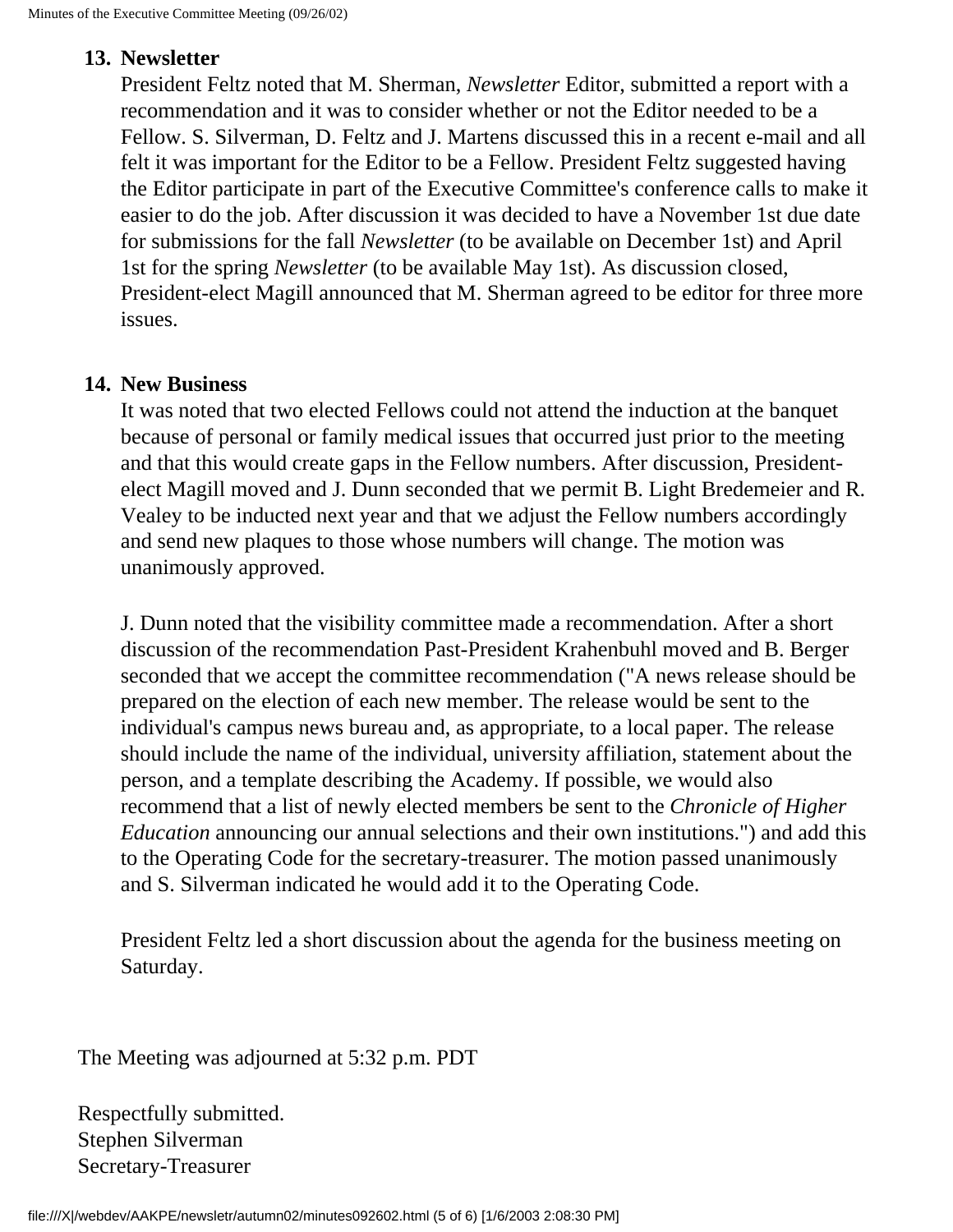13. **Newsletter**

    President Feltz noted that M. Sherman, *Newsletter* Editor, submitted a report with a recommendation and it was to consider whether or not the Editor needed to be a Fellow. S. Silverman, D. Feltz and J. Martens discussed this in a recent e-mail and all felt it was important for the Editor to be a Fellow. President Feltz suggested having the Editor participate in part of the Executive Committee's conference calls to make it easier to do the job. After discussion it was decided to have a November 1st due date for submissions for the fall *Newsletter* (to be available on December 1st) and April 1st for the spring *Newsletter* (to be available May 1st). As discussion closed, President-elect Magill announced that M. Sherman agreed to be editor for three more issues.

14. **New Business**

    It was noted that two elected Fellows could not attend the induction at the banquet because of personal or family medical issues that occurred just prior to the meeting and that this would create gaps in the Fellow numbers. After discussion, President-elect Magill moved and J. Dunn seconded that we permit B. Light Bredemeier and R. Vealey to be inducted next year and that we adjust the Fellow numbers accordingly and send new plaques to those whose numbers will change. The motion was unanimously approved.

    J. Dunn noted that the visibility committee made a recommendation. After a short discussion of the recommendation Past-President Krahenbuhl moved and B. Berger seconded that we accept the committee recommendation ("A news release should be prepared on the election of each new member. The release would be sent to the individual's campus news bureau and, as appropriate, to a local paper. The release should include the name of the individual, university affiliation, statement about the person, and a template describing the Academy. If possible, we would also recommend that a list of newly elected members be sent to the *Chronicle of Higher Education* announcing our annual selections and their own institutions.") and add this to the Operating Code for the secretary-treasurer. The motion passed unanimously and S. Silverman indicated he would add it to the Operating Code.

    President Feltz led a short discussion about the agenda for the business meeting on Saturday.

The Meeting was adjourned at 5:32 p.m. PDT

Respectfully submitted.
Stephen Silverman
Secretary-Treasurer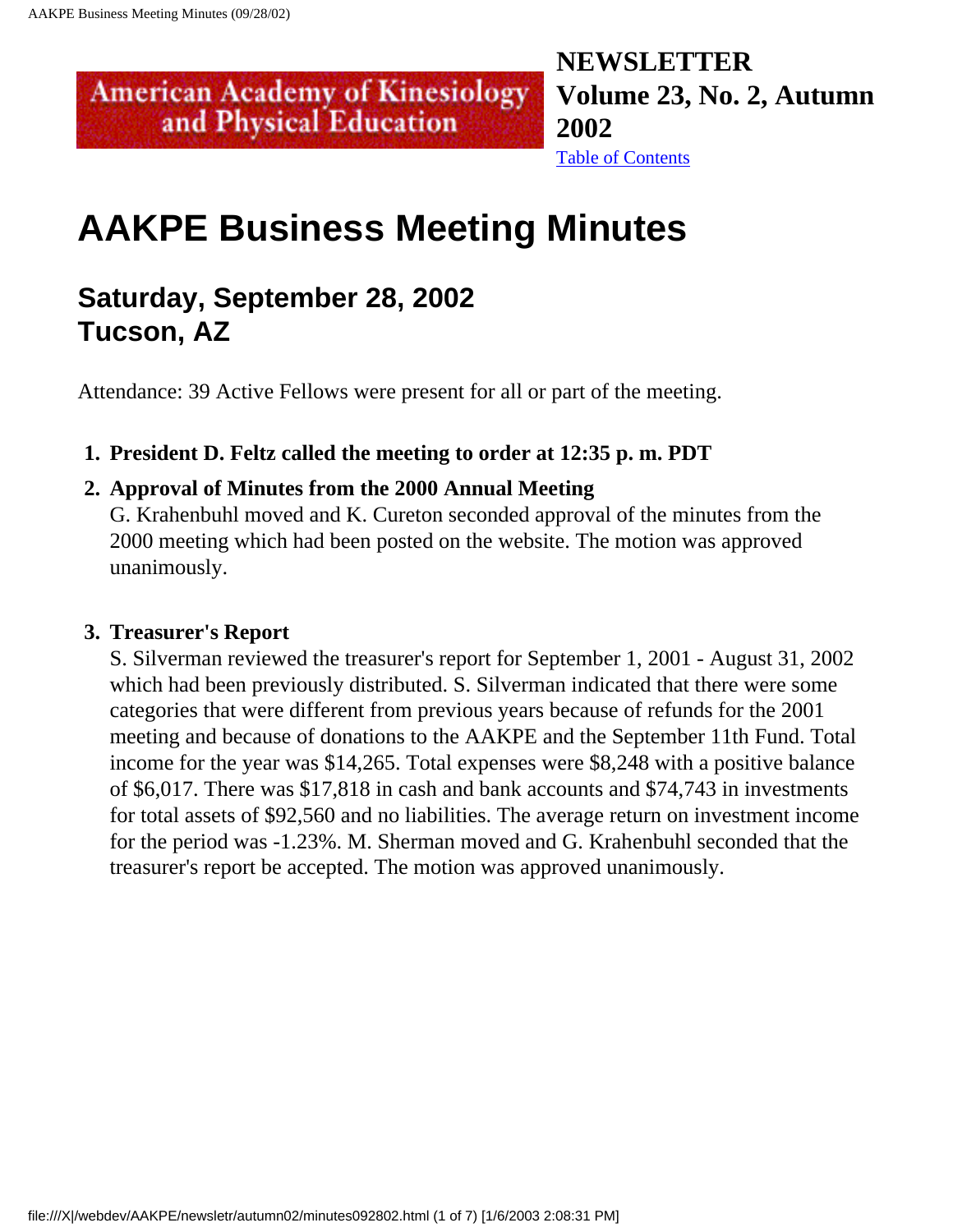American Academy of Kinesiology and Physical Education

**NEWSLETTER Volume 23, No. 2, Autumn 2002**

Table of Contents

# AAKPE Business Meeting Minutes

## Saturday, September 28, 2002
## Tucson, AZ

Attendance: 39 Active Fellows were present for all or part of the meeting.

1. **President D. Feltz called the meeting to order at 12:35 p. m. PDT**
2. **Approval of Minutes from the 2000 Annual Meeting**
   G. Krahenbuhl moved and K. Cureton seconded approval of the minutes from the 2000 meeting which had been posted on the website. The motion was approved unanimously.
3. **Treasurer's Report**
   S. Silverman reviewed the treasurer's report for September 1, 2001 - August 31, 2002 which had been previously distributed. S. Silverman indicated that there were some categories that were different from previous years because of refunds for the 2001 meeting and because of donations to the AAKPE and the September 11th Fund. Total income for the year was $14,265. Total expenses were $8,248 with a positive balance of $6,017. There was $17,818 in cash and bank accounts and $74,743 in investments for total assets of $92,560 and no liabilities. The average return on investment income for the period was -1.23%. M. Sherman moved and G. Krahenbuhl seconded that the treasurer's report be accepted. The motion was approved unanimously.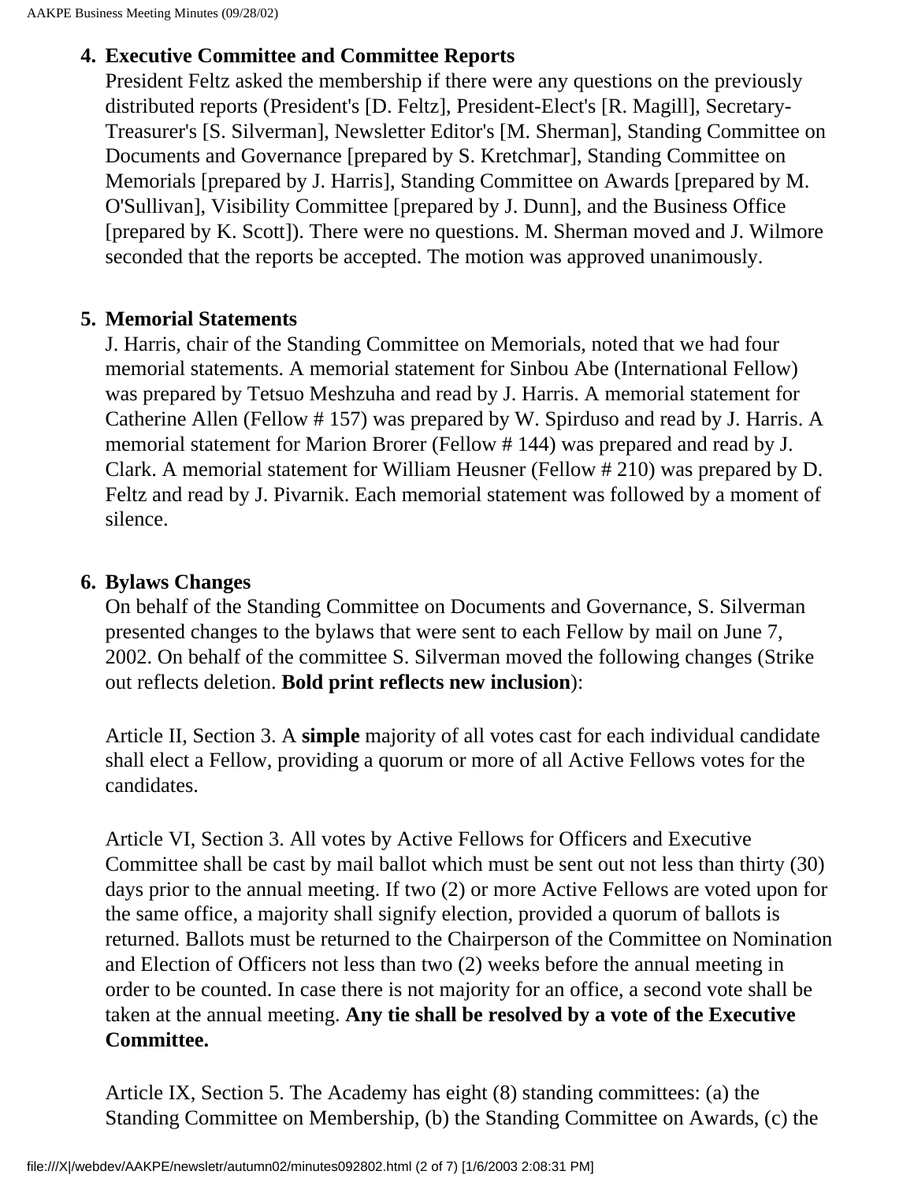4. **Executive Committee and Committee Reports**
   President Feltz asked the membership if there were any questions on the previously distributed reports (President's [D. Feltz], President-Elect's [R. Magill], Secretary-Treasurer's [S. Silverman], Newsletter Editor's [M. Sherman], Standing Committee on Documents and Governance [prepared by S. Kretchmar], Standing Committee on Memorials [prepared by J. Harris], Standing Committee on Awards [prepared by M. O'Sullivan], Visibility Committee [prepared by J. Dunn], and the Business Office [prepared by K. Scott]). There were no questions. M. Sherman moved and J. Wilmore seconded that the reports be accepted. The motion was approved unanimously.

5. **Memorial Statements**
   J. Harris, chair of the Standing Committee on Memorials, noted that we had four memorial statements. A memorial statement for Sinbou Abe (International Fellow) was prepared by Tetsuo Meshzuha and read by J. Harris. A memorial statement for Catherine Allen (Fellow # 157) was prepared by W. Spirduso and read by J. Harris. A memorial statement for Marion Brorer (Fellow # 144) was prepared and read by J. Clark. A memorial statement for William Heusner (Fellow # 210) was prepared by D. Feltz and read by J. Pivarnik. Each memorial statement was followed by a moment of silence.

6. **Bylaws Changes**
   On behalf of the Standing Committee on Documents and Governance, S. Silverman presented changes to the bylaws that were sent to each Fellow by mail on June 7, 2002. On behalf of the committee S. Silverman moved the following changes (Strike out reflects deletion. **Bold print reflects new inclusion**):

   Article II, Section 3. A **simple** majority of all votes cast for each individual candidate shall elect a Fellow, providing a quorum or more of all Active Fellows votes for the candidates.

   Article VI, Section 3. All votes by Active Fellows for Officers and Executive Committee shall be cast by mail ballot which must be sent out not less than thirty (30) days prior to the annual meeting. If two (2) or more Active Fellows are voted upon for the same office, a majority shall signify election, provided a quorum of ballots is returned. Ballots must be returned to the Chairperson of the Committee on Nomination and Election of Officers not less than two (2) weeks before the annual meeting in order to be counted. In case there is not majority for an office, a second vote shall be taken at the annual meeting. **Any tie shall be resolved by a vote of the Executive Committee.**

   Article IX, Section 5. The Academy has eight (8) standing committees: (a) the Standing Committee on Membership, (b) the Standing Committee on Awards, (c) the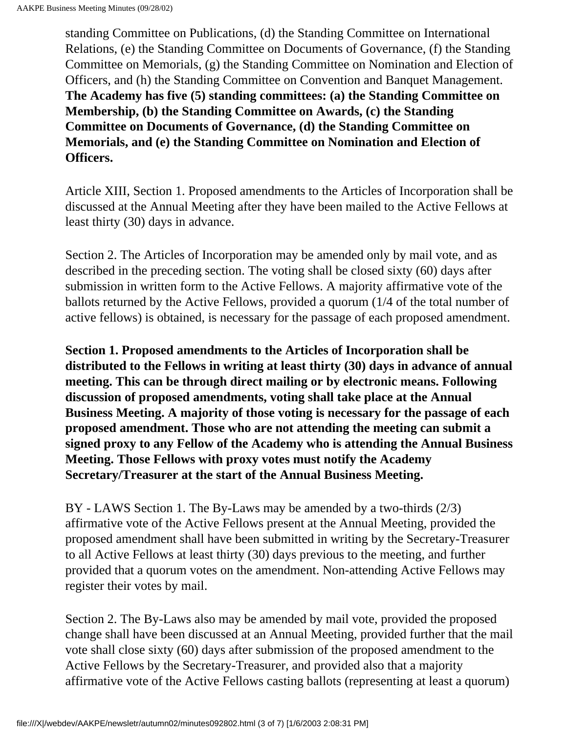standing Committee on Publications, (d) the Standing Committee on International Relations, (e) the Standing Committee on Documents of Governance, (f) the Standing Committee on Memorials, (g) the Standing Committee on Nomination and Election of Officers, and (h) the Standing Committee on Convention and Banquet Management. **The Academy has five (5) standing committees: (a) the Standing Committee on Membership, (b) the Standing Committee on Awards, (c) the Standing Committee on Documents of Governance, (d) the Standing Committee on Memorials, and (e) the Standing Committee on Nomination and Election of Officers.**

Article XIII, Section 1. Proposed amendments to the Articles of Incorporation shall be discussed at the Annual Meeting after they have been mailed to the Active Fellows at least thirty (30) days in advance.

Section 2. The Articles of Incorporation may be amended only by mail vote, and as described in the preceding section. The voting shall be closed sixty (60) days after submission in written form to the Active Fellows. A majority affirmative vote of the ballots returned by the Active Fellows, provided a quorum (1/4 of the total number of active fellows) is obtained, is necessary for the passage of each proposed amendment.

**Section 1. Proposed amendments to the Articles of Incorporation shall be distributed to the Fellows in writing at least thirty (30) days in advance of annual meeting. This can be through direct mailing or by electronic means. Following discussion of proposed amendments, voting shall take place at the Annual Business Meeting. A majority of those voting is necessary for the passage of each proposed amendment. Those who are not attending the meeting can submit a signed proxy to any Fellow of the Academy who is attending the Annual Business Meeting. Those Fellows with proxy votes must notify the Academy Secretary/Treasurer at the start of the Annual Business Meeting.**

BY - LAWS Section 1. The By-Laws may be amended by a two-thirds (2/3) affirmative vote of the Active Fellows present at the Annual Meeting, provided the proposed amendment shall have been submitted in writing by the Secretary-Treasurer to all Active Fellows at least thirty (30) days previous to the meeting, and further provided that a quorum votes on the amendment. Non-attending Active Fellows may register their votes by mail.

Section 2. The By-Laws also may be amended by mail vote, provided the proposed change shall have been discussed at an Annual Meeting, provided further that the mail vote shall close sixty (60) days after submission of the proposed amendment to the Active Fellows by the Secretary-Treasurer, and provided also that a majority affirmative vote of the Active Fellows casting ballots (representing at least a quorum)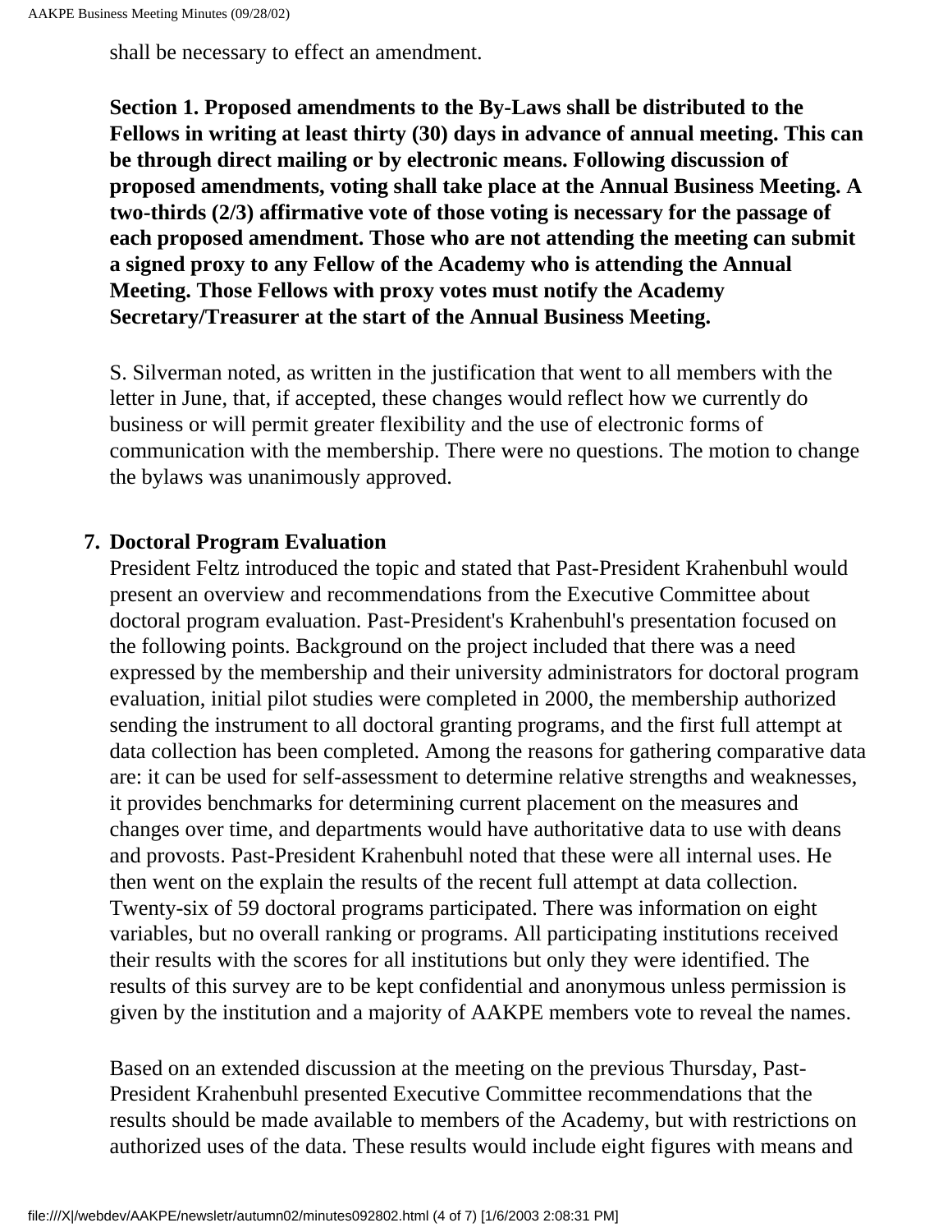shall be necessary to effect an amendment.

**Section 1. Proposed amendments to the By-Laws shall be distributed to the Fellows in writing at least thirty (30) days in advance of annual meeting. This can be through direct mailing or by electronic means. Following discussion of proposed amendments, voting shall take place at the Annual Business Meeting. A two-thirds (2/3) affirmative vote of those voting is necessary for the passage of each proposed amendment. Those who are not attending the meeting can submit a signed proxy to any Fellow of the Academy who is attending the Annual Meeting. Those Fellows with proxy votes must notify the Academy Secretary/Treasurer at the start of the Annual Business Meeting.**

S. Silverman noted, as written in the justification that went to all members with the letter in June, that, if accepted, these changes would reflect how we currently do business or will permit greater flexibility and the use of electronic forms of communication with the membership. There were no questions. The motion to change the bylaws was unanimously approved.

7. **Doctoral Program Evaluation**
President Feltz introduced the topic and stated that Past-President Krahenbuhl would present an overview and recommendations from the Executive Committee about doctoral program evaluation. Past-President's Krahenbuhl's presentation focused on the following points. Background on the project included that there was a need expressed by the membership and their university administrators for doctoral program evaluation, initial pilot studies were completed in 2000, the membership authorized sending the instrument to all doctoral granting programs, and the first full attempt at data collection has been completed. Among the reasons for gathering comparative data are: it can be used for self-assessment to determine relative strengths and weaknesses, it provides benchmarks for determining current placement on the measures and changes over time, and departments would have authoritative data to use with deans and provosts. Past-President Krahenbuhl noted that these were all internal uses. He then went on the explain the results of the recent full attempt at data collection. Twenty-six of 59 doctoral programs participated. There was information on eight variables, but no overall ranking or programs. All participating institutions received their results with the scores for all institutions but only they were identified. The results of this survey are to be kept confidential and anonymous unless permission is given by the institution and a majority of AAKPE members vote to reveal the names.

Based on an extended discussion at the meeting on the previous Thursday, Past-President Krahenbuhl presented Executive Committee recommendations that the results should be made available to members of the Academy, but with restrictions on authorized uses of the data. These results would include eight figures with means and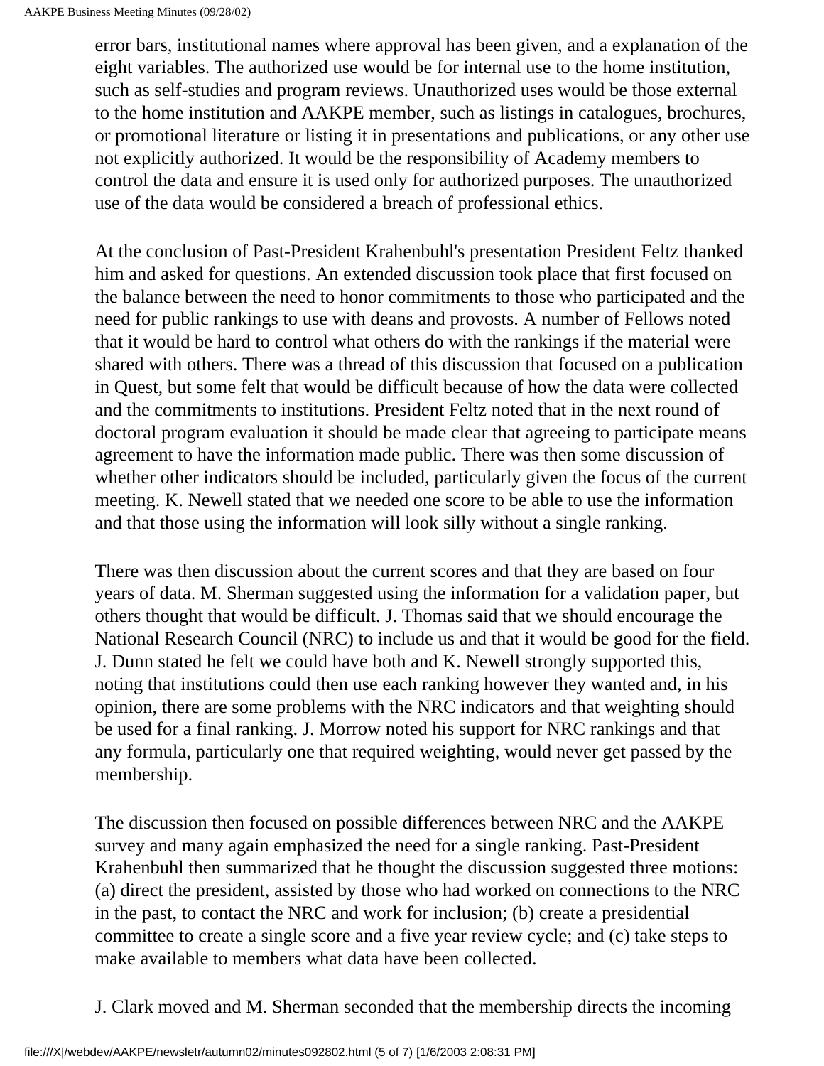error bars, institutional names where approval has been given, and a explanation of the eight variables. The authorized use would be for internal use to the home institution, such as self-studies and program reviews. Unauthorized uses would be those external to the home institution and AAKPE member, such as listings in catalogues, brochures, or promotional literature or listing it in presentations and publications, or any other use not explicitly authorized. It would be the responsibility of Academy members to control the data and ensure it is used only for authorized purposes. The unauthorized use of the data would be considered a breach of professional ethics.

At the conclusion of Past-President Krahenbuhl's presentation President Feltz thanked him and asked for questions. An extended discussion took place that first focused on the balance between the need to honor commitments to those who participated and the need for public rankings to use with deans and provosts. A number of Fellows noted that it would be hard to control what others do with the rankings if the material were shared with others. There was a thread of this discussion that focused on a publication in Quest, but some felt that would be difficult because of how the data were collected and the commitments to institutions. President Feltz noted that in the next round of doctoral program evaluation it should be made clear that agreeing to participate means agreement to have the information made public. There was then some discussion of whether other indicators should be included, particularly given the focus of the current meeting. K. Newell stated that we needed one score to be able to use the information and that those using the information will look silly without a single ranking.

There was then discussion about the current scores and that they are based on four years of data. M. Sherman suggested using the information for a validation paper, but others thought that would be difficult. J. Thomas said that we should encourage the National Research Council (NRC) to include us and that it would be good for the field. J. Dunn stated he felt we could have both and K. Newell strongly supported this, noting that institutions could then use each ranking however they wanted and, in his opinion, there are some problems with the NRC indicators and that weighting should be used for a final ranking. J. Morrow noted his support for NRC rankings and that any formula, particularly one that required weighting, would never get passed by the membership.

The discussion then focused on possible differences between NRC and the AAKPE survey and many again emphasized the need for a single ranking. Past-President Krahenbuhl then summarized that he thought the discussion suggested three motions: (a) direct the president, assisted by those who had worked on connections to the NRC in the past, to contact the NRC and work for inclusion; (b) create a presidential committee to create a single score and a five year review cycle; and (c) take steps to make available to members what data have been collected.

J. Clark moved and M. Sherman seconded that the membership directs the incoming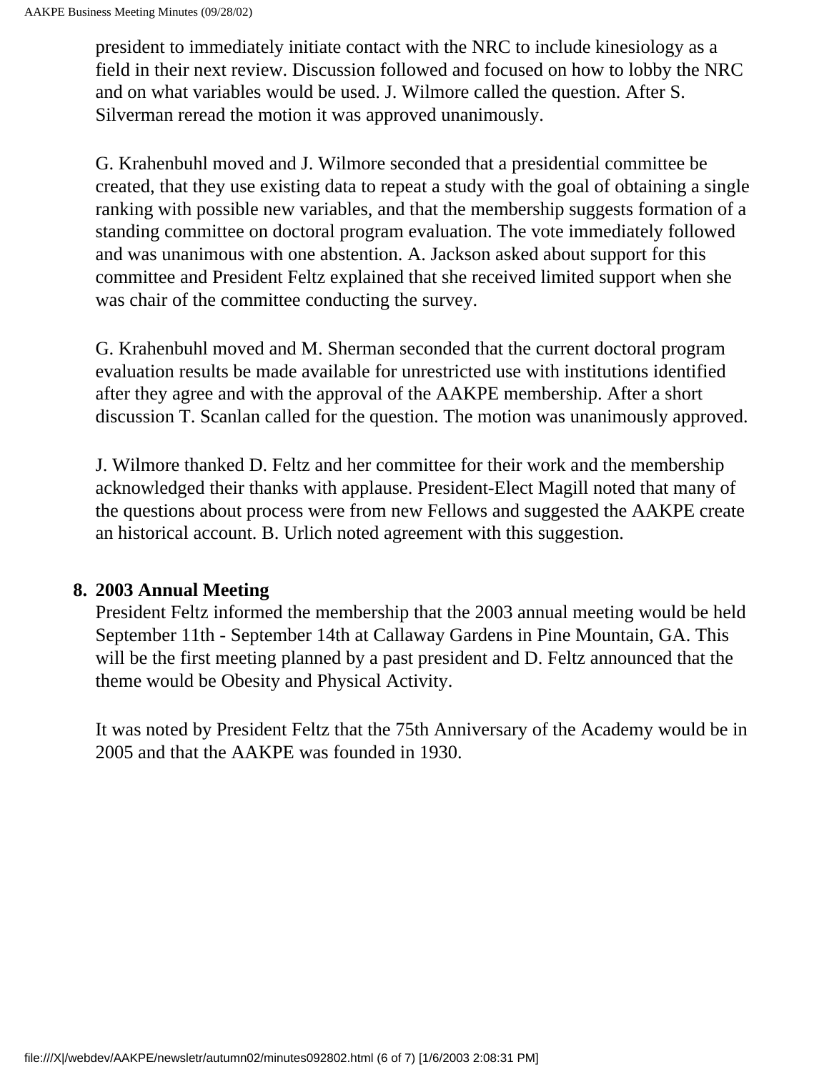president to immediately initiate contact with the NRC to include kinesiology as a field in their next review. Discussion followed and focused on how to lobby the NRC and on what variables would be used. J. Wilmore called the question. After S. Silverman reread the motion it was approved unanimously.

G. Krahenbuhl moved and J. Wilmore seconded that a presidential committee be created, that they use existing data to repeat a study with the goal of obtaining a single ranking with possible new variables, and that the membership suggests formation of a standing committee on doctoral program evaluation. The vote immediately followed and was unanimous with one abstention. A. Jackson asked about support for this committee and President Feltz explained that she received limited support when she was chair of the committee conducting the survey.

G. Krahenbuhl moved and M. Sherman seconded that the current doctoral program evaluation results be made available for unrestricted use with institutions identified after they agree and with the approval of the AAKPE membership. After a short discussion T. Scanlan called for the question. The motion was unanimously approved.

J. Wilmore thanked D. Feltz and her committee for their work and the membership acknowledged their thanks with applause. President-Elect Magill noted that many of the questions about process were from new Fellows and suggested the AAKPE create an historical account. B. Urlich noted agreement with this suggestion.

8. **2003 Annual Meeting**

President Feltz informed the membership that the 2003 annual meeting would be held September 11th - September 14th at Callaway Gardens in Pine Mountain, GA. This will be the first meeting planned by a past president and D. Feltz announced that the theme would be Obesity and Physical Activity.

It was noted by President Feltz that the 75th Anniversary of the Academy would be in 2005 and that the AAKPE was founded in 1930.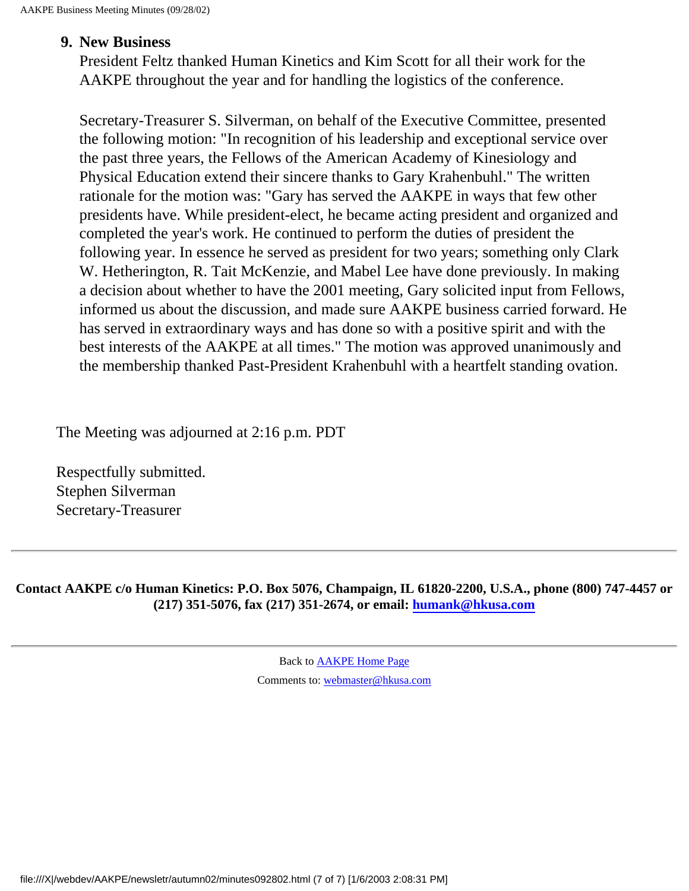9. **New Business**

President Feltz thanked Human Kinetics and Kim Scott for all their work for the AAKPE throughout the year and for handling the logistics of the conference.

Secretary-Treasurer S. Silverman, on behalf of the Executive Committee, presented the following motion: "In recognition of his leadership and exceptional service over the past three years, the Fellows of the American Academy of Kinesiology and Physical Education extend their sincere thanks to Gary Krahenbuhl." The written rationale for the motion was: "Gary has served the AAKPE in ways that few other presidents have. While president-elect, he became acting president and organized and completed the year's work. He continued to perform the duties of president the following year. In essence he served as president for two years; something only Clark W. Hetherington, R. Tait McKenzie, and Mabel Lee have done previously. In making a decision about whether to have the 2001 meeting, Gary solicited input from Fellows, informed us about the discussion, and made sure AAKPE business carried forward. He has served in extraordinary ways and has done so with a positive spirit and with the best interests of the AAKPE at all times." The motion was approved unanimously and the membership thanked Past-President Krahenbuhl with a heartfelt standing ovation.

The Meeting was adjourned at 2:16 p.m. PDT

Respectfully submitted.
Stephen Silverman
Secretary-Treasurer

---

**Contact AAKPE c/o Human Kinetics: P.O. Box 5076, Champaign, IL 61820-2200, U.S.A., phone (800) 747-4457 or (217) 351-5076, fax (217) 351-2674, or email: humank@hkusa.com**

---

Back to AAKPE Home Page

Comments to: webmaster@hkusa.com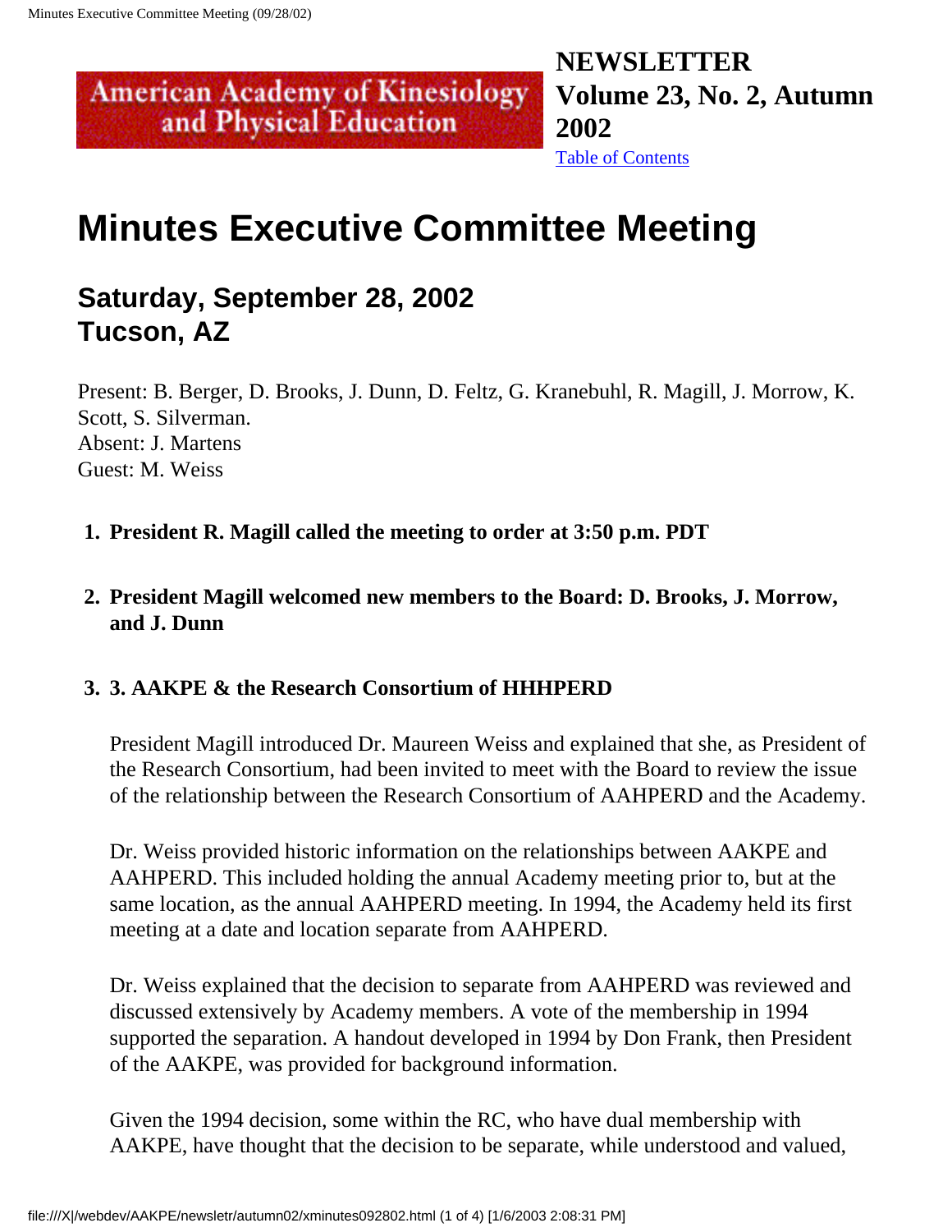American Academy of Kinesiology and Physical Education

**NEWSLETTER Volume 23, No. 2, Autumn 2002**

Table of Contents

# Minutes Executive Committee Meeting

## Saturday, September 28, 2002
## Tucson, AZ

Present: B. Berger, D. Brooks, J. Dunn, D. Feltz, G. Kranebuhl, R. Magill, J. Morrow, K. Scott, S. Silverman.
Absent: J. Martens
Guest: M. Weiss

1. **President R. Magill called the meeting to order at 3:50 p.m. PDT**

2. **President Magill welcomed new members to the Board: D. Brooks, J. Morrow, and J. Dunn**

3. **3. AAKPE & the Research Consortium of HHHPERD**

   President Magill introduced Dr. Maureen Weiss and explained that she, as President of the Research Consortium, had been invited to meet with the Board to review the issue of the relationship between the Research Consortium of AAHPERD and the Academy.

   Dr. Weiss provided historic information on the relationships between AAKPE and AAHPERD. This included holding the annual Academy meeting prior to, but at the same location, as the annual AAHPERD meeting. In 1994, the Academy held its first meeting at a date and location separate from AAHPERD.

   Dr. Weiss explained that the decision to separate from AAHPERD was reviewed and discussed extensively by Academy members. A vote of the membership in 1994 supported the separation. A handout developed in 1994 by Don Frank, then President of the AAKPE, was provided for background information.

   Given the 1994 decision, some within the RC, who have dual membership with AAKPE, have thought that the decision to be separate, while understood and valued,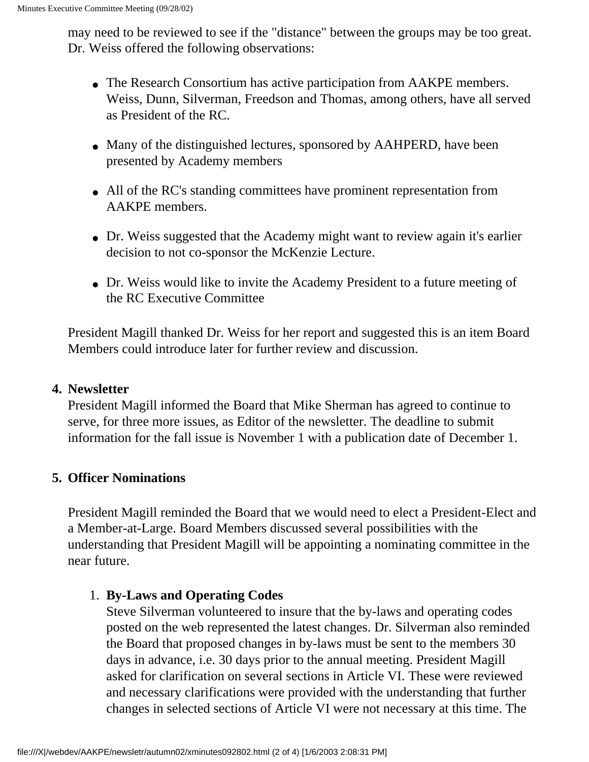may need to be reviewed to see if the "distance" between the groups may be too great. Dr. Weiss offered the following observations:

- The Research Consortium has active participation from AAKPE members. Weiss, Dunn, Silverman, Freedson and Thomas, among others, have all served as President of the RC.
- Many of the distinguished lectures, sponsored by AAHPERD, have been presented by Academy members
- All of the RC's standing committees have prominent representation from AAKPE members.
- Dr. Weiss suggested that the Academy might want to review again it's earlier decision to not co-sponsor the McKenzie Lecture.
- Dr. Weiss would like to invite the Academy President to a future meeting of the RC Executive Committee

President Magill thanked Dr. Weiss for her report and suggested this is an item Board Members could introduce later for further review and discussion.

4. **Newsletter**
   President Magill informed the Board that Mike Sherman has agreed to continue to serve, for three more issues, as Editor of the newsletter. The deadline to submit information for the fall issue is November 1 with a publication date of December 1.

5. **Officer Nominations**

   President Magill reminded the Board that we would need to elect a President-Elect and a Member-at-Large. Board Members discussed several possibilities with the understanding that President Magill will be appointing a nominating committee in the near future.

   1. **By-Laws and Operating Codes**
      Steve Silverman volunteered to insure that the by-laws and operating codes posted on the web represented the latest changes. Dr. Silverman also reminded the Board that proposed changes in by-laws must be sent to the members 30 days in advance, i.e. 30 days prior to the annual meeting. President Magill asked for clarification on several sections in Article VI. These were reviewed and necessary clarifications were provided with the understanding that further changes in selected sections of Article VI were not necessary at this time. The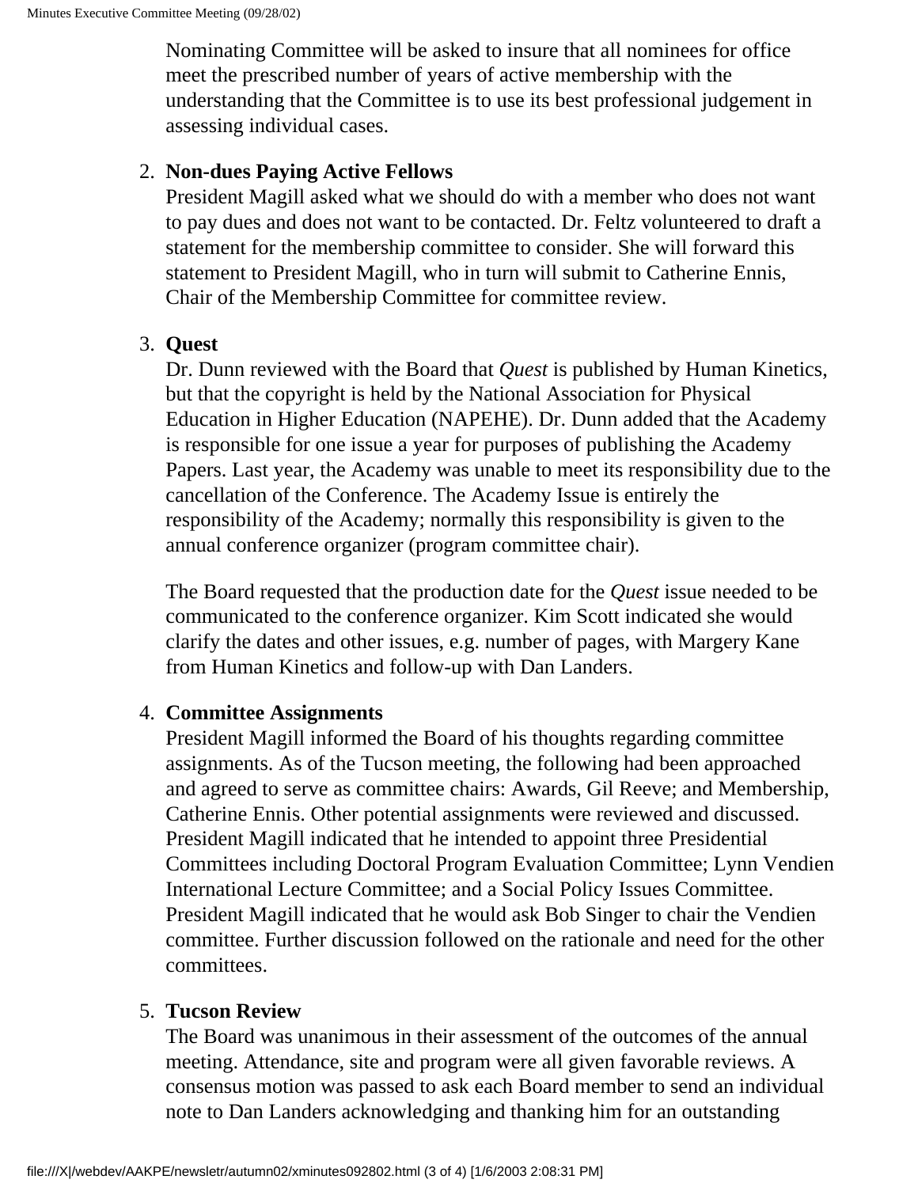Nominating Committee will be asked to insure that all nominees for office meet the prescribed number of years of active membership with the understanding that the Committee is to use its best professional judgement in assessing individual cases.

2. **Non-dues Paying Active Fellows**
   President Magill asked what we should do with a member who does not want to pay dues and does not want to be contacted. Dr. Feltz volunteered to draft a statement for the membership committee to consider. She will forward this statement to President Magill, who in turn will submit to Catherine Ennis, Chair of the Membership Committee for committee review.

3. **Quest**
   Dr. Dunn reviewed with the Board that *Quest* is published by Human Kinetics, but that the copyright is held by the National Association for Physical Education in Higher Education (NAPEHE). Dr. Dunn added that the Academy is responsible for one issue a year for purposes of publishing the Academy Papers. Last year, the Academy was unable to meet its responsibility due to the cancellation of the Conference. The Academy Issue is entirely the responsibility of the Academy; normally this responsibility is given to the annual conference organizer (program committee chair).

   The Board requested that the production date for the *Quest* issue needed to be communicated to the conference organizer. Kim Scott indicated she would clarify the dates and other issues, e.g. number of pages, with Margery Kane from Human Kinetics and follow-up with Dan Landers.

4. **Committee Assignments**
   President Magill informed the Board of his thoughts regarding committee assignments. As of the Tucson meeting, the following had been approached and agreed to serve as committee chairs: Awards, Gil Reeve; and Membership, Catherine Ennis. Other potential assignments were reviewed and discussed. President Magill indicated that he intended to appoint three Presidential Committees including Doctoral Program Evaluation Committee; Lynn Vendien International Lecture Committee; and a Social Policy Issues Committee. President Magill indicated that he would ask Bob Singer to chair the Vendien committee. Further discussion followed on the rationale and need for the other committees.

5. **Tucson Review**
   The Board was unanimous in their assessment of the outcomes of the annual meeting. Attendance, site and program were all given favorable reviews. A consensus motion was passed to ask each Board member to send an individual note to Dan Landers acknowledging and thanking him for an outstanding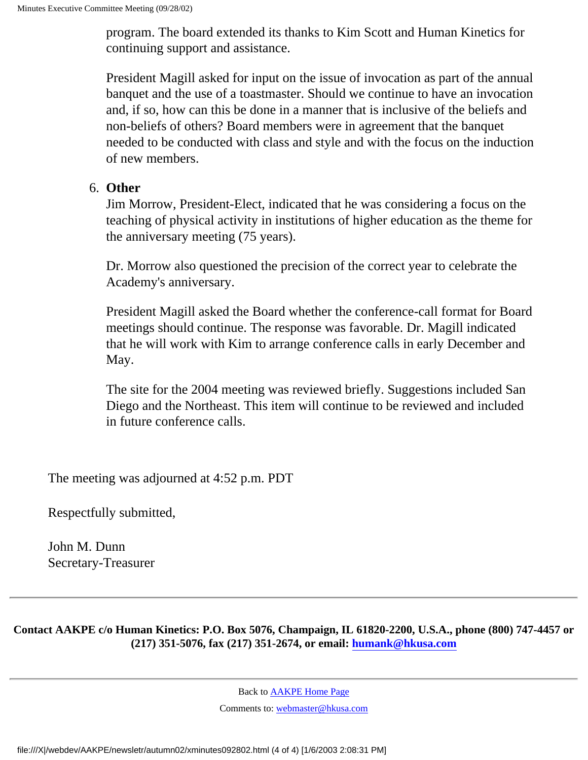program. The board extended its thanks to Kim Scott and Human Kinetics for continuing support and assistance.

President Magill asked for input on the issue of invocation as part of the annual banquet and the use of a toastmaster. Should we continue to have an invocation and, if so, how can this be done in a manner that is inclusive of the beliefs and non-beliefs of others? Board members were in agreement that the banquet needed to be conducted with class and style and with the focus on the induction of new members.

6. **Other**
   Jim Morrow, President-Elect, indicated that he was considering a focus on the teaching of physical activity in institutions of higher education as the theme for the anniversary meeting (75 years).

   Dr. Morrow also questioned the precision of the correct year to celebrate the Academy's anniversary.

   President Magill asked the Board whether the conference-call format for Board meetings should continue. The response was favorable. Dr. Magill indicated that he will work with Kim to arrange conference calls in early December and May.

   The site for the 2004 meeting was reviewed briefly. Suggestions included San Diego and the Northeast. This item will continue to be reviewed and included in future conference calls.

The meeting was adjourned at 4:52 p.m. PDT

Respectfully submitted,

John M. Dunn
Secretary-Treasurer

---

**Contact AAKPE c/o Human Kinetics: P.O. Box 5076, Champaign, IL 61820-2200, U.S.A., phone (800) 747-4457 or (217) 351-5076, fax (217) 351-2674, or email: humank@hkusa.com**

---

Back to AAKPE Home Page

Comments to: webmaster@hkusa.com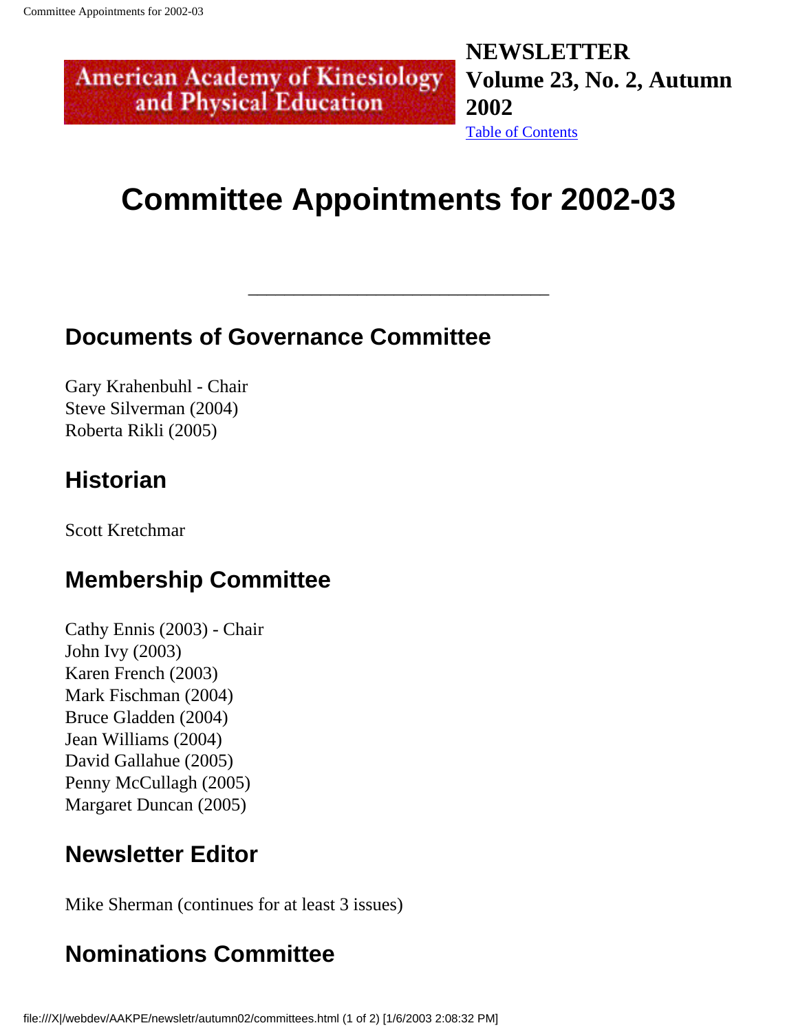American Academy of Kinesiology and Physical Education

**NEWSLETTER Volume 23, No. 2, Autumn 2002**

Table of Contents

# Committee Appointments for 2002-03

---

## Documents of Governance Committee

Gary Krahenbuhl - Chair
Steve Silverman (2004)
Roberta Rikli (2005)

## Historian

Scott Kretchmar

## Membership Committee

Cathy Ennis (2003) - Chair
John Ivy (2003)
Karen French (2003)
Mark Fischman (2004)
Bruce Gladden (2004)
Jean Williams (2004)
David Gallahue (2005)
Penny McCullagh (2005)
Margaret Duncan (2005)

## Newsletter Editor

Mike Sherman (continues for at least 3 issues)

## Nominations Committee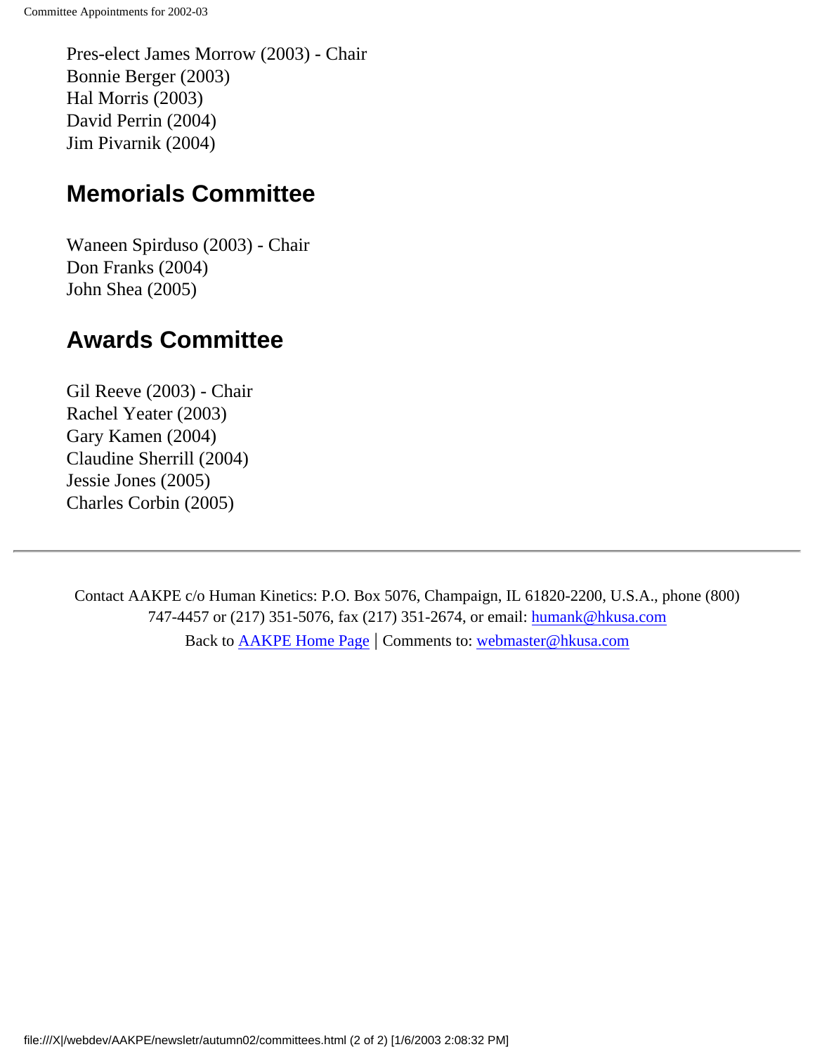Pres-elect James Morrow (2003) - Chair
Bonnie Berger (2003)
Hal Morris (2003)
David Perrin (2004)
Jim Pivarnik (2004)

## Memorials Committee

Waneen Spirduso (2003) - Chair
Don Franks (2004)
John Shea (2005)

## Awards Committee

Gil Reeve (2003) - Chair
Rachel Yeater (2003)
Gary Kamen (2004)
Claudine Sherrill (2004)
Jessie Jones (2005)
Charles Corbin (2005)

---

Contact AAKPE c/o Human Kinetics: P.O. Box 5076, Champaign, IL 61820-2200, U.S.A., phone (800) 747-4457 or (217) 351-5076, fax (217) 351-2674, or email: humank@hkusa.com

Back to AAKPE Home Page | Comments to: webmaster@hkusa.com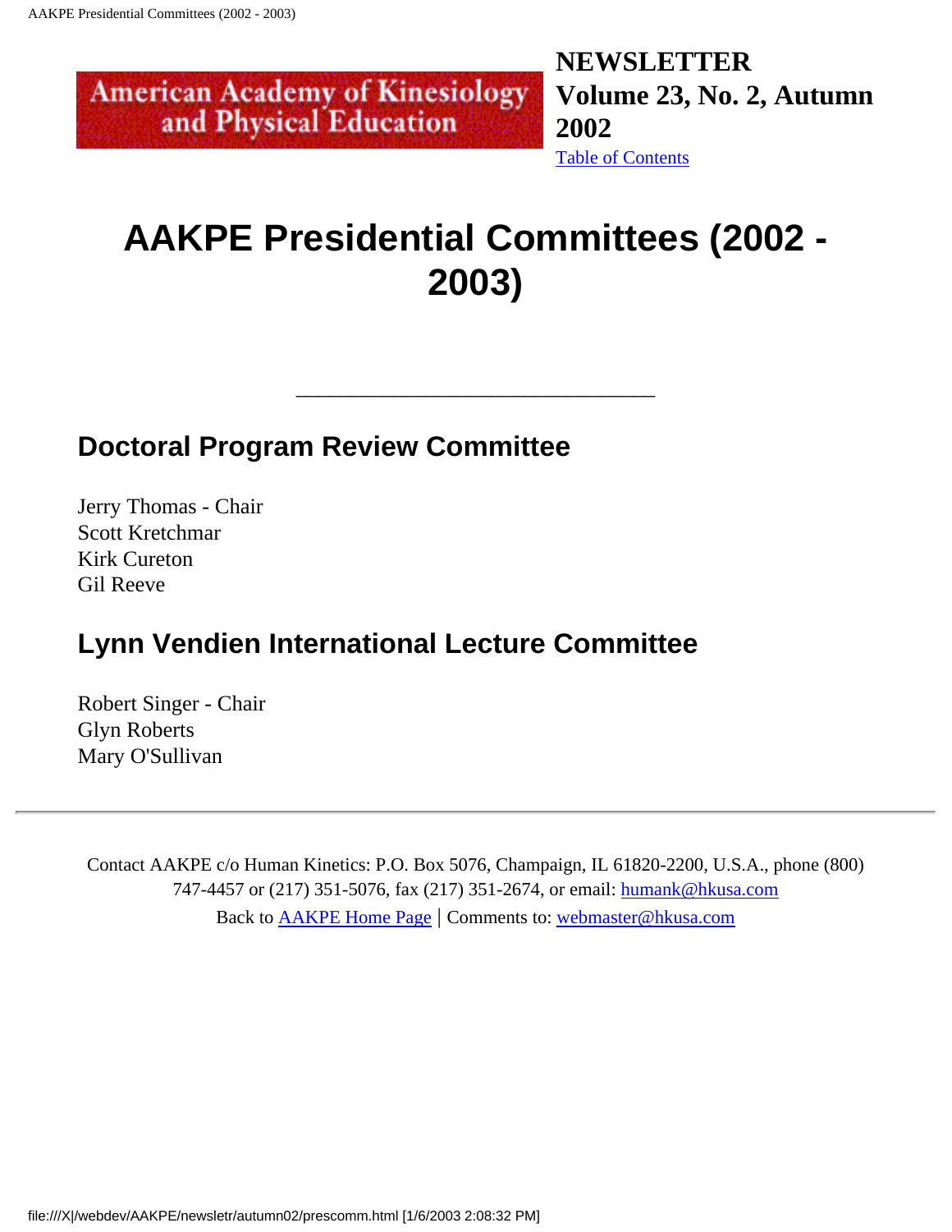American Academy of Kinesiology and Physical Education

**NEWSLETTER**
**Volume 23, No. 2, Autumn 2002**
[Table of Contents]

# AAKPE Presidential Committees (2002 - 2003)

---

## Doctoral Program Review Committee

Jerry Thomas - Chair
Scott Kretchmar
Kirk Cureton
Gil Reeve

## Lynn Vendien International Lecture Committee

Robert Singer - Chair
Glyn Roberts
Mary O'Sullivan

---

Contact AAKPE c/o Human Kinetics: P.O. Box 5076, Champaign, IL 61820-2200, U.S.A., phone (800) 747-4457 or (217) 351-5076, fax (217) 351-2674, or email: humank@hkusa.com

Back to AAKPE Home Page | Comments to: webmaster@hkusa.com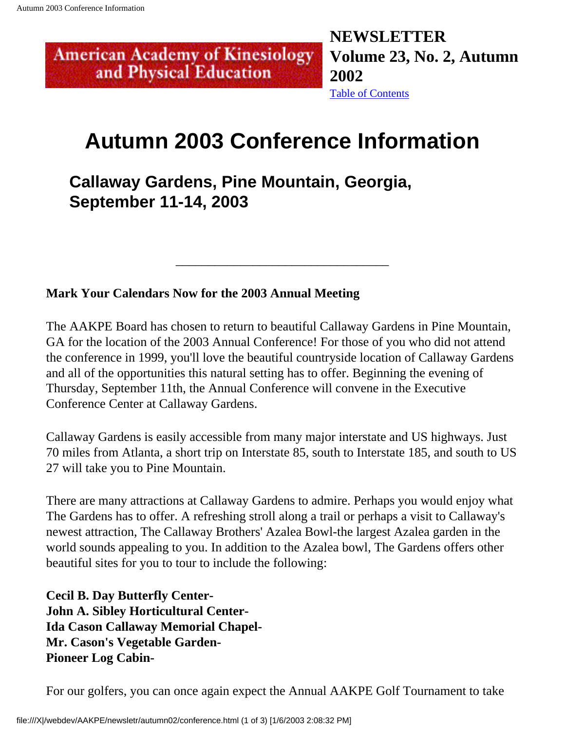American Academy of Kinesiology and Physical Education

**NEWSLETTER Volume 23, No. 2, Autumn 2002**

Table of Contents

# Autumn 2003 Conference Information

## Callaway Gardens, Pine Mountain, Georgia, September 11-14, 2003

---

**Mark Your Calendars Now for the 2003 Annual Meeting**

The AAKPE Board has chosen to return to beautiful Callaway Gardens in Pine Mountain, GA for the location of the 2003 Annual Conference! For those of you who did not attend the conference in 1999, you'll love the beautiful countryside location of Callaway Gardens and all of the opportunities this natural setting has to offer. Beginning the evening of Thursday, September 11th, the Annual Conference will convene in the Executive Conference Center at Callaway Gardens.

Callaway Gardens is easily accessible from many major interstate and US highways. Just 70 miles from Atlanta, a short trip on Interstate 85, south to Interstate 185, and south to US 27 will take you to Pine Mountain.

There are many attractions at Callaway Gardens to admire. Perhaps you would enjoy what The Gardens has to offer. A refreshing stroll along a trail or perhaps a visit to Callaway's newest attraction, The Callaway Brothers' Azalea Bowl-the largest Azalea garden in the world sounds appealing to you. In addition to the Azalea bowl, The Gardens offers other beautiful sites for you to tour to include the following:

**Cecil B. Day Butterfly Center-**
**John A. Sibley Horticultural Center-**
**Ida Cason Callaway Memorial Chapel-**
**Mr. Cason's Vegetable Garden-**
**Pioneer Log Cabin-**

For our golfers, you can once again expect the Annual AAKPE Golf Tournament to take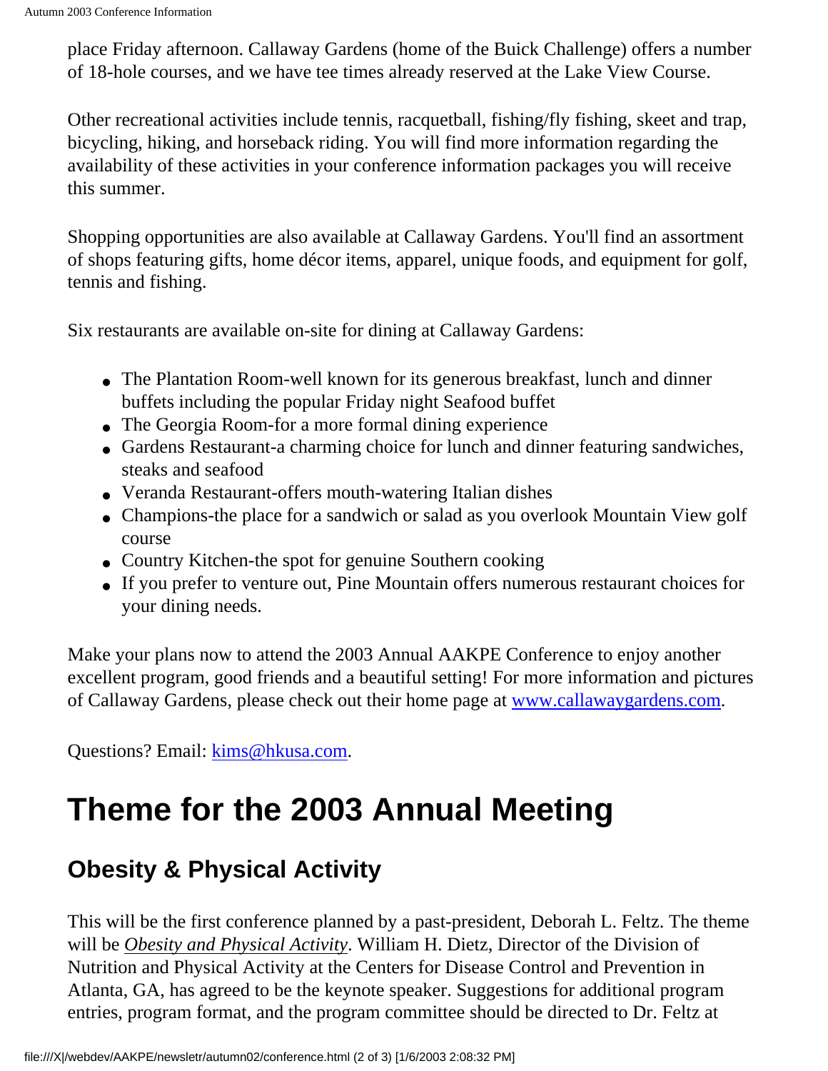place Friday afternoon. Callaway Gardens (home of the Buick Challenge) offers a number of 18-hole courses, and we have tee times already reserved at the Lake View Course.

Other recreational activities include tennis, racquetball, fishing/fly fishing, skeet and trap, bicycling, hiking, and horseback riding. You will find more information regarding the availability of these activities in your conference information packages you will receive this summer.

Shopping opportunities are also available at Callaway Gardens. You'll find an assortment of shops featuring gifts, home décor items, apparel, unique foods, and equipment for golf, tennis and fishing.

Six restaurants are available on-site for dining at Callaway Gardens:

- The Plantation Room-well known for its generous breakfast, lunch and dinner buffets including the popular Friday night Seafood buffet
- The Georgia Room-for a more formal dining experience
- Gardens Restaurant-a charming choice for lunch and dinner featuring sandwiches, steaks and seafood
- Veranda Restaurant-offers mouth-watering Italian dishes
- Champions-the place for a sandwich or salad as you overlook Mountain View golf course
- Country Kitchen-the spot for genuine Southern cooking
- If you prefer to venture out, Pine Mountain offers numerous restaurant choices for your dining needs.

Make your plans now to attend the 2003 Annual AAKPE Conference to enjoy another excellent program, good friends and a beautiful setting! For more information and pictures of Callaway Gardens, please check out their home page at www.callawaygardens.com.

Questions? Email: kims@hkusa.com.

# Theme for the 2003 Annual Meeting

## Obesity & Physical Activity

This will be the first conference planned by a past-president, Deborah L. Feltz. The theme will be *Obesity and Physical Activity*. William H. Dietz, Director of the Division of Nutrition and Physical Activity at the Centers for Disease Control and Prevention in Atlanta, GA, has agreed to be the keynote speaker. Suggestions for additional program entries, program format, and the program committee should be directed to Dr. Feltz at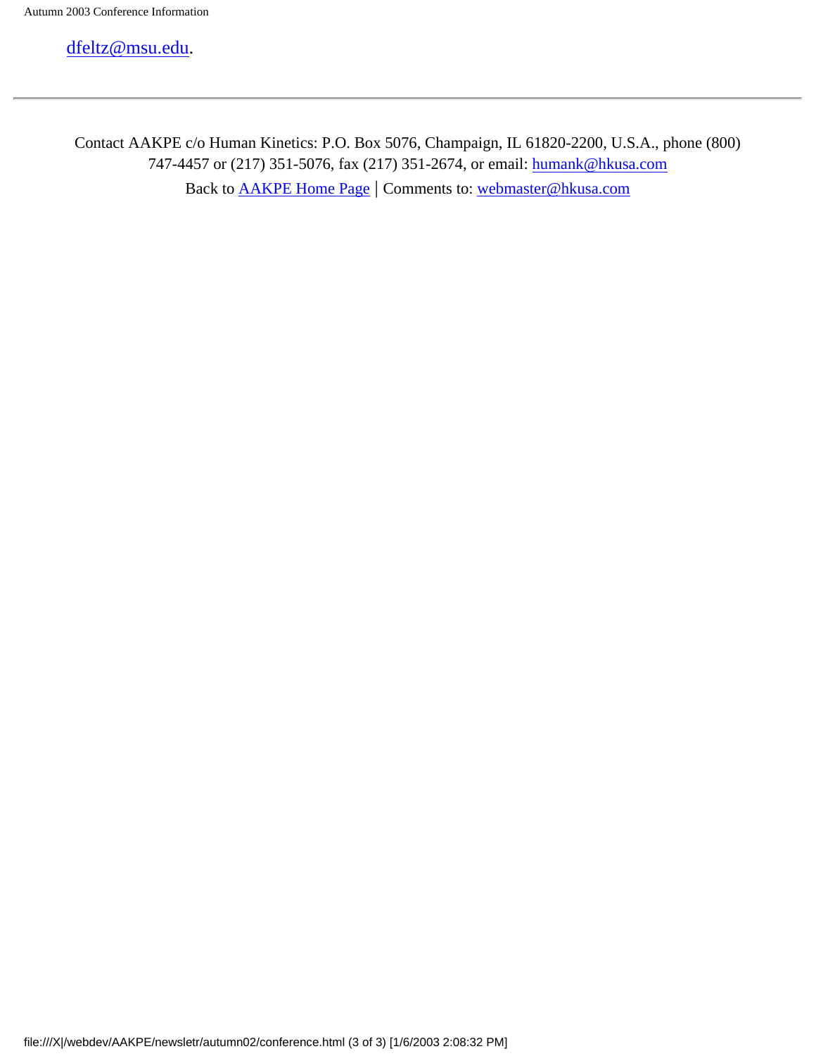dfeltz@msu.edu.

---

Contact AAKPE c/o Human Kinetics: P.O. Box 5076, Champaign, IL 61820-2200, U.S.A., phone (800) 747-4457 or (217) 351-5076, fax (217) 351-2674, or email: humank@hkusa.com

Back to AAKPE Home Page | Comments to: webmaster@hkusa.com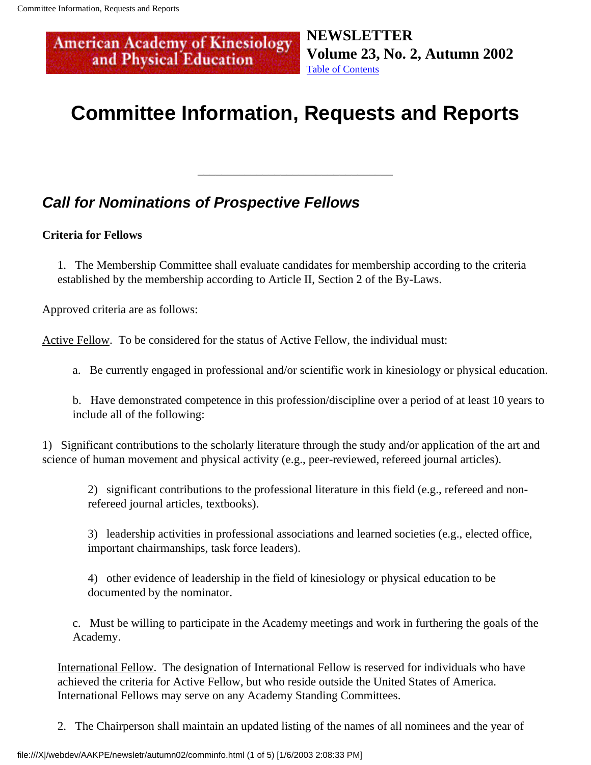**NEWSLETTER**
**Volume 23, No. 2, Autumn 2002**
Table of Contents

# Committee Information, Requests and Reports

---

## *Call for Nominations of Prospective Fellows*

**Criteria for Fellows**

1. The Membership Committee shall evaluate candidates for membership according to the criteria established by the membership according to Article II, Section 2 of the By-Laws.

Approved criteria are as follows:

Active Fellow. To be considered for the status of Active Fellow, the individual must:

a. Be currently engaged in professional and/or scientific work in kinesiology or physical education.

b. Have demonstrated competence in this profession/discipline over a period of at least 10 years to include all of the following:

1) Significant contributions to the scholarly literature through the study and/or application of the art and science of human movement and physical activity (e.g., peer-reviewed, refereed journal articles).

2) significant contributions to the professional literature in this field (e.g., refereed and non-refereed journal articles, textbooks).

3) leadership activities in professional associations and learned societies (e.g., elected office, important chairmanships, task force leaders).

4) other evidence of leadership in the field of kinesiology or physical education to be documented by the nominator.

c. Must be willing to participate in the Academy meetings and work in furthering the goals of the Academy.

International Fellow. The designation of International Fellow is reserved for individuals who have achieved the criteria for Active Fellow, but who reside outside the United States of America. International Fellows may serve on any Academy Standing Committees.

2. The Chairperson shall maintain an updated listing of the names of all nominees and the year of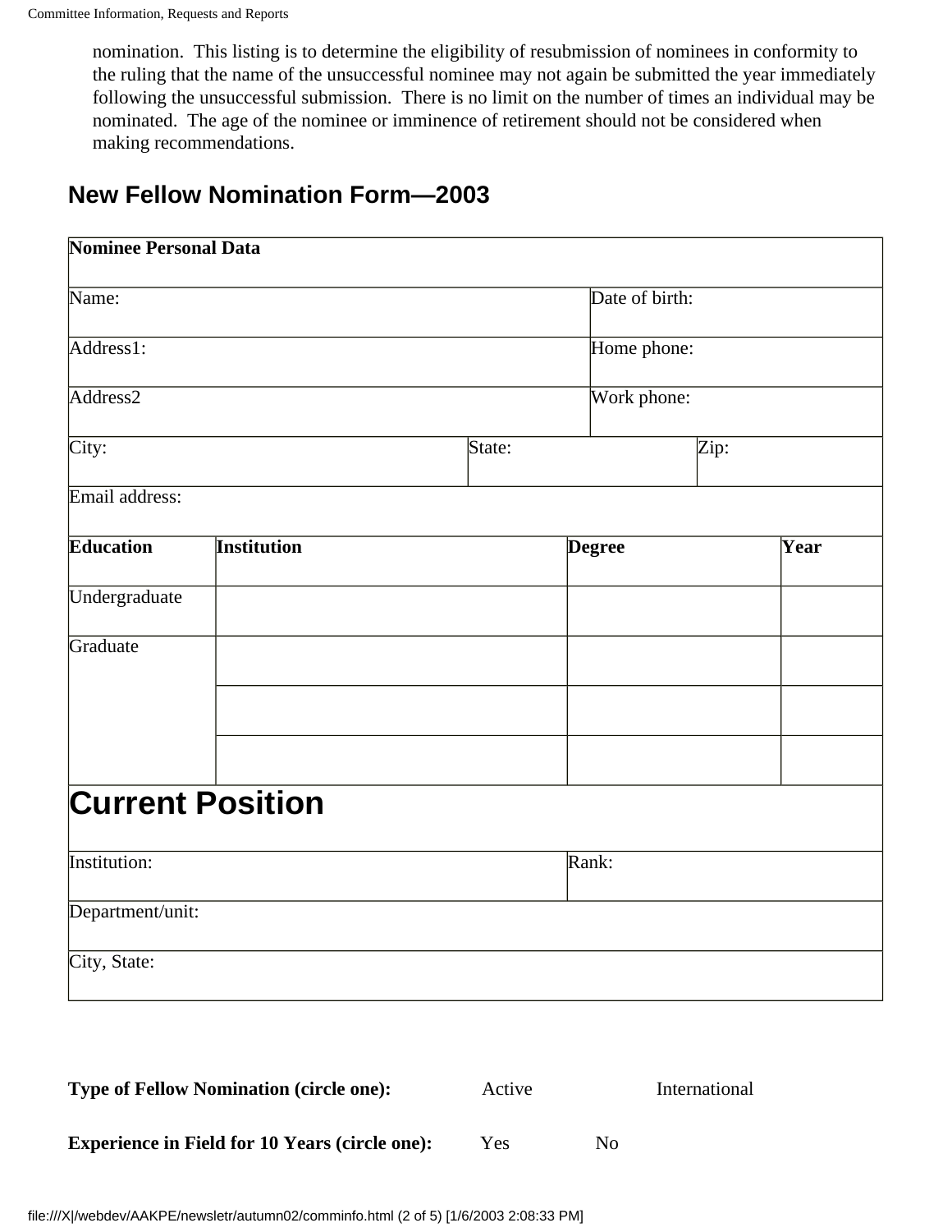nomination. This listing is to determine the eligibility of resubmission of nominees in conformity to the ruling that the name of the unsuccessful nominee may not again be submitted the year immediately following the unsuccessful submission. There is no limit on the number of times an individual may be nominated. The age of the nominee or imminence of retirement should not be considered when making recommendations.

## New Fellow Nomination Form—2003

| **Nominee Personal Data** | | |
|---|---|---|
| Name: | | Date of birth: |
| Address1: | | Home phone: |
| Address2 | | Work phone: |
| City: | State: | Zip: |
| Email address: | | |

| **Education** | **Institution** | **Degree** | **Year** |
|---|---|---|---|
| Undergraduate | | | |
| Graduate | | | |
| | | | |
| | | | |

## Current Position

| | |
|---|---|
| Institution: | Rank: |
| Department/unit: | |
| City, State: | |

**Type of Fellow Nomination (circle one):** Active International

**Experience in Field for 10 Years (circle one):** Yes No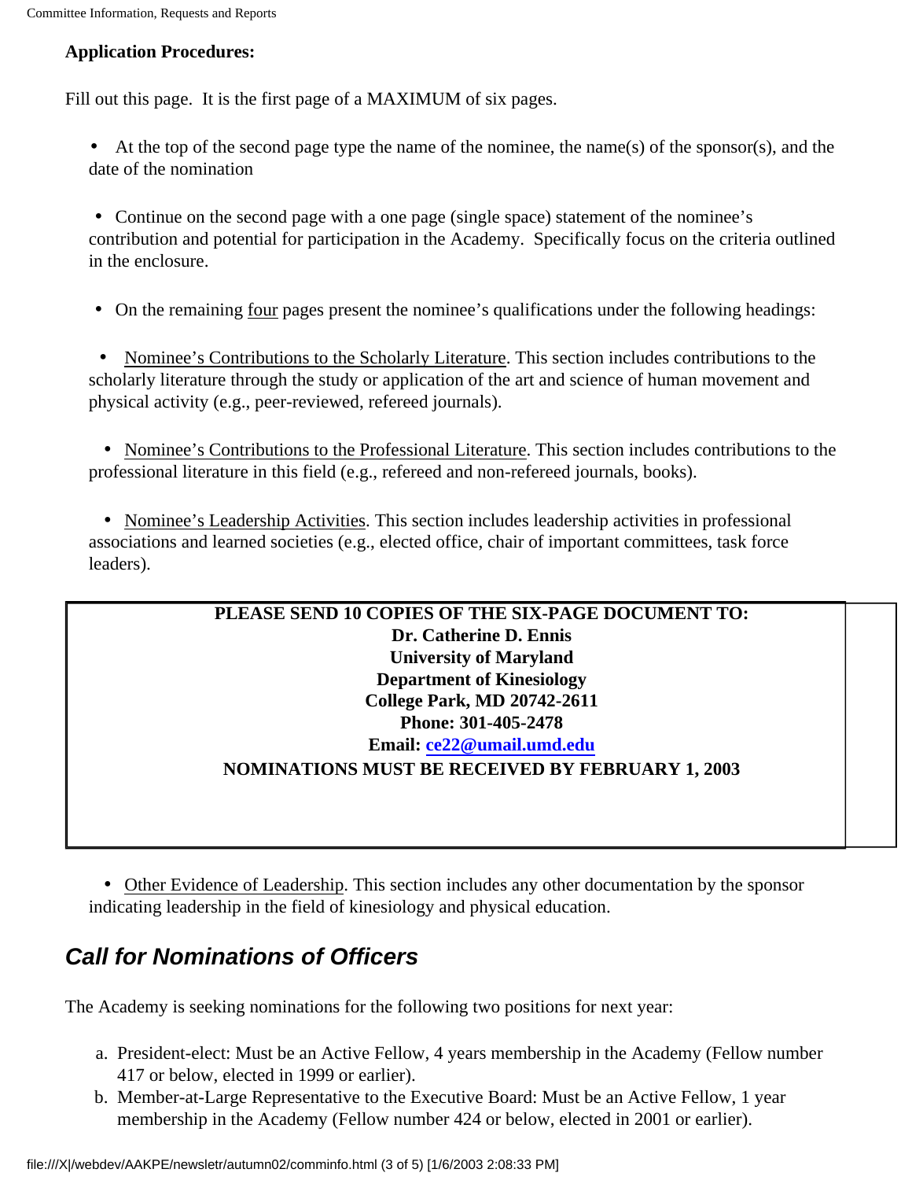**Application Procedures:**

Fill out this page. It is the first page of a MAXIMUM of six pages.

- At the top of the second page type the name of the nominee, the name(s) of the sponsor(s), and the date of the nomination

- Continue on the second page with a one page (single space) statement of the nominee's contribution and potential for participation in the Academy. Specifically focus on the criteria outlined in the enclosure.

- On the remaining four pages present the nominee's qualifications under the following headings:

- Nominee's Contributions to the Scholarly Literature. This section includes contributions to the scholarly literature through the study or application of the art and science of human movement and physical activity (e.g., peer-reviewed, refereed journals).

- Nominee's Contributions to the Professional Literature. This section includes contributions to the professional literature in this field (e.g., refereed and non-refereed journals, books).

- Nominee's Leadership Activities. This section includes leadership activities in professional associations and learned societies (e.g., elected office, chair of important committees, task force leaders).

**PLEASE SEND 10 COPIES OF THE SIX-PAGE DOCUMENT TO:**
**Dr. Catherine D. Ennis**
**University of Maryland**
**Department of Kinesiology**
**College Park, MD 20742-2611**
**Phone: 301-405-2478**
**Email: ce22@umail.umd.edu**
**NOMINATIONS MUST BE RECEIVED BY FEBRUARY 1, 2003**

- Other Evidence of Leadership. This section includes any other documentation by the sponsor indicating leadership in the field of kinesiology and physical education.

## *Call for Nominations of Officers*

The Academy is seeking nominations for the following two positions for next year:

a. President-elect: Must be an Active Fellow, 4 years membership in the Academy (Fellow number 417 or below, elected in 1999 or earlier).
b. Member-at-Large Representative to the Executive Board: Must be an Active Fellow, 1 year membership in the Academy (Fellow number 424 or below, elected in 2001 or earlier).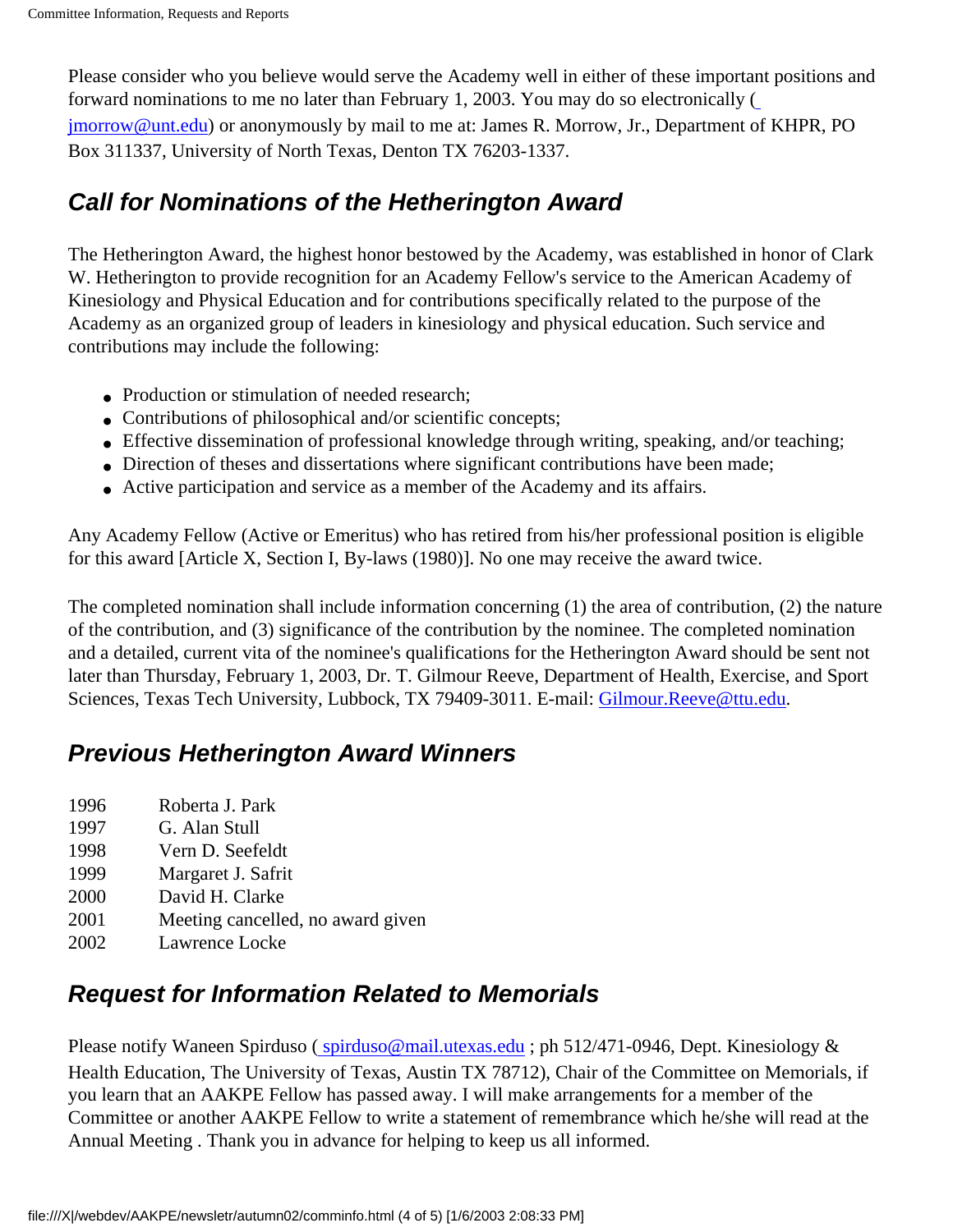Please consider who you believe would serve the Academy well in either of these important positions and forward nominations to me no later than February 1, 2003. You may do so electronically ( jmorrow@unt.edu) or anonymously by mail to me at: James R. Morrow, Jr., Department of KHPR, PO Box 311337, University of North Texas, Denton TX 76203-1337.

## Call for Nominations of the Hetherington Award

The Hetherington Award, the highest honor bestowed by the Academy, was established in honor of Clark W. Hetherington to provide recognition for an Academy Fellow's service to the American Academy of Kinesiology and Physical Education and for contributions specifically related to the purpose of the Academy as an organized group of leaders in kinesiology and physical education. Such service and contributions may include the following:

- Production or stimulation of needed research;
- Contributions of philosophical and/or scientific concepts;
- Effective dissemination of professional knowledge through writing, speaking, and/or teaching;
- Direction of theses and dissertations where significant contributions have been made;
- Active participation and service as a member of the Academy and its affairs.

Any Academy Fellow (Active or Emeritus) who has retired from his/her professional position is eligible for this award [Article X, Section I, By-laws (1980)]. No one may receive the award twice.

The completed nomination shall include information concerning (1) the area of contribution, (2) the nature of the contribution, and (3) significance of the contribution by the nominee. The completed nomination and a detailed, current vita of the nominee's qualifications for the Hetherington Award should be sent not later than Thursday, February 1, 2003, Dr. T. Gilmour Reeve, Department of Health, Exercise, and Sport Sciences, Texas Tech University, Lubbock, TX 79409-3011. E-mail: Gilmour.Reeve@ttu.edu.

## Previous Hetherington Award Winners

| | |
|---|---|
| 1996 | Roberta J. Park |
| 1997 | G. Alan Stull |
| 1998 | Vern D. Seefeldt |
| 1999 | Margaret J. Safrit |
| 2000 | David H. Clarke |
| 2001 | Meeting cancelled, no award given |
| 2002 | Lawrence Locke |

## Request for Information Related to Memorials

Please notify Waneen Spirduso ( spirduso@mail.utexas.edu ; ph 512/471-0946, Dept. Kinesiology & Health Education, The University of Texas, Austin TX 78712), Chair of the Committee on Memorials, if you learn that an AAKPE Fellow has passed away. I will make arrangements for a member of the Committee or another AAKPE Fellow to write a statement of remembrance which he/she will read at the Annual Meeting . Thank you in advance for helping to keep us all informed.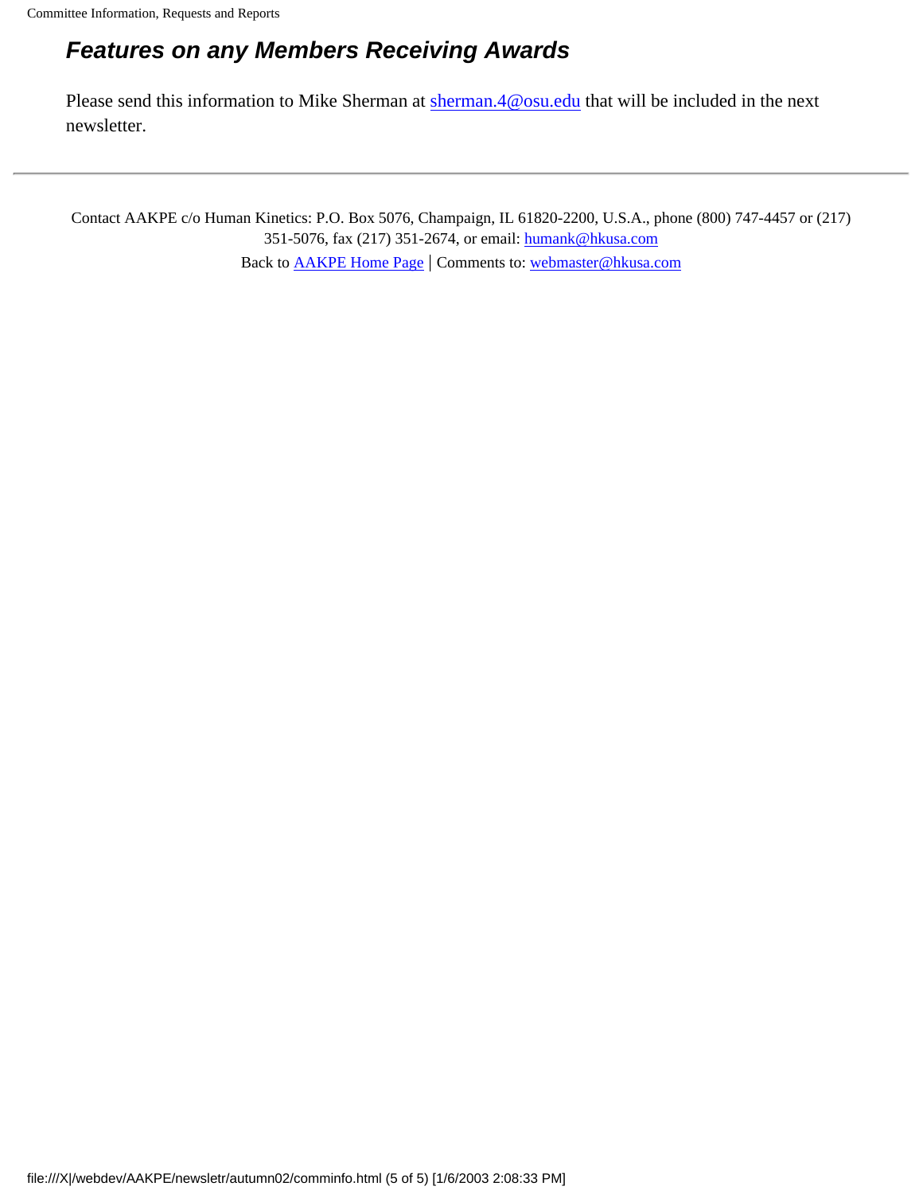## *Features on any Members Receiving Awards*

Please send this information to Mike Sherman at sherman.4@osu.edu that will be included in the next newsletter.

---

Contact AAKPE c/o Human Kinetics: P.O. Box 5076, Champaign, IL 61820-2200, U.S.A., phone (800) 747-4457 or (217) 351-5076, fax (217) 351-2674, or email: humank@hkusa.com

Back to AAKPE Home Page | Comments to: webmaster@hkusa.com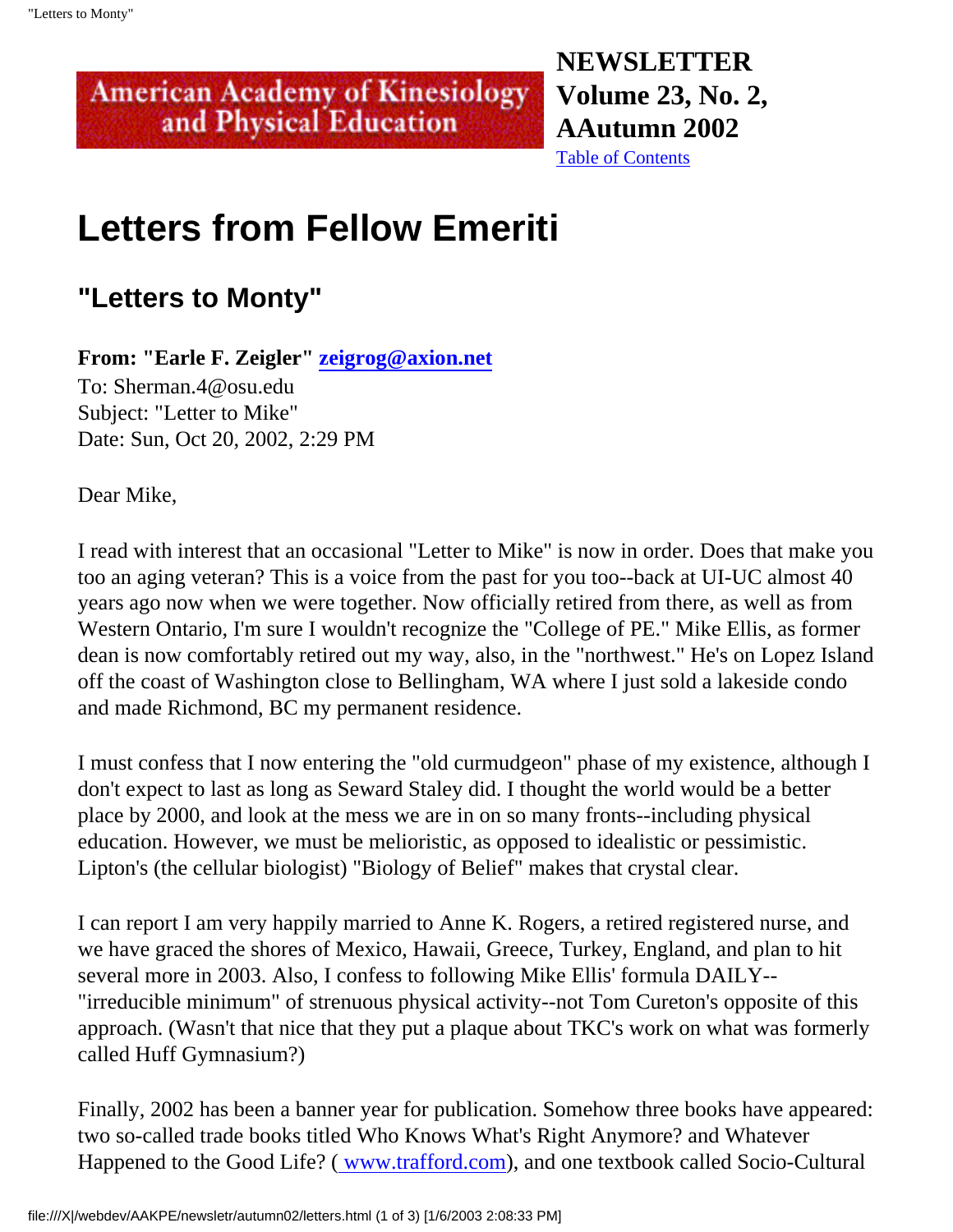American Academy of Kinesiology and Physical Education

**NEWSLETTER Volume 23, No. 2, AAutumn 2002**
Table of Contents

# Letters from Fellow Emeriti

## "Letters to Monty"

**From: "Earle F. Zeigler" zeigrog@axion.net**
To: Sherman.4@osu.edu
Subject: "Letter to Mike"
Date: Sun, Oct 20, 2002, 2:29 PM

Dear Mike,

I read with interest that an occasional "Letter to Mike" is now in order. Does that make you too an aging veteran? This is a voice from the past for you too--back at UI-UC almost 40 years ago now when we were together. Now officially retired from there, as well as from Western Ontario, I'm sure I wouldn't recognize the "College of PE." Mike Ellis, as former dean is now comfortably retired out my way, also, in the "northwest." He's on Lopez Island off the coast of Washington close to Bellingham, WA where I just sold a lakeside condo and made Richmond, BC my permanent residence.

I must confess that I now entering the "old curmudgeon" phase of my existence, although I don't expect to last as long as Seward Staley did. I thought the world would be a better place by 2000, and look at the mess we are in on so many fronts--including physical education. However, we must be melioristic, as opposed to idealistic or pessimistic. Lipton's (the cellular biologist) "Biology of Belief" makes that crystal clear.

I can report I am very happily married to Anne K. Rogers, a retired registered nurse, and we have graced the shores of Mexico, Hawaii, Greece, Turkey, England, and plan to hit several more in 2003. Also, I confess to following Mike Ellis' formula DAILY--"irreducible minimum" of strenuous physical activity--not Tom Cureton's opposite of this approach. (Wasn't that nice that they put a plaque about TKC's work on what was formerly called Huff Gymnasium?)

Finally, 2002 has been a banner year for publication. Somehow three books have appeared: two so-called trade books titled Who Knows What's Right Anymore? and Whatever Happened to the Good Life? ( www.trafford.com), and one textbook called Socio-Cultural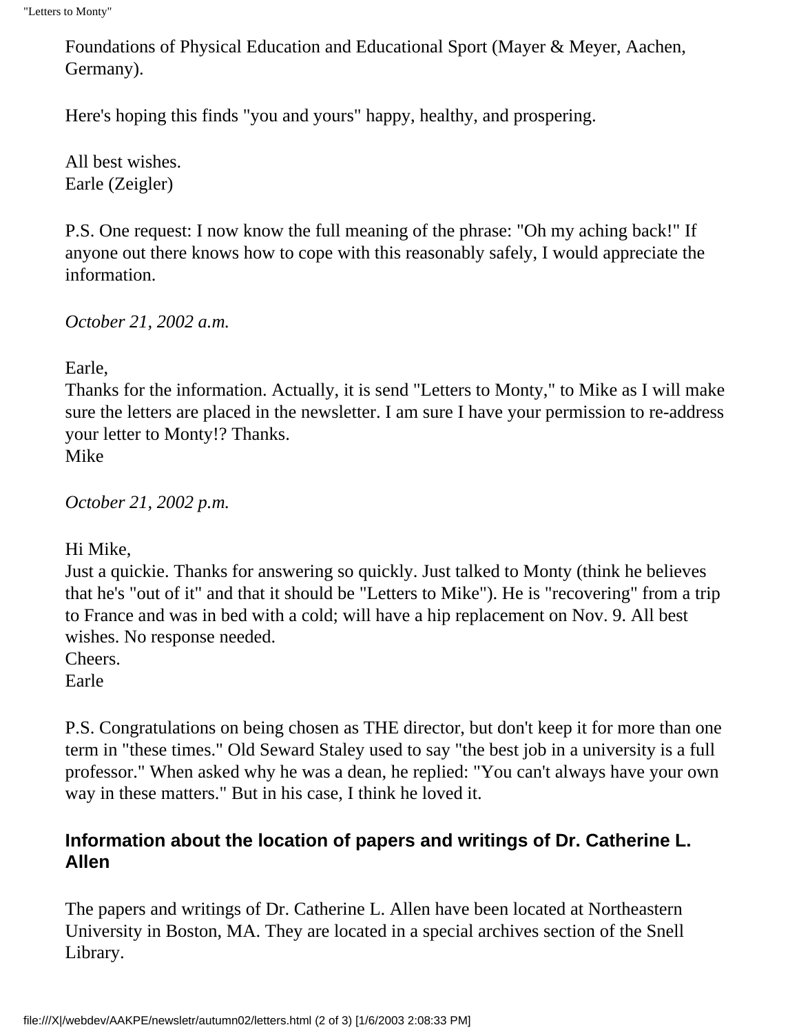Foundations of Physical Education and Educational Sport (Mayer & Meyer, Aachen, Germany).

Here's hoping this finds "you and yours" happy, healthy, and prospering.

All best wishes.
Earle (Zeigler)

P.S. One request: I now know the full meaning of the phrase: "Oh my aching back!" If anyone out there knows how to cope with this reasonably safely, I would appreciate the information.

*October 21, 2002 a.m.*

Earle,
Thanks for the information. Actually, it is send "Letters to Monty," to Mike as I will make sure the letters are placed in the newsletter. I am sure I have your permission to re-address your letter to Monty!? Thanks.
Mike

*October 21, 2002 p.m.*

Hi Mike,
Just a quickie. Thanks for answering so quickly. Just talked to Monty (think he believes that he's "out of it" and that it should be "Letters to Mike"). He is "recovering" from a trip to France and was in bed with a cold; will have a hip replacement on Nov. 9. All best wishes. No response needed.
Cheers.
Earle

P.S. Congratulations on being chosen as THE director, but don't keep it for more than one term in "these times." Old Seward Staley used to say "the best job in a university is a full professor." When asked why he was a dean, he replied: "You can't always have your own way in these matters." But in his case, I think he loved it.

### Information about the location of papers and writings of Dr. Catherine L. Allen

The papers and writings of Dr. Catherine L. Allen have been located at Northeastern University in Boston, MA. They are located in a special archives section of the Snell Library.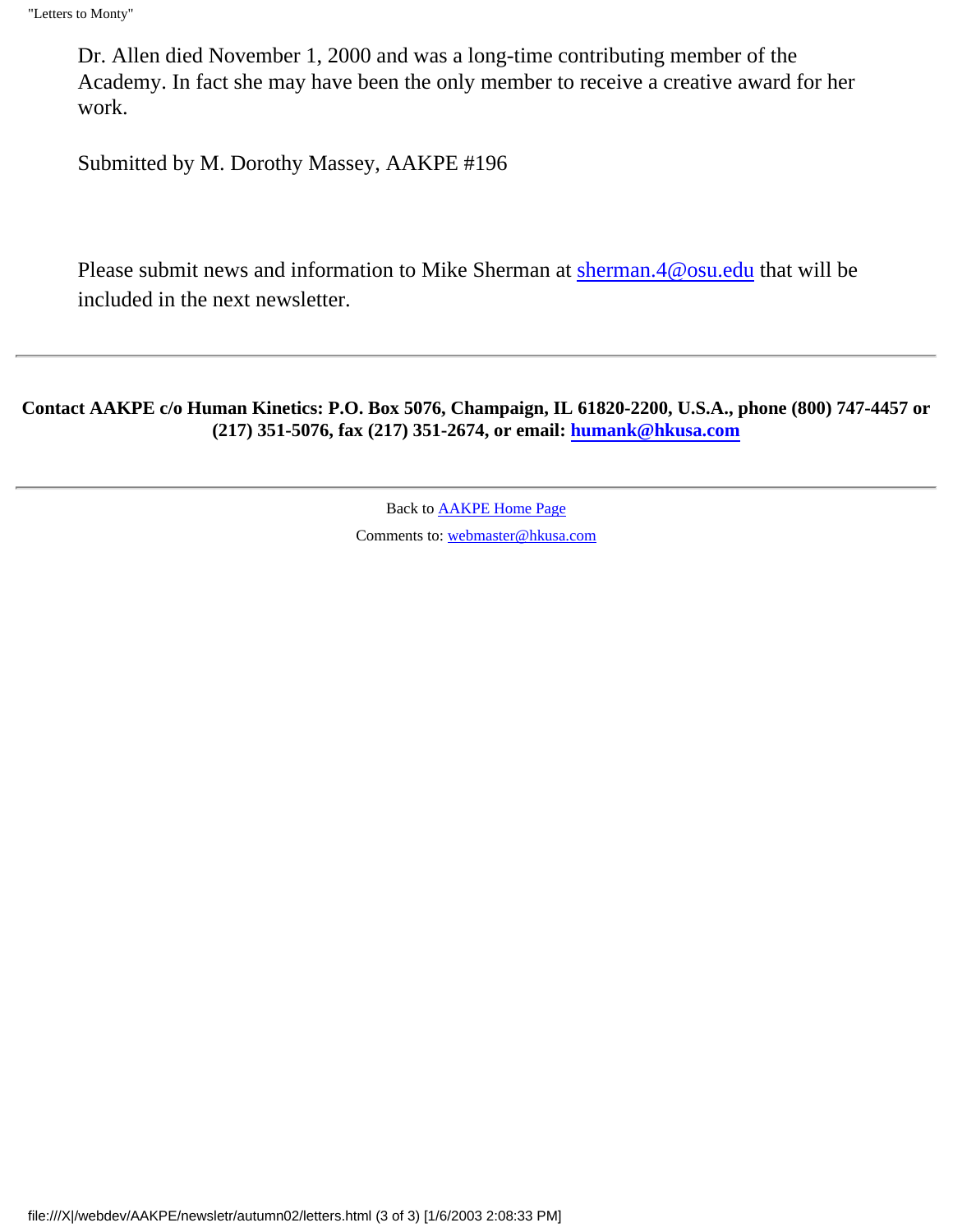Dr. Allen died November 1, 2000 and was a long-time contributing member of the Academy. In fact she may have been the only member to receive a creative award for her work.

Submitted by M. Dorothy Massey, AAKPE #196

Please submit news and information to Mike Sherman at sherman.4@osu.edu that will be included in the next newsletter.

---

**Contact AAKPE c/o Human Kinetics: P.O. Box 5076, Champaign, IL 61820-2200, U.S.A., phone (800) 747-4457 or (217) 351-5076, fax (217) 351-2674, or email: humank@hkusa.com**

---

Back to AAKPE Home Page

Comments to: webmaster@hkusa.com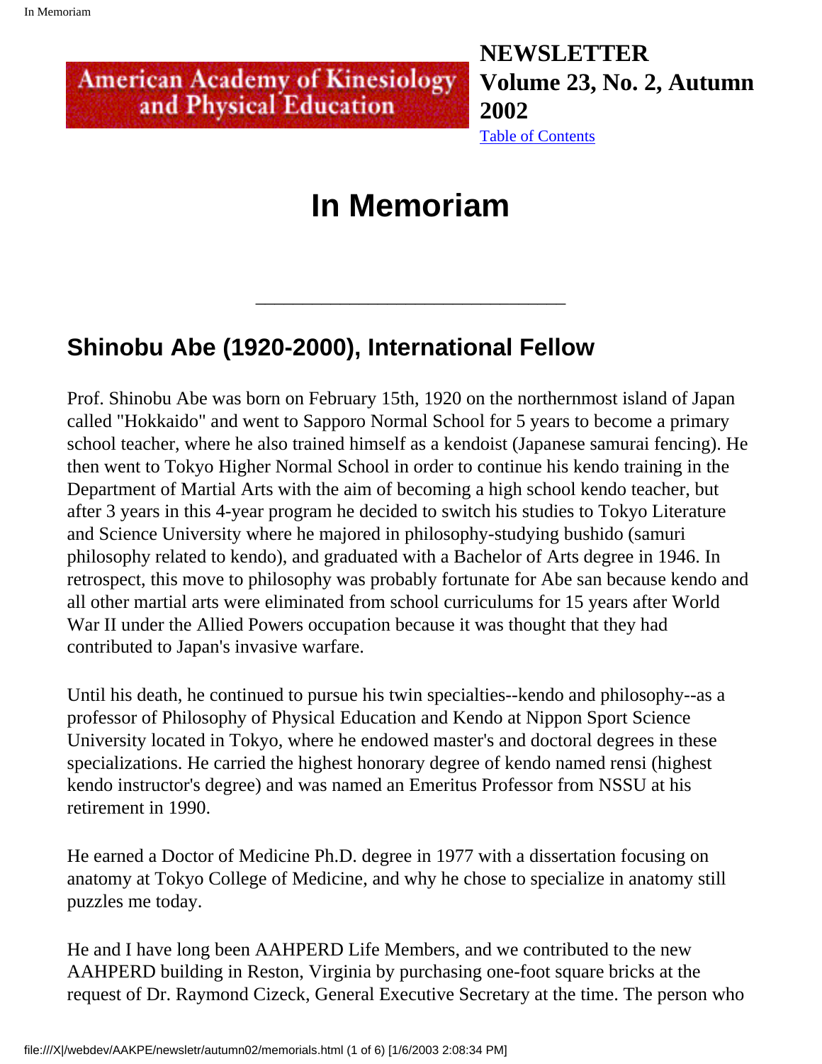**NEWSLETTER Volume 23, No. 2, Autumn 2002**

Table of Contents

# In Memoriam

---

## Shinobu Abe (1920-2000), International Fellow

Prof. Shinobu Abe was born on February 15th, 1920 on the northernmost island of Japan called "Hokkaido" and went to Sapporo Normal School for 5 years to become a primary school teacher, where he also trained himself as a kendoist (Japanese samurai fencing). He then went to Tokyo Higher Normal School in order to continue his kendo training in the Department of Martial Arts with the aim of becoming a high school kendo teacher, but after 3 years in this 4-year program he decided to switch his studies to Tokyo Literature and Science University where he majored in philosophy-studying bushido (samuri philosophy related to kendo), and graduated with a Bachelor of Arts degree in 1946. In retrospect, this move to philosophy was probably fortunate for Abe san because kendo and all other martial arts were eliminated from school curriculums for 15 years after World War II under the Allied Powers occupation because it was thought that they had contributed to Japan's invasive warfare.

Until his death, he continued to pursue his twin specialties--kendo and philosophy--as a professor of Philosophy of Physical Education and Kendo at Nippon Sport Science University located in Tokyo, where he endowed master's and doctoral degrees in these specializations. He carried the highest honorary degree of kendo named rensi (highest kendo instructor's degree) and was named an Emeritus Professor from NSSU at his retirement in 1990.

He earned a Doctor of Medicine Ph.D. degree in 1977 with a dissertation focusing on anatomy at Tokyo College of Medicine, and why he chose to specialize in anatomy still puzzles me today.

He and I have long been AAHPERD Life Members, and we contributed to the new AAHPERD building in Reston, Virginia by purchasing one-foot square bricks at the request of Dr. Raymond Cizeck, General Executive Secretary at the time. The person who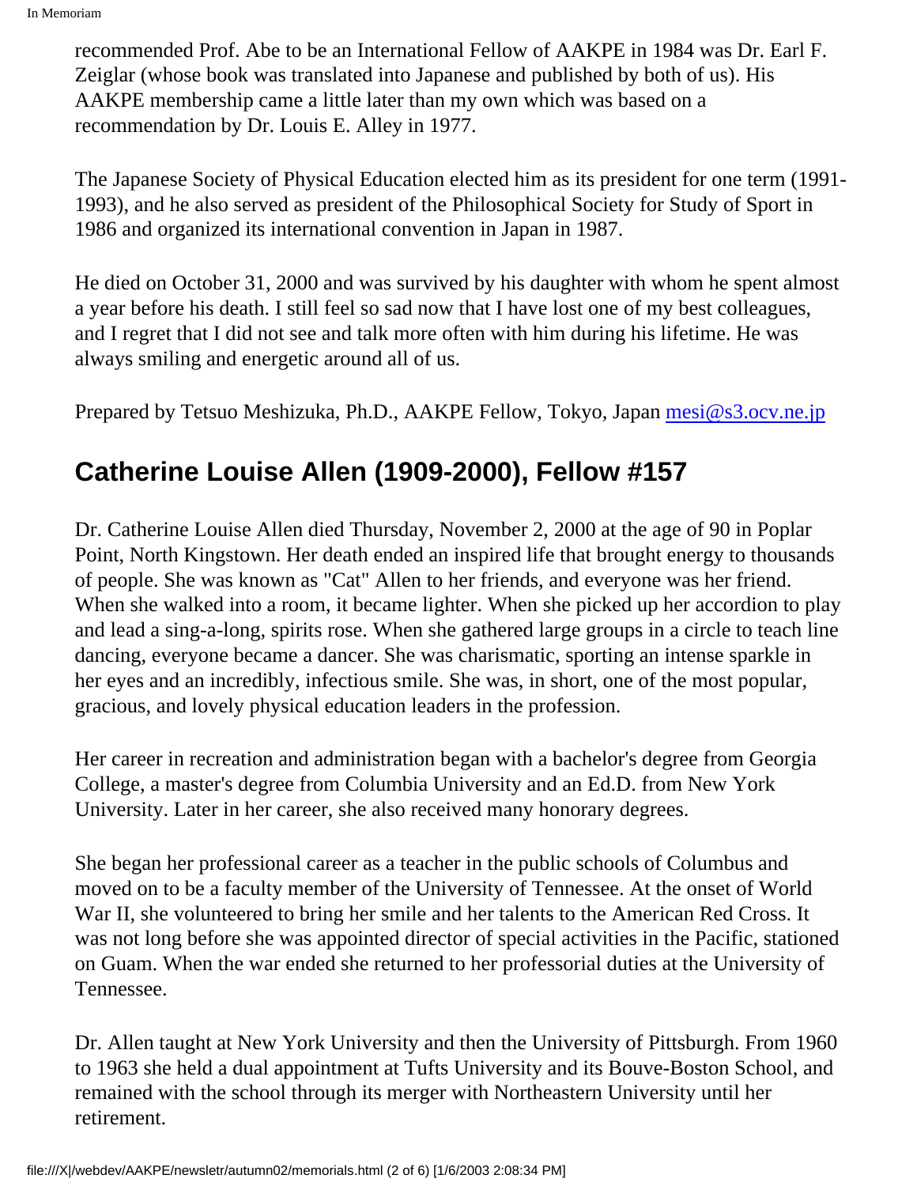recommended Prof. Abe to be an International Fellow of AAKPE in 1984 was Dr. Earl F. Zeiglar (whose book was translated into Japanese and published by both of us). His AAKPE membership came a little later than my own which was based on a recommendation by Dr. Louis E. Alley in 1977.

The Japanese Society of Physical Education elected him as its president for one term (1991-1993), and he also served as president of the Philosophical Society for Study of Sport in 1986 and organized its international convention in Japan in 1987.

He died on October 31, 2000 and was survived by his daughter with whom he spent almost a year before his death. I still feel so sad now that I have lost one of my best colleagues, and I regret that I did not see and talk more often with him during his lifetime. He was always smiling and energetic around all of us.

Prepared by Tetsuo Meshizuka, Ph.D., AAKPE Fellow, Tokyo, Japan mesi@s3.ocv.ne.jp

## Catherine Louise Allen (1909-2000), Fellow #157

Dr. Catherine Louise Allen died Thursday, November 2, 2000 at the age of 90 in Poplar Point, North Kingstown. Her death ended an inspired life that brought energy to thousands of people. She was known as "Cat" Allen to her friends, and everyone was her friend. When she walked into a room, it became lighter. When she picked up her accordion to play and lead a sing-a-long, spirits rose. When she gathered large groups in a circle to teach line dancing, everyone became a dancer. She was charismatic, sporting an intense sparkle in her eyes and an incredibly, infectious smile. She was, in short, one of the most popular, gracious, and lovely physical education leaders in the profession.

Her career in recreation and administration began with a bachelor's degree from Georgia College, a master's degree from Columbia University and an Ed.D. from New York University. Later in her career, she also received many honorary degrees.

She began her professional career as a teacher in the public schools of Columbus and moved on to be a faculty member of the University of Tennessee. At the onset of World War II, she volunteered to bring her smile and her talents to the American Red Cross. It was not long before she was appointed director of special activities in the Pacific, stationed on Guam. When the war ended she returned to her professorial duties at the University of Tennessee.

Dr. Allen taught at New York University and then the University of Pittsburgh. From 1960 to 1963 she held a dual appointment at Tufts University and its Bouve-Boston School, and remained with the school through its merger with Northeastern University until her retirement.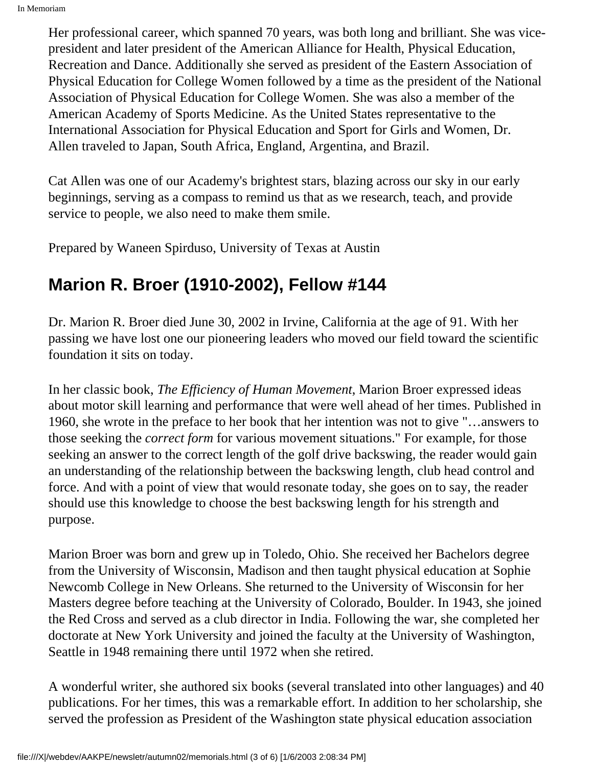Her professional career, which spanned 70 years, was both long and brilliant. She was vice-president and later president of the American Alliance for Health, Physical Education, Recreation and Dance. Additionally she served as president of the Eastern Association of Physical Education for College Women followed by a time as the president of the National Association of Physical Education for College Women. She was also a member of the American Academy of Sports Medicine. As the United States representative to the International Association for Physical Education and Sport for Girls and Women, Dr. Allen traveled to Japan, South Africa, England, Argentina, and Brazil.

Cat Allen was one of our Academy's brightest stars, blazing across our sky in our early beginnings, serving as a compass to remind us that as we research, teach, and provide service to people, we also need to make them smile.

Prepared by Waneen Spirduso, University of Texas at Austin

## Marion R. Broer (1910-2002), Fellow #144

Dr. Marion R. Broer died June 30, 2002 in Irvine, California at the age of 91. With her passing we have lost one our pioneering leaders who moved our field toward the scientific foundation it sits on today.

In her classic book, *The Efficiency of Human Movement*, Marion Broer expressed ideas about motor skill learning and performance that were well ahead of her times. Published in 1960, she wrote in the preface to her book that her intention was not to give "…answers to those seeking the *correct form* for various movement situations." For example, for those seeking an answer to the correct length of the golf drive backswing, the reader would gain an understanding of the relationship between the backswing length, club head control and force. And with a point of view that would resonate today, she goes on to say, the reader should use this knowledge to choose the best backswing length for his strength and purpose.

Marion Broer was born and grew up in Toledo, Ohio. She received her Bachelors degree from the University of Wisconsin, Madison and then taught physical education at Sophie Newcomb College in New Orleans. She returned to the University of Wisconsin for her Masters degree before teaching at the University of Colorado, Boulder. In 1943, she joined the Red Cross and served as a club director in India. Following the war, she completed her doctorate at New York University and joined the faculty at the University of Washington, Seattle in 1948 remaining there until 1972 when she retired.

A wonderful writer, she authored six books (several translated into other languages) and 40 publications. For her times, this was a remarkable effort. In addition to her scholarship, she served the profession as President of the Washington state physical education association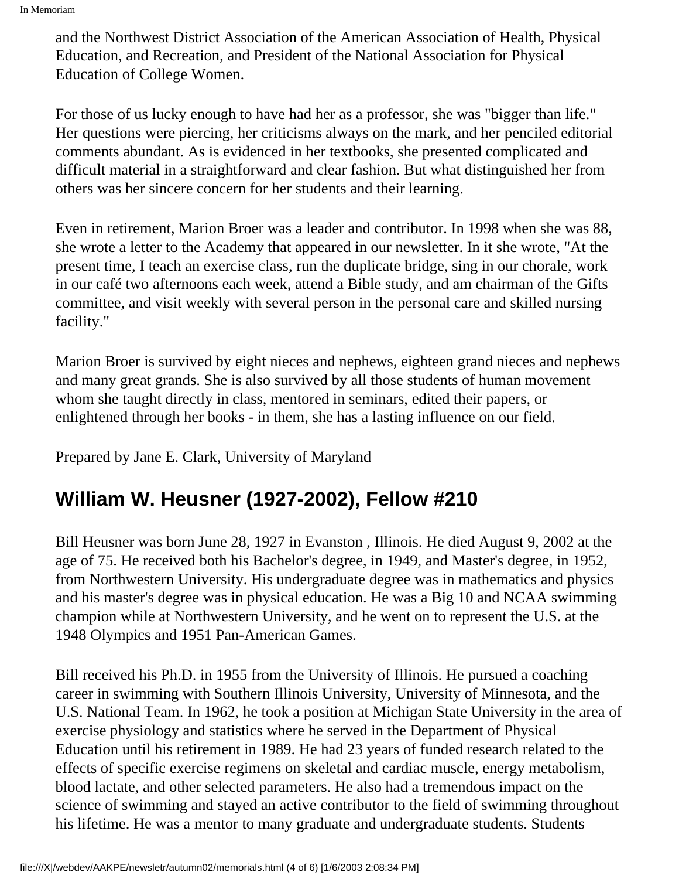and the Northwest District Association of the American Association of Health, Physical Education, and Recreation, and President of the National Association for Physical Education of College Women.

For those of us lucky enough to have had her as a professor, she was "bigger than life." Her questions were piercing, her criticisms always on the mark, and her penciled editorial comments abundant. As is evidenced in her textbooks, she presented complicated and difficult material in a straightforward and clear fashion. But what distinguished her from others was her sincere concern for her students and their learning.

Even in retirement, Marion Broer was a leader and contributor. In 1998 when she was 88, she wrote a letter to the Academy that appeared in our newsletter. In it she wrote, "At the present time, I teach an exercise class, run the duplicate bridge, sing in our chorale, work in our café two afternoons each week, attend a Bible study, and am chairman of the Gifts committee, and visit weekly with several person in the personal care and skilled nursing facility."

Marion Broer is survived by eight nieces and nephews, eighteen grand nieces and nephews and many great grands. She is also survived by all those students of human movement whom she taught directly in class, mentored in seminars, edited their papers, or enlightened through her books - in them, she has a lasting influence on our field.

Prepared by Jane E. Clark, University of Maryland

## William W. Heusner (1927-2002), Fellow #210

Bill Heusner was born June 28, 1927 in Evanston , Illinois. He died August 9, 2002 at the age of 75. He received both his Bachelor's degree, in 1949, and Master's degree, in 1952, from Northwestern University. His undergraduate degree was in mathematics and physics and his master's degree was in physical education. He was a Big 10 and NCAA swimming champion while at Northwestern University, and he went on to represent the U.S. at the 1948 Olympics and 1951 Pan-American Games.

Bill received his Ph.D. in 1955 from the University of Illinois. He pursued a coaching career in swimming with Southern Illinois University, University of Minnesota, and the U.S. National Team. In 1962, he took a position at Michigan State University in the area of exercise physiology and statistics where he served in the Department of Physical Education until his retirement in 1989. He had 23 years of funded research related to the effects of specific exercise regimens on skeletal and cardiac muscle, energy metabolism, blood lactate, and other selected parameters. He also had a tremendous impact on the science of swimming and stayed an active contributor to the field of swimming throughout his lifetime. He was a mentor to many graduate and undergraduate students. Students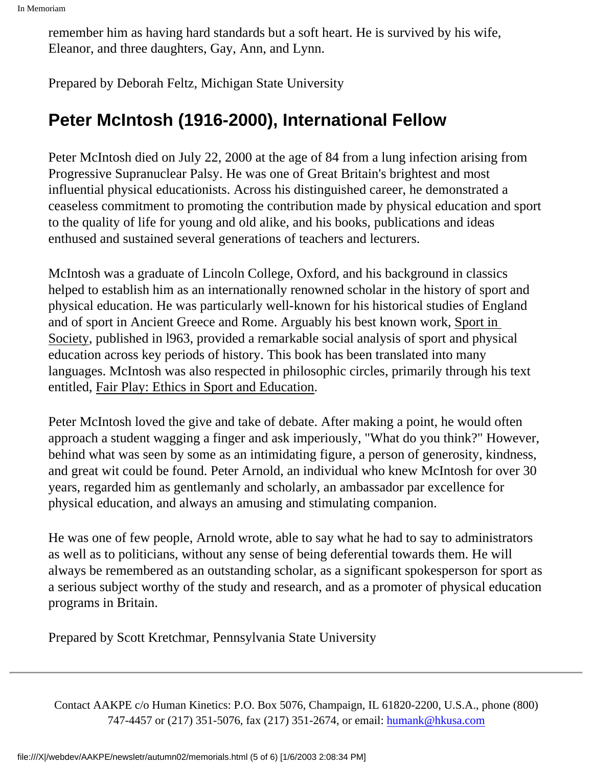remember him as having hard standards but a soft heart. He is survived by his wife, Eleanor, and three daughters, Gay, Ann, and Lynn.

Prepared by Deborah Feltz, Michigan State University

## Peter McIntosh (1916-2000), International Fellow

Peter McIntosh died on July 22, 2000 at the age of 84 from a lung infection arising from Progressive Supranuclear Palsy. He was one of Great Britain's brightest and most influential physical educationists. Across his distinguished career, he demonstrated a ceaseless commitment to promoting the contribution made by physical education and sport to the quality of life for young and old alike, and his books, publications and ideas enthused and sustained several generations of teachers and lecturers.

McIntosh was a graduate of Lincoln College, Oxford, and his background in classics helped to establish him as an internationally renowned scholar in the history of sport and physical education. He was particularly well-known for his historical studies of England and of sport in Ancient Greece and Rome. Arguably his best known work, Sport in Society, published in l963, provided a remarkable social analysis of sport and physical education across key periods of history. This book has been translated into many languages. McIntosh was also respected in philosophic circles, primarily through his text entitled, Fair Play: Ethics in Sport and Education.

Peter McIntosh loved the give and take of debate. After making a point, he would often approach a student wagging a finger and ask imperiously, "What do you think?" However, behind what was seen by some as an intimidating figure, a person of generosity, kindness, and great wit could be found. Peter Arnold, an individual who knew McIntosh for over 30 years, regarded him as gentlemanly and scholarly, an ambassador par excellence for physical education, and always an amusing and stimulating companion.

He was one of few people, Arnold wrote, able to say what he had to say to administrators as well as to politicians, without any sense of being deferential towards them. He will always be remembered as an outstanding scholar, as a significant spokesperson for sport as a serious subject worthy of the study and research, and as a promoter of physical education programs in Britain.

Prepared by Scott Kretchmar, Pennsylvania State University

---

Contact AAKPE c/o Human Kinetics: P.O. Box 5076, Champaign, IL 61820-2200, U.S.A., phone (800) 747-4457 or (217) 351-5076, fax (217) 351-2674, or email: humank@hkusa.com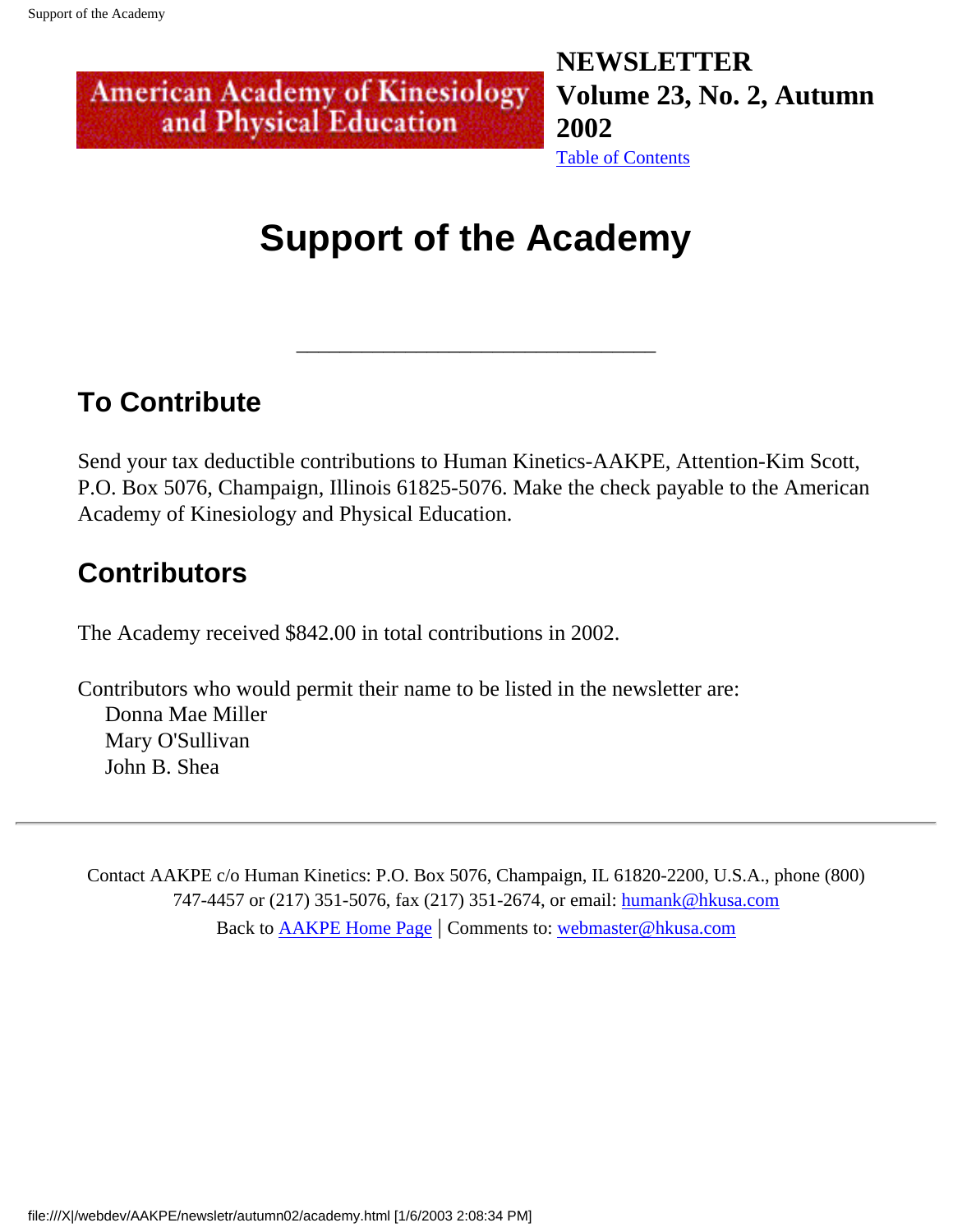American Academy of Kinesiology and Physical Education

**NEWSLETTER Volume 23, No. 2, Autumn 2002**

Table of Contents

# Support of the Academy

## To Contribute

Send your tax deductible contributions to Human Kinetics-AAKPE, Attention-Kim Scott, P.O. Box 5076, Champaign, Illinois 61825-5076. Make the check payable to the American Academy of Kinesiology and Physical Education.

## Contributors

The Academy received $842.00 in total contributions in 2002.

Contributors who would permit their name to be listed in the newsletter are:

Donna Mae Miller
Mary O'Sullivan
John B. Shea

---

Contact AAKPE c/o Human Kinetics: P.O. Box 5076, Champaign, IL 61820-2200, U.S.A., phone (800) 747-4457 or (217) 351-5076, fax (217) 351-2674, or email: humank@hkusa.com

Back to AAKPE Home Page | Comments to: webmaster@hkusa.com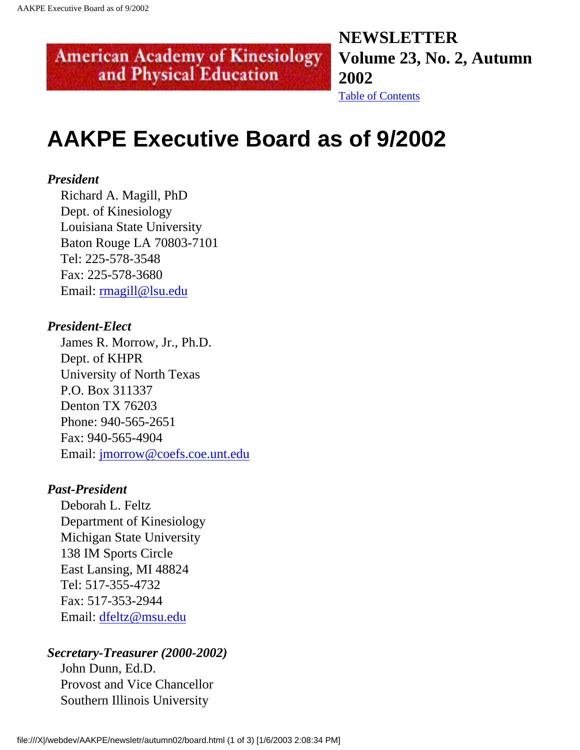American Academy of Kinesiology and Physical Education

**NEWSLETTER**
**Volume 23, No. 2, Autumn 2002**
Table of Contents

# AAKPE Executive Board as of 9/2002

***President***

Richard A. Magill, PhD
Dept. of Kinesiology
Louisiana State University
Baton Rouge LA 70803-7101
Tel: 225-578-3548
Fax: 225-578-3680
Email: rmagill@lsu.edu

***President-Elect***

James R. Morrow, Jr., Ph.D.
Dept. of KHPR
University of North Texas
P.O. Box 311337
Denton TX 76203
Phone: 940-565-2651
Fax: 940-565-4904
Email: jmorrow@coefs.coe.unt.edu

***Past-President***

Deborah L. Feltz
Department of Kinesiology
Michigan State University
138 IM Sports Circle
East Lansing, MI 48824
Tel: 517-355-4732
Fax: 517-353-2944
Email: dfeltz@msu.edu

***Secretary-Treasurer (2000-2002)***

John Dunn, Ed.D.
Provost and Vice Chancellor
Southern Illinois University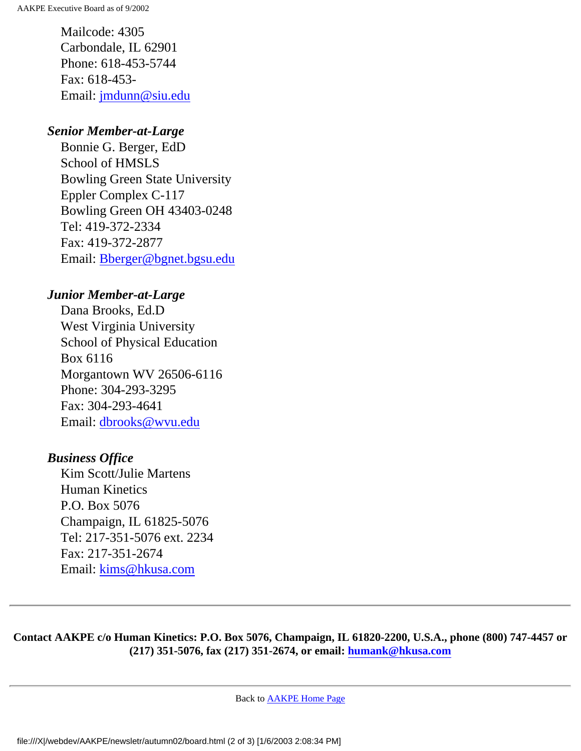Mailcode: 4305
Carbondale, IL 62901
Phone: 618-453-5744
Fax: 618-453-
Email: jmdunn@siu.edu

***Senior Member-at-Large***

Bonnie G. Berger, EdD
School of HMSLS
Bowling Green State University
Eppler Complex C-117
Bowling Green OH 43403-0248
Tel: 419-372-2334
Fax: 419-372-2877
Email: Bberger@bgnet.bgsu.edu

***Junior Member-at-Large***

Dana Brooks, Ed.D
West Virginia University
School of Physical Education
Box 6116
Morgantown WV 26506-6116
Phone: 304-293-3295
Fax: 304-293-4641
Email: dbrooks@wvu.edu

***Business Office***

Kim Scott/Julie Martens
Human Kinetics
P.O. Box 5076
Champaign, IL 61825-5076
Tel: 217-351-5076 ext. 2234
Fax: 217-351-2674
Email: kims@hkusa.com

---

**Contact AAKPE c/o Human Kinetics: P.O. Box 5076, Champaign, IL 61820-2200, U.S.A., phone (800) 747-4457 or (217) 351-5076, fax (217) 351-2674, or email: humank@hkusa.com**

---

Back to AAKPE Home Page